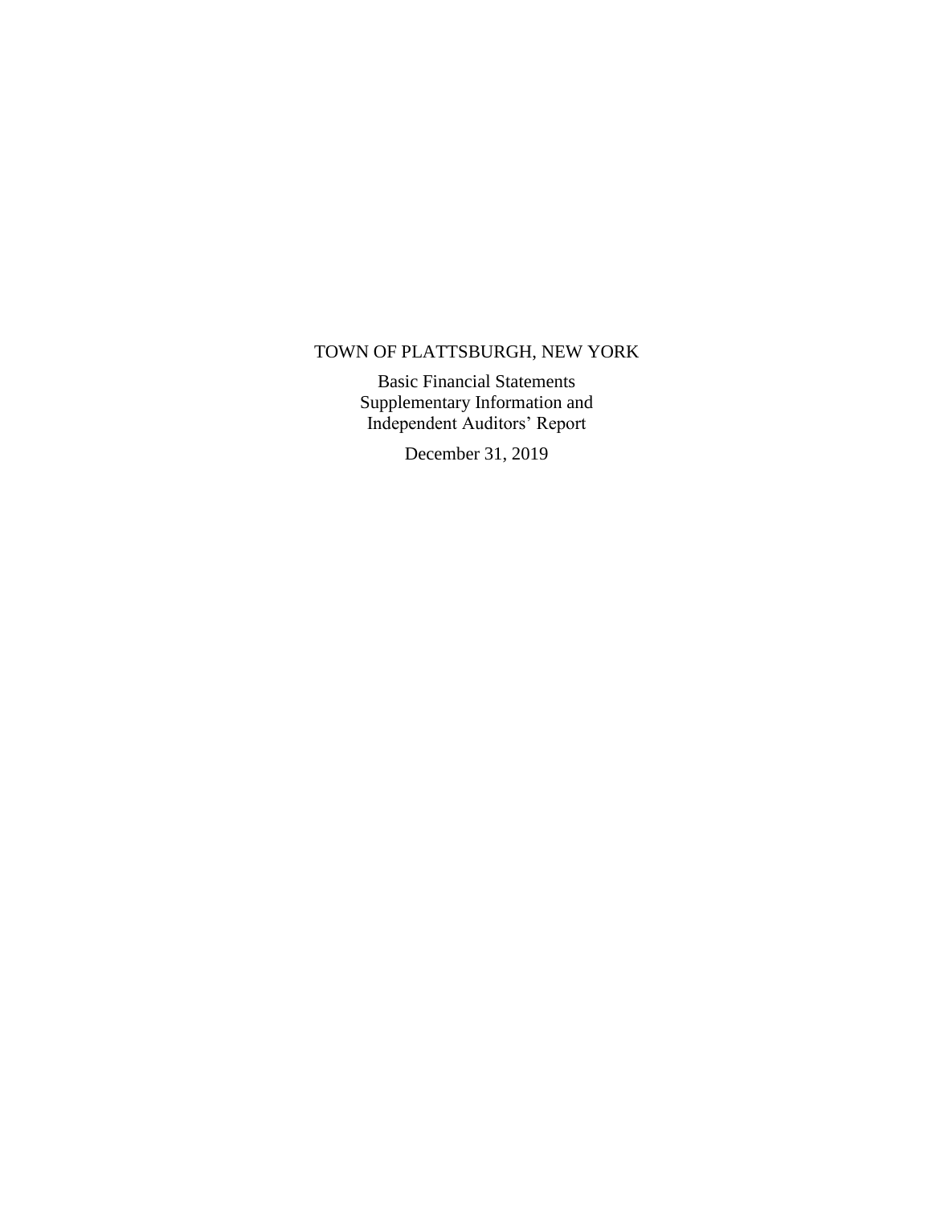# TOWN OF PLATTSBURGH, NEW YORK

Basic Financial Statements
Supplementary Information and
Independent Auditors' Report

December 31, 2019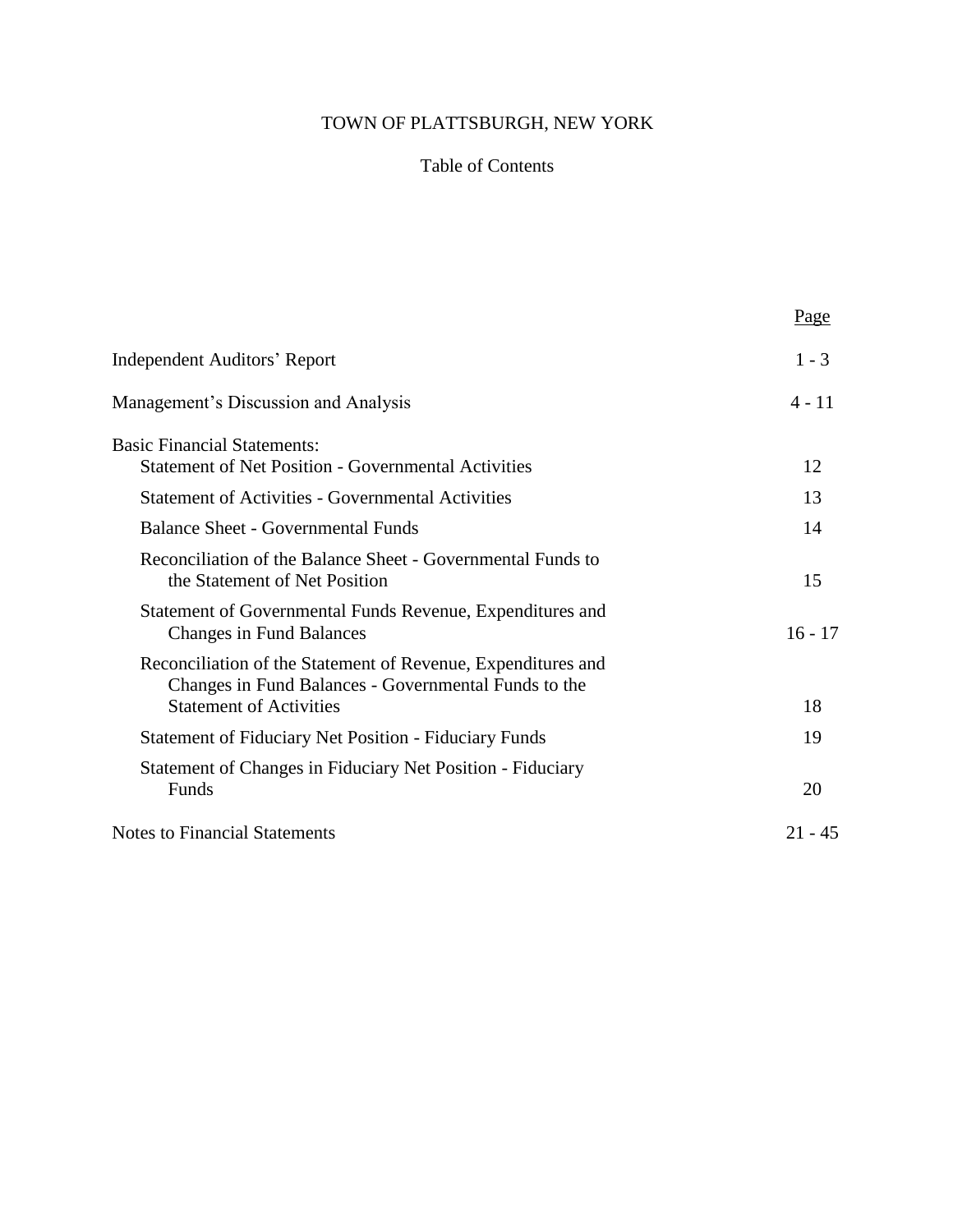# TOWN OF PLATTSBURGH, NEW YORK

## Table of Contents

| | Page |
|---|---|
| Independent Auditors' Report | 1 - 3 |
| Management's Discussion and Analysis | 4 - 11 |
| Basic Financial Statements: | |
| Statement of Net Position - Governmental Activities | 12 |
| Statement of Activities - Governmental Activities | 13 |
| Balance Sheet - Governmental Funds | 14 |
| Reconciliation of the Balance Sheet - Governmental Funds to the Statement of Net Position | 15 |
| Statement of Governmental Funds Revenue, Expenditures and Changes in Fund Balances | 16 - 17 |
| Reconciliation of the Statement of Revenue, Expenditures and Changes in Fund Balances - Governmental Funds to the Statement of Activities | 18 |
| Statement of Fiduciary Net Position - Fiduciary Funds | 19 |
| Statement of Changes in Fiduciary Net Position - Fiduciary Funds | 20 |
| Notes to Financial Statements | 21 - 45 |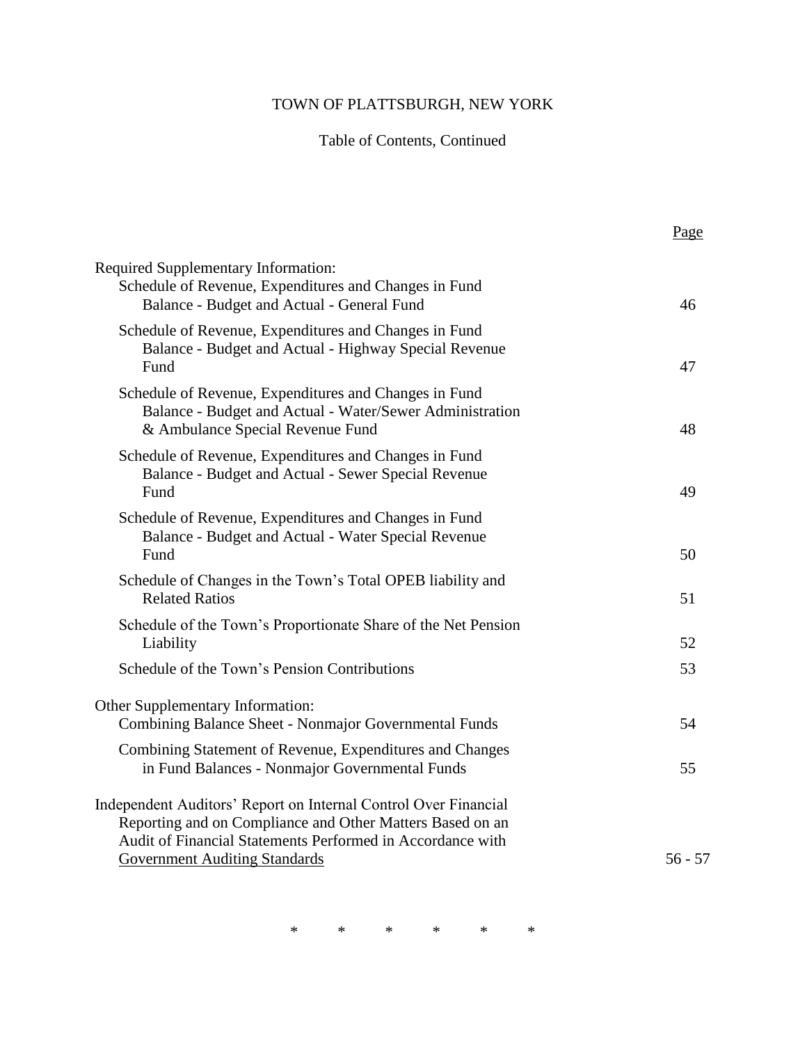# TOWN OF PLATTSBURGH, NEW YORK

## Table of Contents, Continued

| | Page |
|---|---|
| Required Supplementary Information: | |
| Schedule of Revenue, Expenditures and Changes in Fund Balance - Budget and Actual - General Fund | 46 |
| Schedule of Revenue, Expenditures and Changes in Fund Balance - Budget and Actual - Highway Special Revenue Fund | 47 |
| Schedule of Revenue, Expenditures and Changes in Fund Balance - Budget and Actual - Water/Sewer Administration & Ambulance Special Revenue Fund | 48 |
| Schedule of Revenue, Expenditures and Changes in Fund Balance - Budget and Actual - Sewer Special Revenue Fund | 49 |
| Schedule of Revenue, Expenditures and Changes in Fund Balance - Budget and Actual - Water Special Revenue Fund | 50 |
| Schedule of Changes in the Town's Total OPEB liability and Related Ratios | 51 |
| Schedule of the Town's Proportionate Share of the Net Pension Liability | 52 |
| Schedule of the Town's Pension Contributions | 53 |
| Other Supplementary Information: | |
| Combining Balance Sheet - Nonmajor Governmental Funds | 54 |
| Combining Statement of Revenue, Expenditures and Changes in Fund Balances - Nonmajor Governmental Funds | 55 |
| Independent Auditors' Report on Internal Control Over Financial Reporting and on Compliance and Other Matters Based on an Audit of Financial Statements Performed in Accordance with Government Auditing Standards | 56 - 57 |

\* \* \* \* \* \*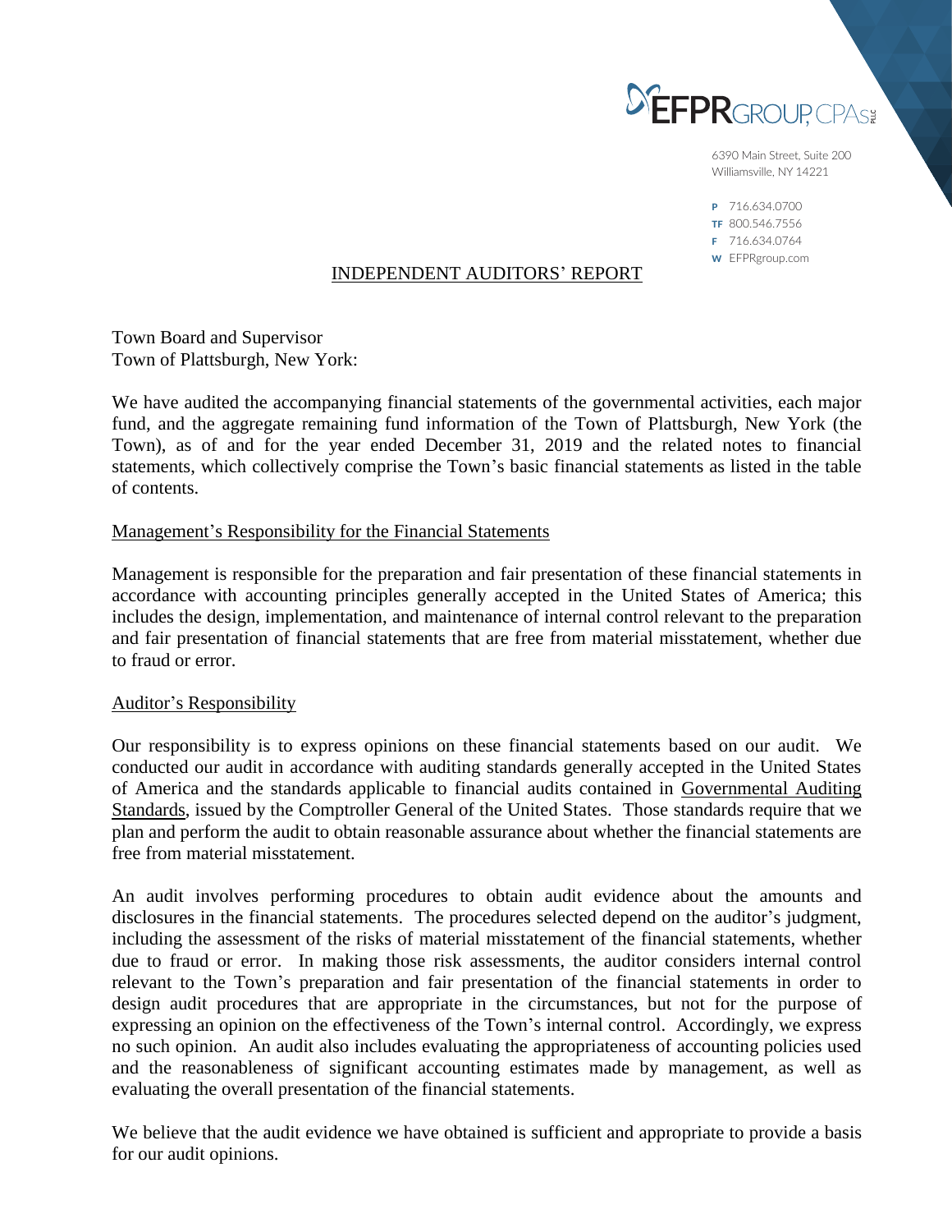EFPR GROUP, CPAs PLLC

6390 Main Street, Suite 200
Williamsville, NY 14221

P 716.634.0700
TF 800.546.7556
F 716.634.0764
W EFPRgroup.com

# INDEPENDENT AUDITORS' REPORT

Town Board and Supervisor
Town of Plattsburgh, New York:

We have audited the accompanying financial statements of the governmental activities, each major fund, and the aggregate remaining fund information of the Town of Plattsburgh, New York (the Town), as of and for the year ended December 31, 2019 and the related notes to financial statements, which collectively comprise the Town's basic financial statements as listed in the table of contents.

## Management's Responsibility for the Financial Statements

Management is responsible for the preparation and fair presentation of these financial statements in accordance with accounting principles generally accepted in the United States of America; this includes the design, implementation, and maintenance of internal control relevant to the preparation and fair presentation of financial statements that are free from material misstatement, whether due to fraud or error.

## Auditor's Responsibility

Our responsibility is to express opinions on these financial statements based on our audit. We conducted our audit in accordance with auditing standards generally accepted in the United States of America and the standards applicable to financial audits contained in Governmental Auditing Standards, issued by the Comptroller General of the United States. Those standards require that we plan and perform the audit to obtain reasonable assurance about whether the financial statements are free from material misstatement.

An audit involves performing procedures to obtain audit evidence about the amounts and disclosures in the financial statements. The procedures selected depend on the auditor's judgment, including the assessment of the risks of material misstatement of the financial statements, whether due to fraud or error. In making those risk assessments, the auditor considers internal control relevant to the Town's preparation and fair presentation of the financial statements in order to design audit procedures that are appropriate in the circumstances, but not for the purpose of expressing an opinion on the effectiveness of the Town's internal control. Accordingly, we express no such opinion. An audit also includes evaluating the appropriateness of accounting policies used and the reasonableness of significant accounting estimates made by management, as well as evaluating the overall presentation of the financial statements.

We believe that the audit evidence we have obtained is sufficient and appropriate to provide a basis for our audit opinions.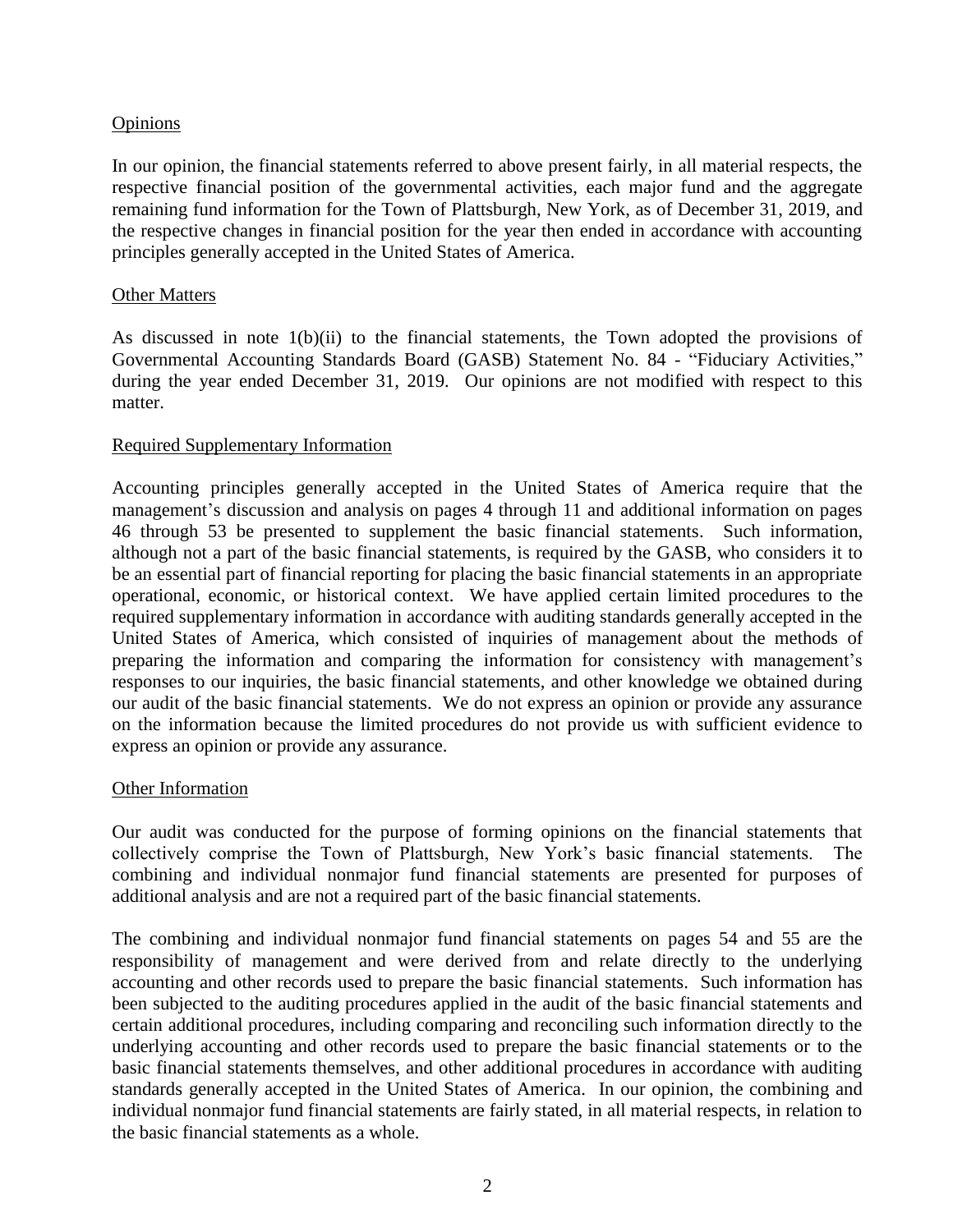## Opinions

In our opinion, the financial statements referred to above present fairly, in all material respects, the respective financial position of the governmental activities, each major fund and the aggregate remaining fund information for the Town of Plattsburgh, New York, as of December 31, 2019, and the respective changes in financial position for the year then ended in accordance with accounting principles generally accepted in the United States of America.

## Other Matters

As discussed in note 1(b)(ii) to the financial statements, the Town adopted the provisions of Governmental Accounting Standards Board (GASB) Statement No. 84 - "Fiduciary Activities," during the year ended December 31, 2019. Our opinions are not modified with respect to this matter.

## Required Supplementary Information

Accounting principles generally accepted in the United States of America require that the management's discussion and analysis on pages 4 through 11 and additional information on pages 46 through 53 be presented to supplement the basic financial statements. Such information, although not a part of the basic financial statements, is required by the GASB, who considers it to be an essential part of financial reporting for placing the basic financial statements in an appropriate operational, economic, or historical context. We have applied certain limited procedures to the required supplementary information in accordance with auditing standards generally accepted in the United States of America, which consisted of inquiries of management about the methods of preparing the information and comparing the information for consistency with management's responses to our inquiries, the basic financial statements, and other knowledge we obtained during our audit of the basic financial statements. We do not express an opinion or provide any assurance on the information because the limited procedures do not provide us with sufficient evidence to express an opinion or provide any assurance.

## Other Information

Our audit was conducted for the purpose of forming opinions on the financial statements that collectively comprise the Town of Plattsburgh, New York's basic financial statements. The combining and individual nonmajor fund financial statements are presented for purposes of additional analysis and are not a required part of the basic financial statements.

The combining and individual nonmajor fund financial statements on pages 54 and 55 are the responsibility of management and were derived from and relate directly to the underlying accounting and other records used to prepare the basic financial statements. Such information has been subjected to the auditing procedures applied in the audit of the basic financial statements and certain additional procedures, including comparing and reconciling such information directly to the underlying accounting and other records used to prepare the basic financial statements or to the basic financial statements themselves, and other additional procedures in accordance with auditing standards generally accepted in the United States of America. In our opinion, the combining and individual nonmajor fund financial statements are fairly stated, in all material respects, in relation to the basic financial statements as a whole.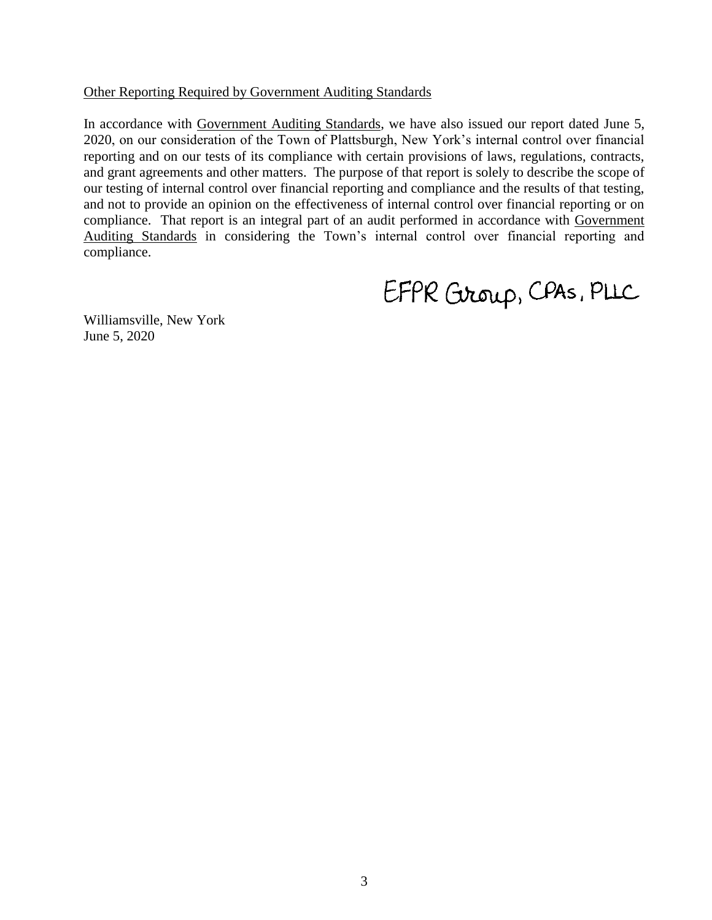Other Reporting Required by Government Auditing Standards

In accordance with Government Auditing Standards, we have also issued our report dated June 5, 2020, on our consideration of the Town of Plattsburgh, New York's internal control over financial reporting and on our tests of its compliance with certain provisions of laws, regulations, contracts, and grant agreements and other matters. The purpose of that report is solely to describe the scope of our testing of internal control over financial reporting and compliance and the results of that testing, and not to provide an opinion on the effectiveness of internal control over financial reporting or on compliance. That report is an integral part of an audit performed in accordance with Government Auditing Standards in considering the Town's internal control over financial reporting and compliance.

EFPR Group, CPAs, PLLC

Williamsville, New York
June 5, 2020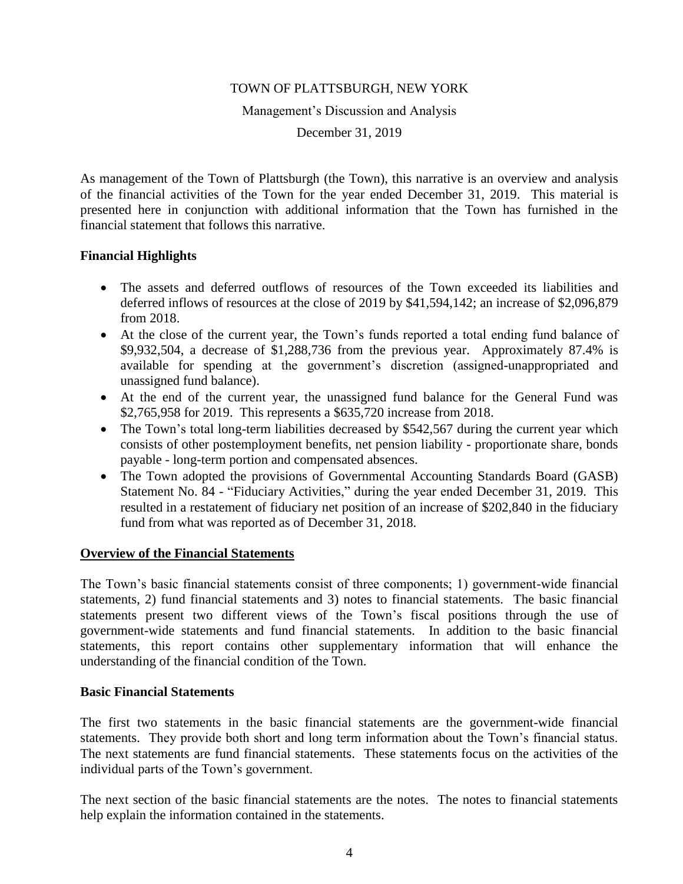TOWN OF PLATTSBURGH, NEW YORK

Management's Discussion and Analysis

December 31, 2019

As management of the Town of Plattsburgh (the Town), this narrative is an overview and analysis of the financial activities of the Town for the year ended December 31, 2019. This material is presented here in conjunction with additional information that the Town has furnished in the financial statement that follows this narrative.

**Financial Highlights**

- The assets and deferred outflows of resources of the Town exceeded its liabilities and deferred inflows of resources at the close of 2019 by $41,594,142; an increase of $2,096,879 from 2018.
- At the close of the current year, the Town's funds reported a total ending fund balance of $9,932,504, a decrease of $1,288,736 from the previous year. Approximately 87.4% is available for spending at the government's discretion (assigned-unappropriated and unassigned fund balance).
- At the end of the current year, the unassigned fund balance for the General Fund was $2,765,958 for 2019. This represents a $635,720 increase from 2018.
- The Town's total long-term liabilities decreased by $542,567 during the current year which consists of other postemployment benefits, net pension liability - proportionate share, bonds payable - long-term portion and compensated absences.
- The Town adopted the provisions of Governmental Accounting Standards Board (GASB) Statement No. 84 - "Fiduciary Activities," during the year ended December 31, 2019. This resulted in a restatement of fiduciary net position of an increase of $202,840 in the fiduciary fund from what was reported as of December 31, 2018.

**Overview of the Financial Statements**

The Town's basic financial statements consist of three components; 1) government-wide financial statements, 2) fund financial statements and 3) notes to financial statements. The basic financial statements present two different views of the Town's fiscal positions through the use of government-wide statements and fund financial statements. In addition to the basic financial statements, this report contains other supplementary information that will enhance the understanding of the financial condition of the Town.

**Basic Financial Statements**

The first two statements in the basic financial statements are the government-wide financial statements. They provide both short and long term information about the Town's financial status. The next statements are fund financial statements. These statements focus on the activities of the individual parts of the Town's government.

The next section of the basic financial statements are the notes. The notes to financial statements help explain the information contained in the statements.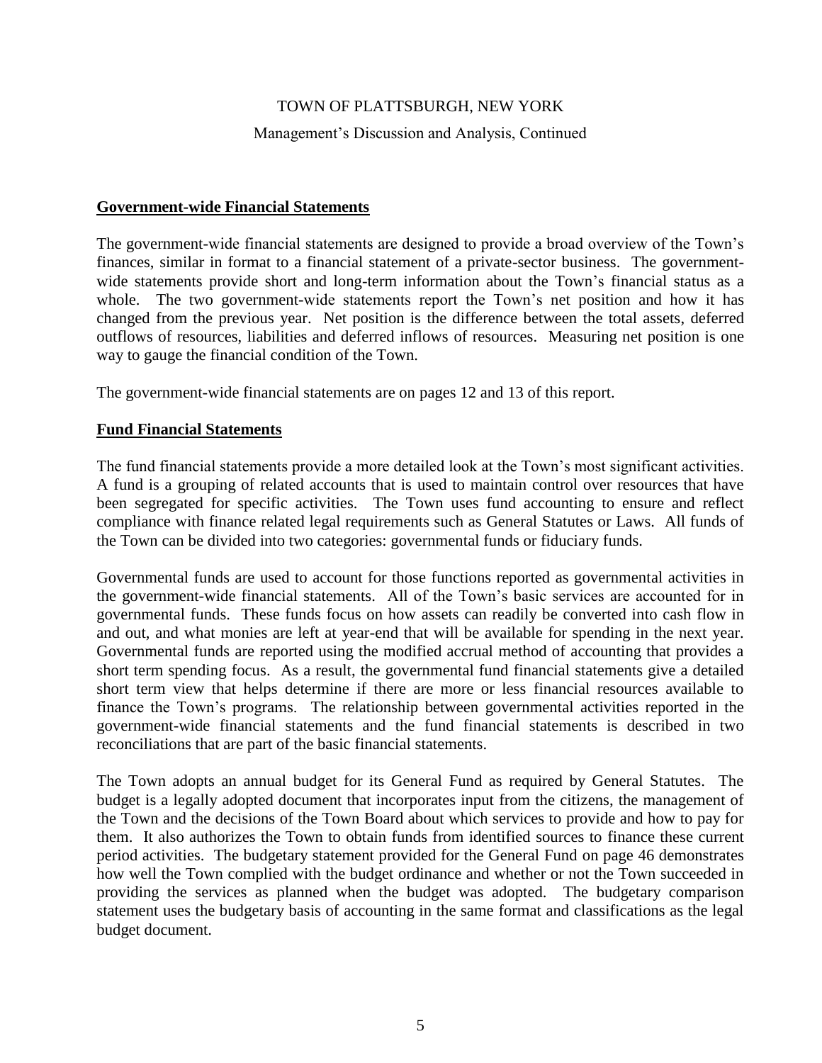## Government-wide Financial Statements

The government-wide financial statements are designed to provide a broad overview of the Town's finances, similar in format to a financial statement of a private-sector business. The government-wide statements provide short and long-term information about the Town's financial status as a whole. The two government-wide statements report the Town's net position and how it has changed from the previous year. Net position is the difference between the total assets, deferred outflows of resources, liabilities and deferred inflows of resources. Measuring net position is one way to gauge the financial condition of the Town.

The government-wide financial statements are on pages 12 and 13 of this report.

## Fund Financial Statements

The fund financial statements provide a more detailed look at the Town's most significant activities. A fund is a grouping of related accounts that is used to maintain control over resources that have been segregated for specific activities. The Town uses fund accounting to ensure and reflect compliance with finance related legal requirements such as General Statutes or Laws. All funds of the Town can be divided into two categories: governmental funds or fiduciary funds.

Governmental funds are used to account for those functions reported as governmental activities in the government-wide financial statements. All of the Town's basic services are accounted for in governmental funds. These funds focus on how assets can readily be converted into cash flow in and out, and what monies are left at year-end that will be available for spending in the next year. Governmental funds are reported using the modified accrual method of accounting that provides a short term spending focus. As a result, the governmental fund financial statements give a detailed short term view that helps determine if there are more or less financial resources available to finance the Town's programs. The relationship between governmental activities reported in the government-wide financial statements and the fund financial statements is described in two reconciliations that are part of the basic financial statements.

The Town adopts an annual budget for its General Fund as required by General Statutes. The budget is a legally adopted document that incorporates input from the citizens, the management of the Town and the decisions of the Town Board about which services to provide and how to pay for them. It also authorizes the Town to obtain funds from identified sources to finance these current period activities. The budgetary statement provided for the General Fund on page 46 demonstrates how well the Town complied with the budget ordinance and whether or not the Town succeeded in providing the services as planned when the budget was adopted. The budgetary comparison statement uses the budgetary basis of accounting in the same format and classifications as the legal budget document.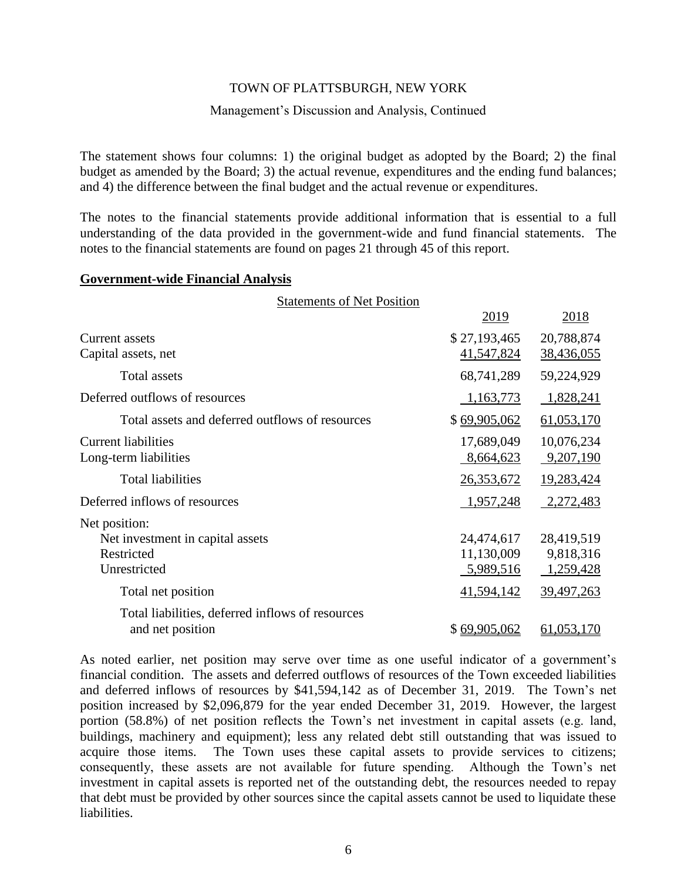The statement shows four columns: 1) the original budget as adopted by the Board; 2) the final budget as amended by the Board; 3) the actual revenue, expenditures and the ending fund balances; and 4) the difference between the final budget and the actual revenue or expenditures.

The notes to the financial statements provide additional information that is essential to a full understanding of the data provided in the government-wide and fund financial statements. The notes to the financial statements are found on pages 21 through 45 of this report.

**Government-wide Financial Analysis**

Statements of Net Position

| | 2019 | 2018 |
|---|---|---|
| Current assets | $ 27,193,465 | 20,788,874 |
| Capital assets, net | 41,547,824 | 38,436,055 |
| Total assets | 68,741,289 | 59,224,929 |
| Deferred outflows of resources | 1,163,773 | 1,828,241 |
| Total assets and deferred outflows of resources | $ 69,905,062 | 61,053,170 |
| Current liabilities | 17,689,049 | 10,076,234 |
| Long-term liabilities | 8,664,623 | 9,207,190 |
| Total liabilities | 26,353,672 | 19,283,424 |
| Deferred inflows of resources | 1,957,248 | 2,272,483 |
| Net position: | | |
| Net investment in capital assets | 24,474,617 | 28,419,519 |
| Restricted | 11,130,009 | 9,818,316 |
| Unrestricted | 5,989,516 | 1,259,428 |
| Total net position | 41,594,142 | 39,497,263 |
| Total liabilities, deferred inflows of resources and net position | $ 69,905,062 | 61,053,170 |

As noted earlier, net position may serve over time as one useful indicator of a government's financial condition. The assets and deferred outflows of resources of the Town exceeded liabilities and deferred inflows of resources by $41,594,142 as of December 31, 2019. The Town's net position increased by $2,096,879 for the year ended December 31, 2019. However, the largest portion (58.8%) of net position reflects the Town's net investment in capital assets (e.g. land, buildings, machinery and equipment); less any related debt still outstanding that was issued to acquire those items. The Town uses these capital assets to provide services to citizens; consequently, these assets are not available for future spending. Although the Town's net investment in capital assets is reported net of the outstanding debt, the resources needed to repay that debt must be provided by other sources since the capital assets cannot be used to liquidate these liabilities.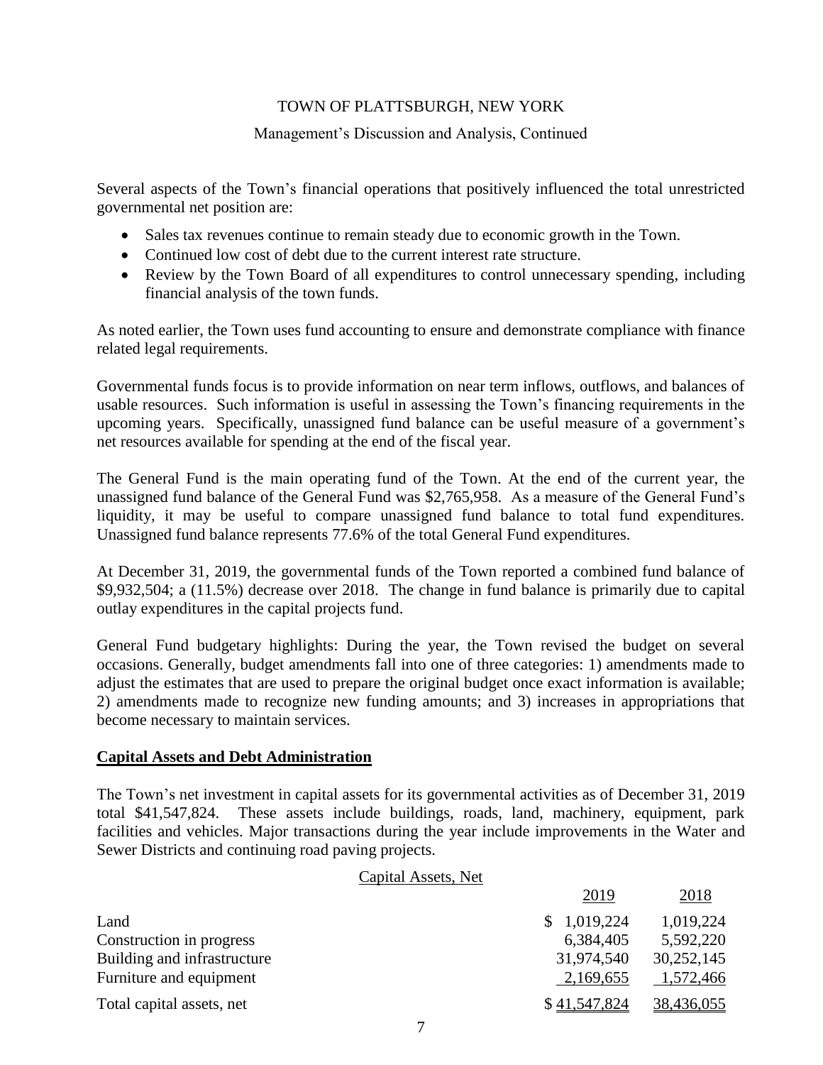TOWN OF PLATTSBURGH, NEW YORK

Management's Discussion and Analysis, Continued

Several aspects of the Town's financial operations that positively influenced the total unrestricted governmental net position are:

- Sales tax revenues continue to remain steady due to economic growth in the Town.
- Continued low cost of debt due to the current interest rate structure.
- Review by the Town Board of all expenditures to control unnecessary spending, including financial analysis of the town funds.

As noted earlier, the Town uses fund accounting to ensure and demonstrate compliance with finance related legal requirements.

Governmental funds focus is to provide information on near term inflows, outflows, and balances of usable resources. Such information is useful in assessing the Town's financing requirements in the upcoming years. Specifically, unassigned fund balance can be useful measure of a government's net resources available for spending at the end of the fiscal year.

The General Fund is the main operating fund of the Town. At the end of the current year, the unassigned fund balance of the General Fund was $2,765,958. As a measure of the General Fund's liquidity, it may be useful to compare unassigned fund balance to total fund expenditures. Unassigned fund balance represents 77.6% of the total General Fund expenditures.

At December 31, 2019, the governmental funds of the Town reported a combined fund balance of $9,932,504; a (11.5%) decrease over 2018. The change in fund balance is primarily due to capital outlay expenditures in the capital projects fund.

General Fund budgetary highlights: During the year, the Town revised the budget on several occasions. Generally, budget amendments fall into one of three categories: 1) amendments made to adjust the estimates that are used to prepare the original budget once exact information is available; 2) amendments made to recognize new funding amounts; and 3) increases in appropriations that become necessary to maintain services.

## Capital Assets and Debt Administration

The Town's net investment in capital assets for its governmental activities as of December 31, 2019 total $41,547,824. These assets include buildings, roads, land, machinery, equipment, park facilities and vehicles. Major transactions during the year include improvements in the Water and Sewer Districts and continuing road paving projects.

Capital Assets, Net

| | 2019 | 2018 |
|---|---|---|
| Land | $ 1,019,224 | 1,019,224 |
| Construction in progress | 6,384,405 | 5,592,220 |
| Building and infrastructure | 31,974,540 | 30,252,145 |
| Furniture and equipment | 2,169,655 | 1,572,466 |
| Total capital assets, net | $ 41,547,824 | 38,436,055 |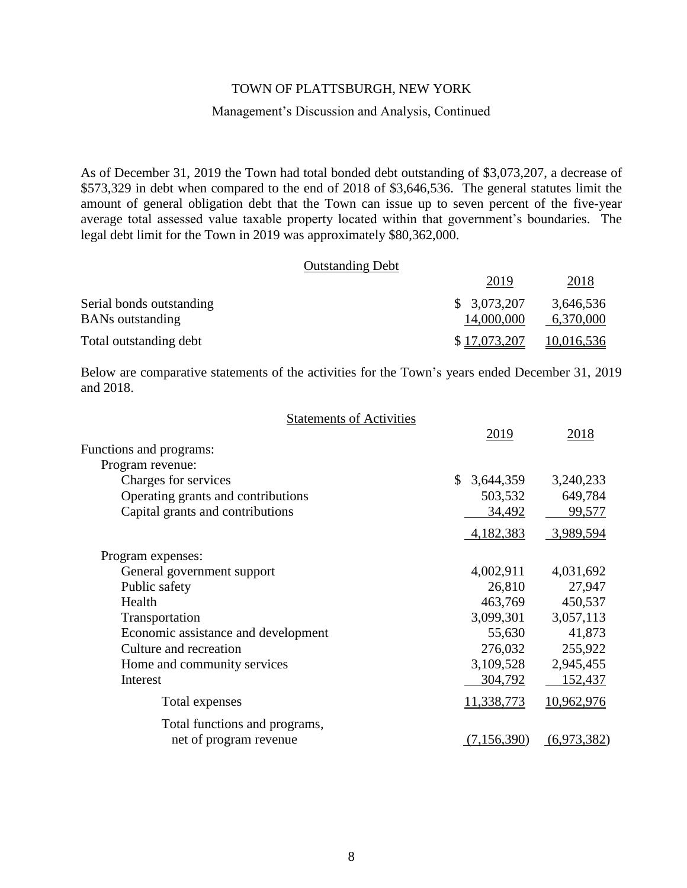TOWN OF PLATTSBURGH, NEW YORK

Management's Discussion and Analysis, Continued

As of December 31, 2019 the Town had total bonded debt outstanding of $3,073,207, a decrease of $573,329 in debt when compared to the end of 2018 of $3,646,536. The general statutes limit the amount of general obligation debt that the Town can issue up to seven percent of the five-year average total assessed value taxable property located within that government's boundaries. The legal debt limit for the Town in 2019 was approximately $80,362,000.

Outstanding Debt

| | 2019 | 2018 |
|---|---|---|
| Serial bonds outstanding | $ 3,073,207 | 3,646,536 |
| BANs outstanding | 14,000,000 | 6,370,000 |
| Total outstanding debt | $ 17,073,207 | 10,016,536 |

Below are comparative statements of the activities for the Town's years ended December 31, 2019 and 2018.

Statements of Activities

| | 2019 | 2018 |
|---|---|---|
| Functions and programs: | | |
| Program revenue: | | |
| Charges for services | $ 3,644,359 | 3,240,233 |
| Operating grants and contributions | 503,532 | 649,784 |
| Capital grants and contributions | 34,492 | 99,577 |
| | 4,182,383 | 3,989,594 |
| Program expenses: | | |
| General government support | 4,002,911 | 4,031,692 |
| Public safety | 26,810 | 27,947 |
| Health | 463,769 | 450,537 |
| Transportation | 3,099,301 | 3,057,113 |
| Economic assistance and development | 55,630 | 41,873 |
| Culture and recreation | 276,032 | 255,922 |
| Home and community services | 3,109,528 | 2,945,455 |
| Interest | 304,792 | 152,437 |
| Total expenses | 11,338,773 | 10,962,976 |
| Total functions and programs, net of program revenue | (7,156,390) | (6,973,382) |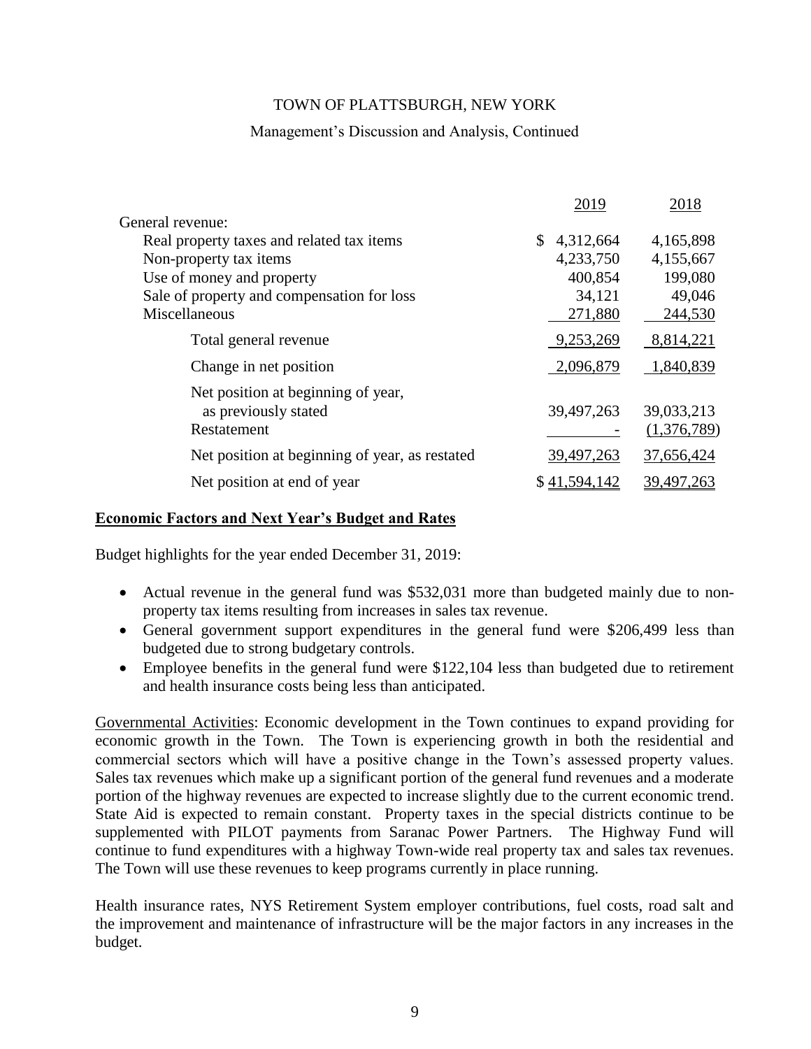| | 2019 | 2018 |
|---|---|---|
| General revenue: | | |
| Real property taxes and related tax items | $ 4,312,664 | 4,165,898 |
| Non-property tax items | 4,233,750 | 4,155,667 |
| Use of money and property | 400,854 | 199,080 |
| Sale of property and compensation for loss | 34,121 | 49,046 |
| Miscellaneous | 271,880 | 244,530 |
| Total general revenue | 9,253,269 | 8,814,221 |
| Change in net position | 2,096,879 | 1,840,839 |
| Net position at beginning of year, as previously stated | 39,497,263 | 39,033,213 |
| Restatement | - | (1,376,789) |
| Net position at beginning of year, as restated | 39,497,263 | 37,656,424 |
| Net position at end of year | $ 41,594,142 | 39,497,263 |

**Economic Factors and Next Year's Budget and Rates**

Budget highlights for the year ended December 31, 2019:

- Actual revenue in the general fund was $532,031 more than budgeted mainly due to non-property tax items resulting from increases in sales tax revenue.
- General government support expenditures in the general fund were $206,499 less than budgeted due to strong budgetary controls.
- Employee benefits in the general fund were $122,104 less than budgeted due to retirement and health insurance costs being less than anticipated.

Governmental Activities: Economic development in the Town continues to expand providing for economic growth in the Town. The Town is experiencing growth in both the residential and commercial sectors which will have a positive change in the Town's assessed property values. Sales tax revenues which make up a significant portion of the general fund revenues and a moderate portion of the highway revenues are expected to increase slightly due to the current economic trend. State Aid is expected to remain constant. Property taxes in the special districts continue to be supplemented with PILOT payments from Saranac Power Partners. The Highway Fund will continue to fund expenditures with a highway Town-wide real property tax and sales tax revenues. The Town will use these revenues to keep programs currently in place running.

Health insurance rates, NYS Retirement System employer contributions, fuel costs, road salt and the improvement and maintenance of infrastructure will be the major factors in any increases in the budget.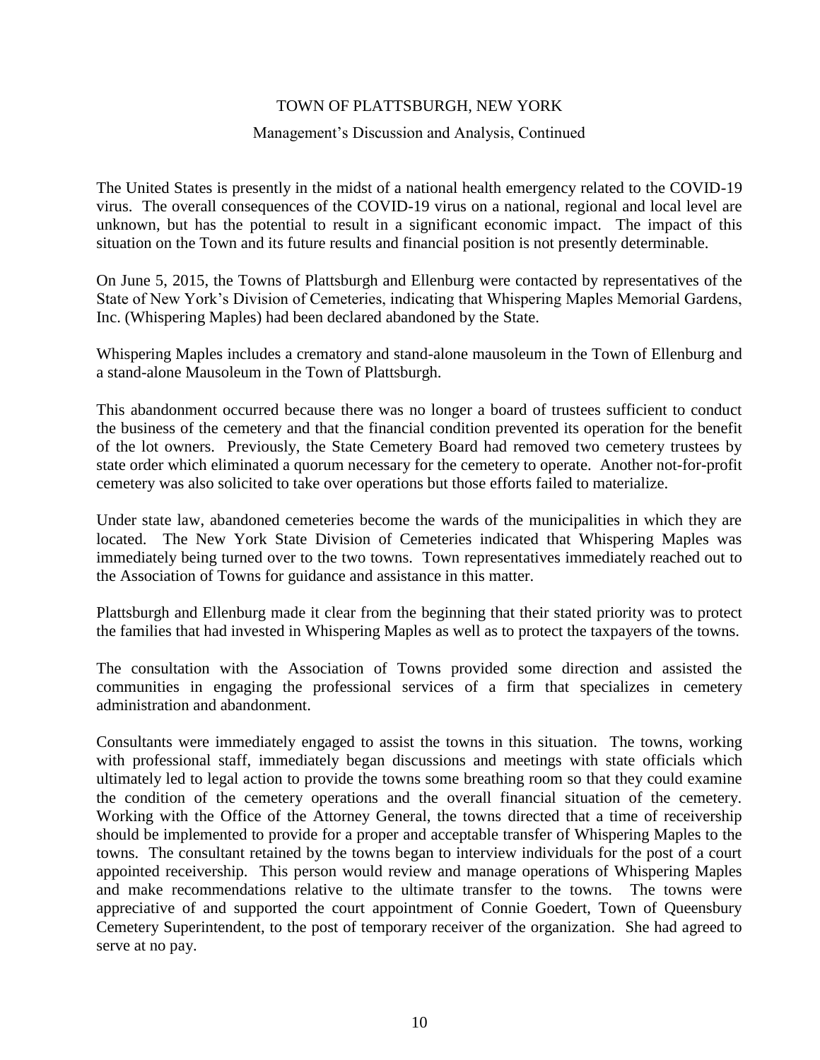The United States is presently in the midst of a national health emergency related to the COVID-19 virus. The overall consequences of the COVID-19 virus on a national, regional and local level are unknown, but has the potential to result in a significant economic impact. The impact of this situation on the Town and its future results and financial position is not presently determinable.

On June 5, 2015, the Towns of Plattsburgh and Ellenburg were contacted by representatives of the State of New York's Division of Cemeteries, indicating that Whispering Maples Memorial Gardens, Inc. (Whispering Maples) had been declared abandoned by the State.

Whispering Maples includes a crematory and stand-alone mausoleum in the Town of Ellenburg and a stand-alone Mausoleum in the Town of Plattsburgh.

This abandonment occurred because there was no longer a board of trustees sufficient to conduct the business of the cemetery and that the financial condition prevented its operation for the benefit of the lot owners. Previously, the State Cemetery Board had removed two cemetery trustees by state order which eliminated a quorum necessary for the cemetery to operate. Another not-for-profit cemetery was also solicited to take over operations but those efforts failed to materialize.

Under state law, abandoned cemeteries become the wards of the municipalities in which they are located. The New York State Division of Cemeteries indicated that Whispering Maples was immediately being turned over to the two towns. Town representatives immediately reached out to the Association of Towns for guidance and assistance in this matter.

Plattsburgh and Ellenburg made it clear from the beginning that their stated priority was to protect the families that had invested in Whispering Maples as well as to protect the taxpayers of the towns.

The consultation with the Association of Towns provided some direction and assisted the communities in engaging the professional services of a firm that specializes in cemetery administration and abandonment.

Consultants were immediately engaged to assist the towns in this situation. The towns, working with professional staff, immediately began discussions and meetings with state officials which ultimately led to legal action to provide the towns some breathing room so that they could examine the condition of the cemetery operations and the overall financial situation of the cemetery. Working with the Office of the Attorney General, the towns directed that a time of receivership should be implemented to provide for a proper and acceptable transfer of Whispering Maples to the towns. The consultant retained by the towns began to interview individuals for the post of a court appointed receivership. This person would review and manage operations of Whispering Maples and make recommendations relative to the ultimate transfer to the towns. The towns were appreciative of and supported the court appointment of Connie Goedert, Town of Queensbury Cemetery Superintendent, to the post of temporary receiver of the organization. She had agreed to serve at no pay.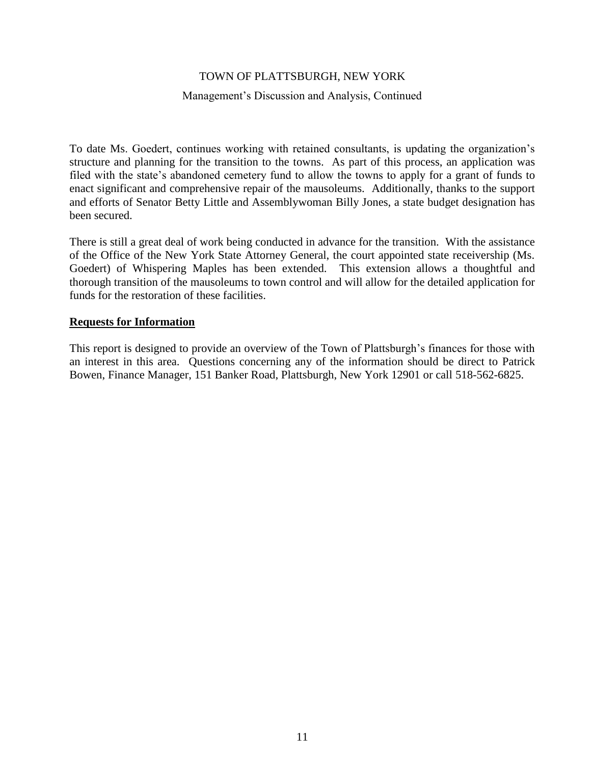To date Ms. Goedert, continues working with retained consultants, is updating the organization's structure and planning for the transition to the towns. As part of this process, an application was filed with the state's abandoned cemetery fund to allow the towns to apply for a grant of funds to enact significant and comprehensive repair of the mausoleums. Additionally, thanks to the support and efforts of Senator Betty Little and Assemblywoman Billy Jones, a state budget designation has been secured.

There is still a great deal of work being conducted in advance for the transition. With the assistance of the Office of the New York State Attorney General, the court appointed state receivership (Ms. Goedert) of Whispering Maples has been extended. This extension allows a thoughtful and thorough transition of the mausoleums to town control and will allow for the detailed application for funds for the restoration of these facilities.

## Requests for Information

This report is designed to provide an overview of the Town of Plattsburgh's finances for those with an interest in this area. Questions concerning any of the information should be direct to Patrick Bowen, Finance Manager, 151 Banker Road, Plattsburgh, New York 12901 or call 518-562-6825.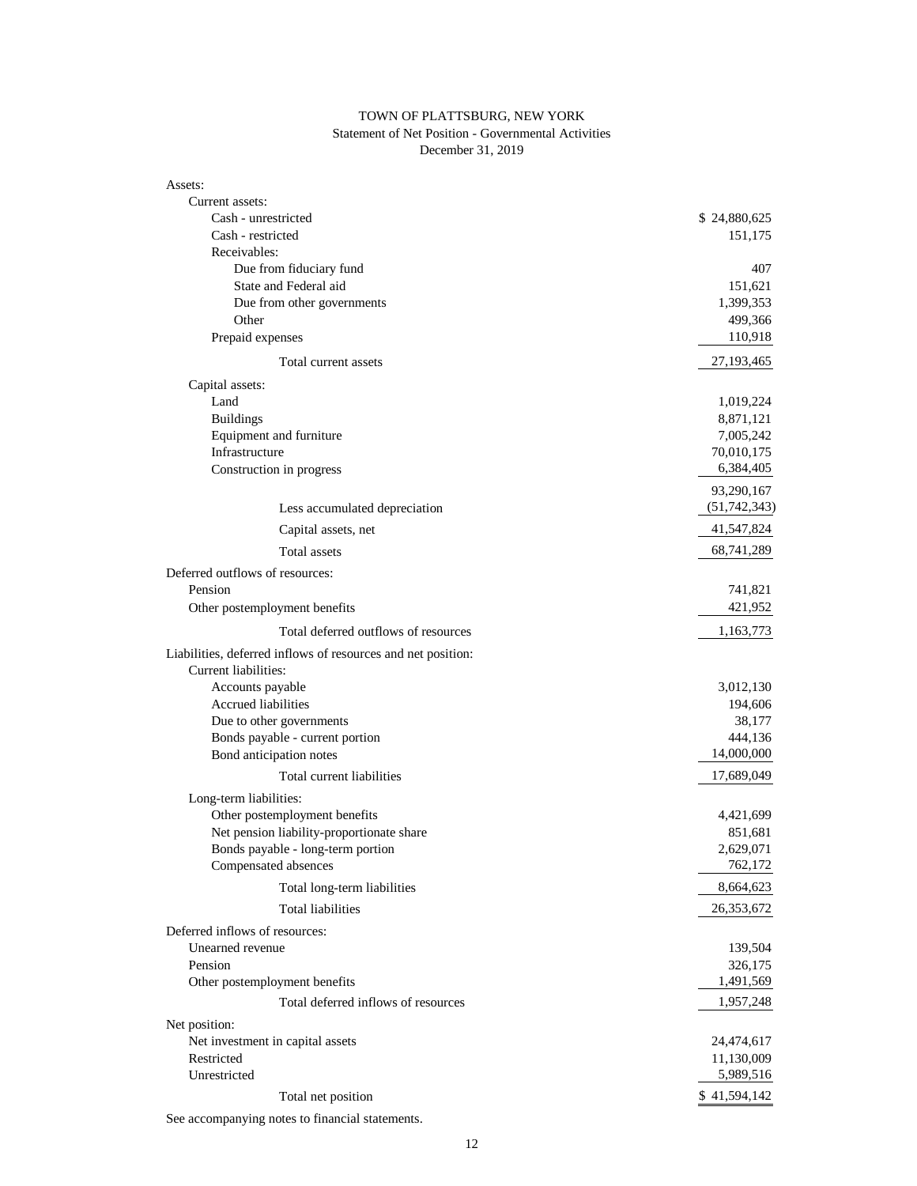# TOWN OF PLATTSBURG, NEW YORK

## Statement of Net Position - Governmental Activities

### December 31, 2019

| | |
|---|---|
| Assets: | |
| Current assets: | |
| Cash - unrestricted | $ 24,880,625 |
| Cash - restricted | 151,175 |
| Receivables: | |
| Due from fiduciary fund | 407 |
| State and Federal aid | 151,621 |
| Due from other governments | 1,399,353 |
| Other | 499,366 |
| Prepaid expenses | 110,918 |
| Total current assets | 27,193,465 |
| Capital assets: | |
| Land | 1,019,224 |
| Buildings | 8,871,121 |
| Equipment and furniture | 7,005,242 |
| Infrastructure | 70,010,175 |
| Construction in progress | 6,384,405 |
| | 93,290,167 |
| Less accumulated depreciation | (51,742,343) |
| Capital assets, net | 41,547,824 |
| Total assets | 68,741,289 |
| Deferred outflows of resources: | |
| Pension | 741,821 |
| Other postemployment benefits | 421,952 |
| Total deferred outflows of resources | 1,163,773 |
| Liabilities, deferred inflows of resources and net position: | |
| Current liabilities: | |
| Accounts payable | 3,012,130 |
| Accrued liabilities | 194,606 |
| Due to other governments | 38,177 |
| Bonds payable - current portion | 444,136 |
| Bond anticipation notes | 14,000,000 |
| Total current liabilities | 17,689,049 |
| Long-term liabilities: | |
| Other postemployment benefits | 4,421,699 |
| Net pension liability-proportionate share | 851,681 |
| Bonds payable - long-term portion | 2,629,071 |
| Compensated absences | 762,172 |
| Total long-term liabilities | 8,664,623 |
| Total liabilities | 26,353,672 |
| Deferred inflows of resources: | |
| Unearned revenue | 139,504 |
| Pension | 326,175 |
| Other postemployment benefits | 1,491,569 |
| Total deferred inflows of resources | 1,957,248 |
| Net position: | |
| Net investment in capital assets | 24,474,617 |
| Restricted | 11,130,009 |
| Unrestricted | 5,989,516 |
| Total net position | $ 41,594,142 |

See accompanying notes to financial statements.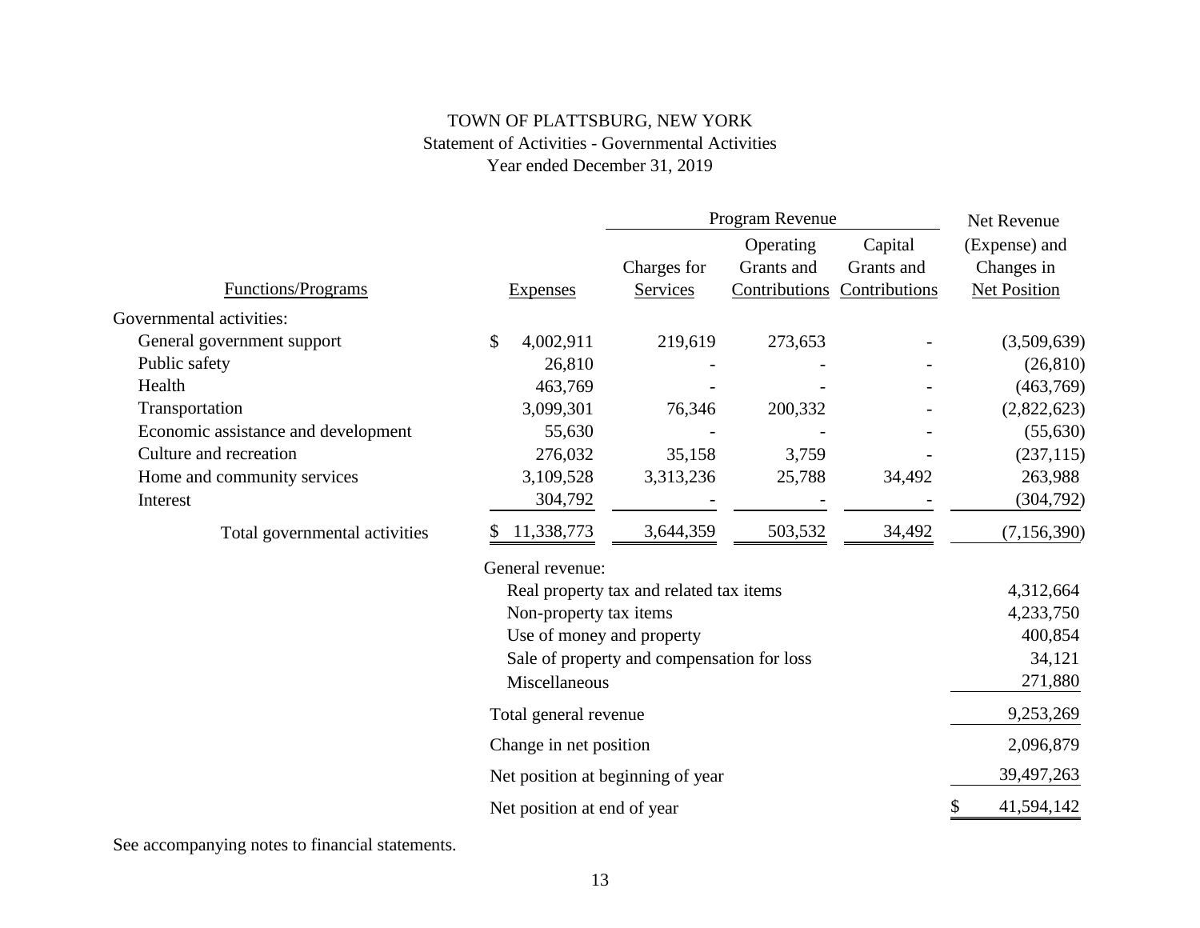# TOWN OF PLATTSBURG, NEW YORK

## Statement of Activities - Governmental Activities

### Year ended December 31, 2019

| Functions/Programs | Expenses | Program Revenue: Charges for Services | Program Revenue: Operating Grants and Contributions | Program Revenue: Capital Grants and Contributions | Net Revenue (Expense) and Changes in Net Position |
|---|---|---|---|---|---|
| Governmental activities: | | | | | |
| General government support | $ 4,002,911 | 219,619 | 273,653 | - | (3,509,639) |
| Public safety | 26,810 | - | - | - | (26,810) |
| Health | 463,769 | - | - | - | (463,769) |
| Transportation | 3,099,301 | 76,346 | 200,332 | - | (2,822,623) |
| Economic assistance and development | 55,630 | - | - | - | (55,630) |
| Culture and recreation | 276,032 | 35,158 | 3,759 | - | (237,115) |
| Home and community services | 3,109,528 | 3,313,236 | 25,788 | 34,492 | 263,988 |
| Interest | 304,792 | - | - | - | (304,792) |
| Total governmental activities | $ 11,338,773 | 3,644,359 | 503,532 | 34,492 | (7,156,390) |
| General revenue: | | | | | |
| Real property tax and related tax items | | | | | 4,312,664 |
| Non-property tax items | | | | | 4,233,750 |
| Use of money and property | | | | | 400,854 |
| Sale of property and compensation for loss | | | | | 34,121 |
| Miscellaneous | | | | | 271,880 |
| Total general revenue | | | | | 9,253,269 |
| Change in net position | | | | | 2,096,879 |
| Net position at beginning of year | | | | | 39,497,263 |
| Net position at end of year | | | | | $ 41,594,142 |

See accompanying notes to financial statements.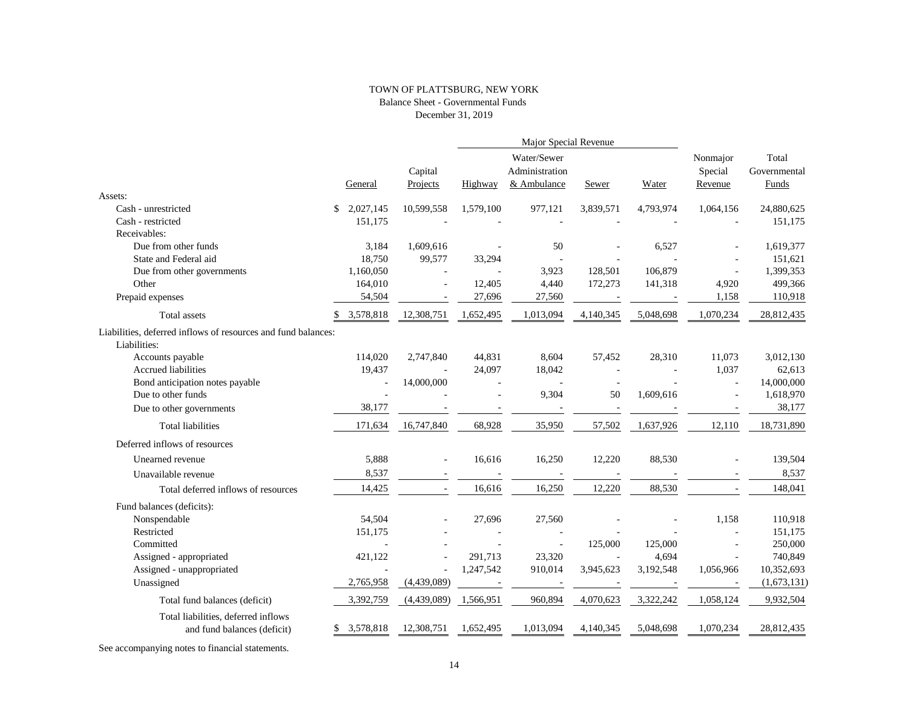# TOWN OF PLATTSBURG, NEW YORK

## Balance Sheet - Governmental Funds

December 31, 2019

| | General | Capital Projects | Major Special Revenue: Highway | Water/Sewer Administration & Ambulance | Sewer | Water | Nonmajor Special Revenue | Total Governmental Funds |
|---|---|---|---|---|---|---|---|---|
| Assets: | | | | | | | | |
| Cash - unrestricted | $ 2,027,145 | 10,599,558 | 1,579,100 | 977,121 | 3,839,571 | 4,793,974 | 1,064,156 | 24,880,625 |
| Cash - restricted | 151,175 | - | - | - | - | - | - | 151,175 |
| Receivables: | | | | | | | | |
| Due from other funds | 3,184 | 1,609,616 | - | 50 | - | 6,527 | - | 1,619,377 |
| State and Federal aid | 18,750 | 99,577 | 33,294 | - | - | - | - | 151,621 |
| Due from other governments | 1,160,050 | - | - | 3,923 | 128,501 | 106,879 | - | 1,399,353 |
| Other | 164,010 | - | 12,405 | 4,440 | 172,273 | 141,318 | 4,920 | 499,366 |
| Prepaid expenses | 54,504 | - | 27,696 | 27,560 | - | - | 1,158 | 110,918 |
| Total assets | $ 3,578,818 | 12,308,751 | 1,652,495 | 1,013,094 | 4,140,345 | 5,048,698 | 1,070,234 | 28,812,435 |
| Liabilities, deferred inflows of resources and fund balances: | | | | | | | | |
| Liabilities: | | | | | | | | |
| Accounts payable | 114,020 | 2,747,840 | 44,831 | 8,604 | 57,452 | 28,310 | 11,073 | 3,012,130 |
| Accrued liabilities | 19,437 | - | 24,097 | 18,042 | - | - | 1,037 | 62,613 |
| Bond anticipation notes payable | - | 14,000,000 | - | - | - | - | - | 14,000,000 |
| Due to other funds | - | - | - | 9,304 | 50 | 1,609,616 | - | 1,618,970 |
| Due to other governments | 38,177 | - | - | - | - | - | - | 38,177 |
| Total liabilities | 171,634 | 16,747,840 | 68,928 | 35,950 | 57,502 | 1,637,926 | 12,110 | 18,731,890 |
| Deferred inflows of resources | | | | | | | | |
| Unearned revenue | 5,888 | - | 16,616 | 16,250 | 12,220 | 88,530 | - | 139,504 |
| Unavailable revenue | 8,537 | - | - | - | - | - | - | 8,537 |
| Total deferred inflows of resources | 14,425 | - | 16,616 | 16,250 | 12,220 | 88,530 | - | 148,041 |
| Fund balances (deficits): | | | | | | | | |
| Nonspendable | 54,504 | - | 27,696 | 27,560 | - | - | 1,158 | 110,918 |
| Restricted | 151,175 | - | - | - | - | - | - | 151,175 |
| Committed | - | - | - | - | 125,000 | 125,000 | - | 250,000 |
| Assigned - appropriated | 421,122 | - | 291,713 | 23,320 | - | 4,694 | - | 740,849 |
| Assigned - unappropriated | - | - | 1,247,542 | 910,014 | 3,945,623 | 3,192,548 | 1,056,966 | 10,352,693 |
| Unassigned | 2,765,958 | (4,439,089) | - | - | - | - | - | (1,673,131) |
| Total fund balances (deficit) | 3,392,759 | (4,439,089) | 1,566,951 | 960,894 | 4,070,623 | 3,322,242 | 1,058,124 | 9,932,504 |
| Total liabilities, deferred inflows and fund balances (deficit) | $ 3,578,818 | 12,308,751 | 1,652,495 | 1,013,094 | 4,140,345 | 5,048,698 | 1,070,234 | 28,812,435 |

See accompanying notes to financial statements.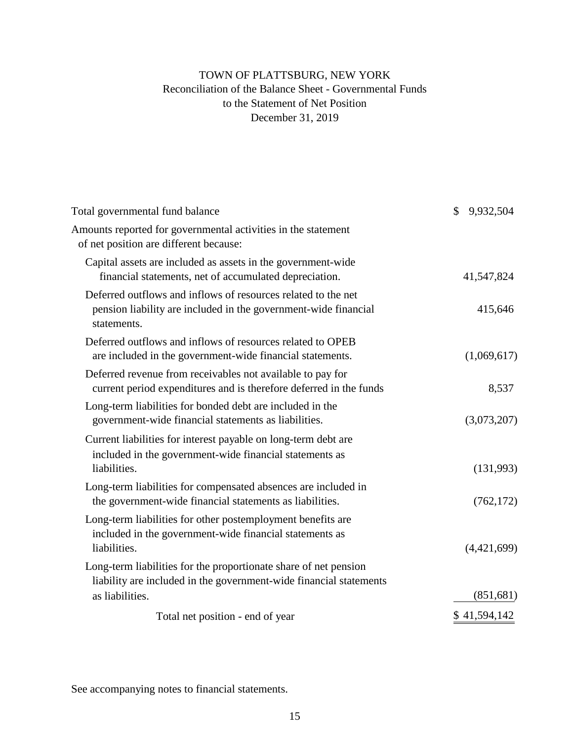# TOWN OF PLATTSBURG, NEW YORK

## Reconciliation of the Balance Sheet - Governmental Funds to the Statement of Net Position

### December 31, 2019

| | |
|---|---|
| Total governmental fund balance | $ 9,932,504 |
| Amounts reported for governmental activities in the statement of net position are different because: | |
| Capital assets are included as assets in the government-wide financial statements, net of accumulated depreciation. | 41,547,824 |
| Deferred outflows and inflows of resources related to the net pension liability are included in the government-wide financial statements. | 415,646 |
| Deferred outflows and inflows of resources related to OPEB are included in the government-wide financial statements. | (1,069,617) |
| Deferred revenue from receivables not available to pay for current period expenditures and is therefore deferred in the funds | 8,537 |
| Long-term liabilities for bonded debt are included in the government-wide financial statements as liabilities. | (3,073,207) |
| Current liabilities for interest payable on long-term debt are included in the government-wide financial statements as liabilities. | (131,993) |
| Long-term liabilities for compensated absences are included in the government-wide financial statements as liabilities. | (762,172) |
| Long-term liabilities for other postemployment benefits are included in the government-wide financial statements as liabilities. | (4,421,699) |
| Long-term liabilities for the proportionate share of net pension liability are included in the government-wide financial statements as liabilities. | (851,681) |
| Total net position - end of year | $ 41,594,142 |

See accompanying notes to financial statements.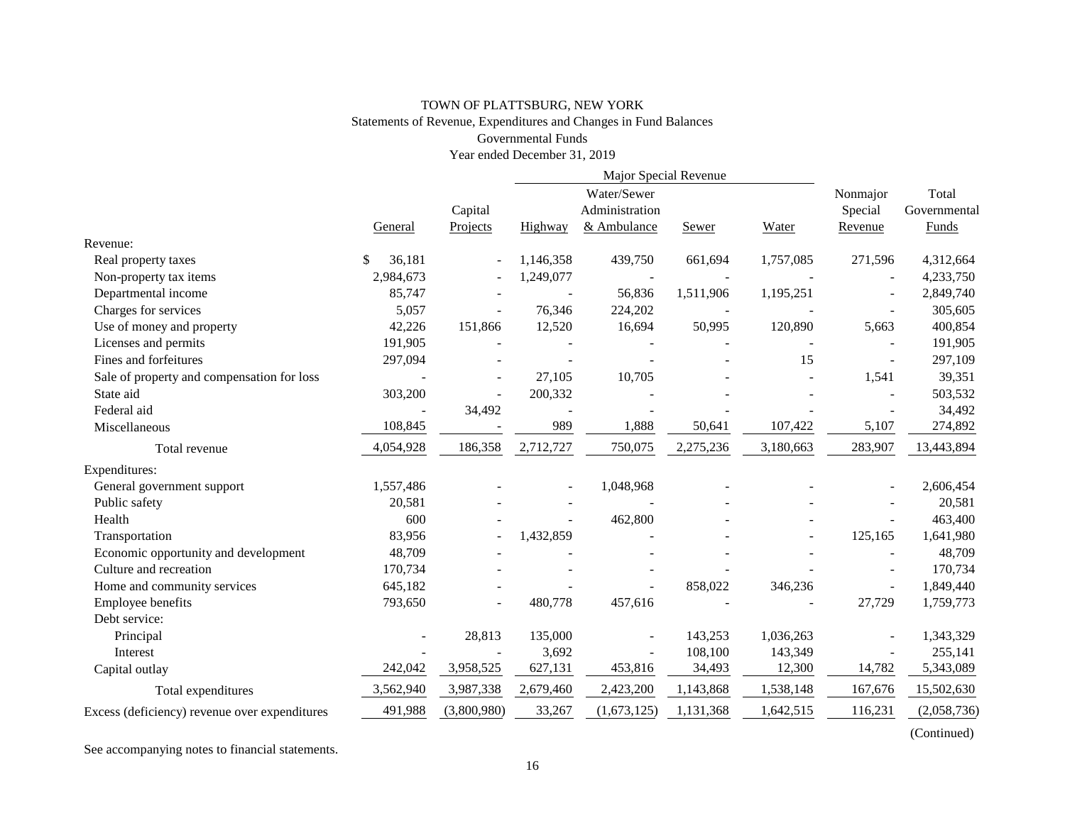TOWN OF PLATTSBURG, NEW YORK

Statements of Revenue, Expenditures and Changes in Fund Balances

Governmental Funds

Year ended December 31, 2019

| | General | Capital Projects | Major Special Revenue | | | | Nonmajor Special Revenue | Total Governmental Funds |
|---|---|---|---|---|---|---|---|---|
| | | | Highway | Water/Sewer Administration & Ambulance | Sewer | Water | | |
| Revenue: | | | | | | | | |
| Real property taxes | $ 36,181 | - | 1,146,358 | 439,750 | 661,694 | 1,757,085 | 271,596 | 4,312,664 |
| Non-property tax items | 2,984,673 | - | 1,249,077 | - | - | - | - | 4,233,750 |
| Departmental income | 85,747 | - | - | 56,836 | 1,511,906 | 1,195,251 | - | 2,849,740 |
| Charges for services | 5,057 | - | 76,346 | 224,202 | - | - | - | 305,605 |
| Use of money and property | 42,226 | 151,866 | 12,520 | 16,694 | 50,995 | 120,890 | 5,663 | 400,854 |
| Licenses and permits | 191,905 | - | - | - | - | - | - | 191,905 |
| Fines and forfeitures | 297,094 | - | - | - | - | 15 | - | 297,109 |
| Sale of property and compensation for loss | - | - | 27,105 | 10,705 | - | - | 1,541 | 39,351 |
| State aid | 303,200 | - | 200,332 | - | - | - | - | 503,532 |
| Federal aid | - | 34,492 | - | - | - | - | - | 34,492 |
| Miscellaneous | 108,845 | - | 989 | 1,888 | 50,641 | 107,422 | 5,107 | 274,892 |
| Total revenue | 4,054,928 | 186,358 | 2,712,727 | 750,075 | 2,275,236 | 3,180,663 | 283,907 | 13,443,894 |
| Expenditures: | | | | | | | | |
| General government support | 1,557,486 | - | - | 1,048,968 | - | - | - | 2,606,454 |
| Public safety | 20,581 | - | - | - | - | - | - | 20,581 |
| Health | 600 | - | - | 462,800 | - | - | - | 463,400 |
| Transportation | 83,956 | - | 1,432,859 | - | - | - | 125,165 | 1,641,980 |
| Economic opportunity and development | 48,709 | - | - | - | - | - | - | 48,709 |
| Culture and recreation | 170,734 | - | - | - | - | - | - | 170,734 |
| Home and community services | 645,182 | - | - | - | 858,022 | 346,236 | - | 1,849,440 |
| Employee benefits | 793,650 | - | 480,778 | 457,616 | - | - | 27,729 | 1,759,773 |
| Debt service: | | | | | | | | |
| Principal | - | 28,813 | 135,000 | - | 143,253 | 1,036,263 | - | 1,343,329 |
| Interest | - | - | 3,692 | - | 108,100 | 143,349 | - | 255,141 |
| Capital outlay | 242,042 | 3,958,525 | 627,131 | 453,816 | 34,493 | 12,300 | 14,782 | 5,343,089 |
| Total expenditures | 3,562,940 | 3,987,338 | 2,679,460 | 2,423,200 | 1,143,868 | 1,538,148 | 167,676 | 15,502,630 |
| Excess (deficiency) revenue over expenditures | 491,988 | (3,800,980) | 33,267 | (1,673,125) | 1,131,368 | 1,642,515 | 116,231 | (2,058,736) |

(Continued)

See accompanying notes to financial statements.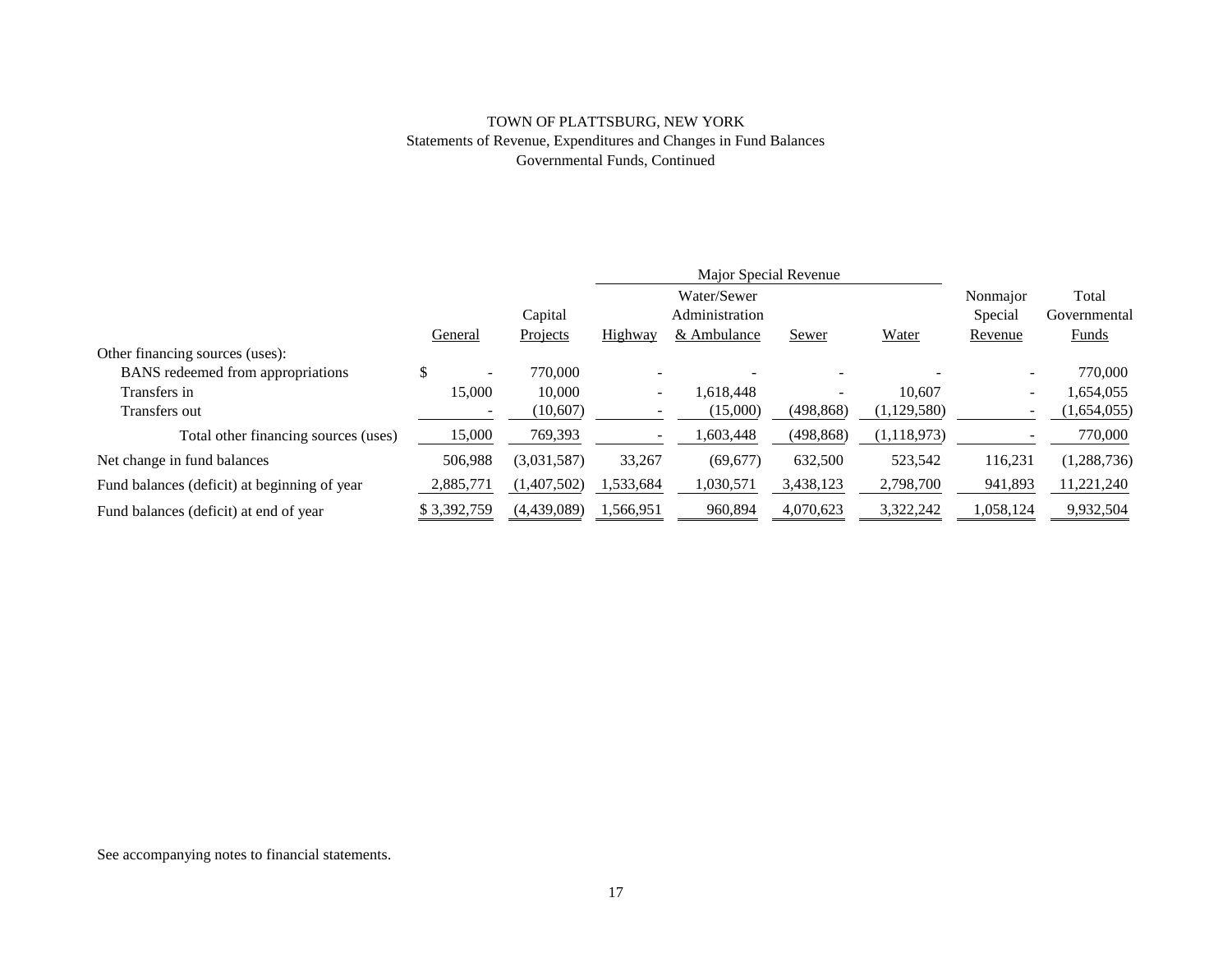# TOWN OF PLATTSBURG, NEW YORK

Statements of Revenue, Expenditures and Changes in Fund Balances

Governmental Funds, Continued

| | | | Major Special Revenue | | | | | |
|---|---|---|---|---|---|---|---|---|
| | General | Capital Projects | Highway | Water/Sewer Administration & Ambulance | Sewer | Water | Nonmajor Special Revenue | Total Governmental Funds |
| Other financing sources (uses): | | | | | | | | |
| BANS redeemed from appropriations | $ - | 770,000 | - | - | - | - | - | 770,000 |
| Transfers in | 15,000 | 10,000 | - | 1,618,448 | - | 10,607 | - | 1,654,055 |
| Transfers out | - | (10,607) | - | (15,000) | (498,868) | (1,129,580) | - | (1,654,055) |
| Total other financing sources (uses) | 15,000 | 769,393 | - | 1,603,448 | (498,868) | (1,118,973) | - | 770,000 |
| Net change in fund balances | 506,988 | (3,031,587) | 33,267 | (69,677) | 632,500 | 523,542 | 116,231 | (1,288,736) |
| Fund balances (deficit) at beginning of year | 2,885,771 | (1,407,502) | 1,533,684 | 1,030,571 | 3,438,123 | 2,798,700 | 941,893 | 11,221,240 |
| Fund balances (deficit) at end of year | $ 3,392,759 | (4,439,089) | 1,566,951 | 960,894 | 4,070,623 | 3,322,242 | 1,058,124 | 9,932,504 |

See accompanying notes to financial statements.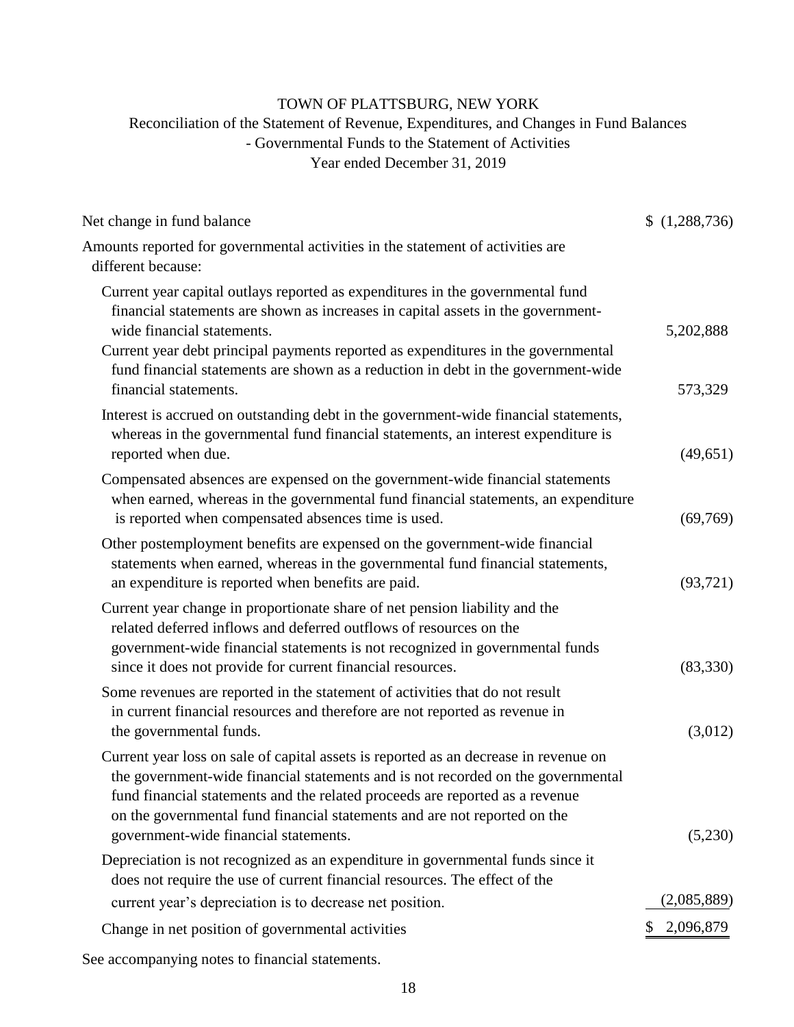# TOWN OF PLATTSBURG, NEW YORK

## Reconciliation of the Statement of Revenue, Expenditures, and Changes in Fund Balances - Governmental Funds to the Statement of Activities

### Year ended December 31, 2019

| | |
|---|---|
| Net change in fund balance | $ (1,288,736) |
| Amounts reported for governmental activities in the statement of activities are different because: | |
| Current year capital outlays reported as expenditures in the governmental fund financial statements are shown as increases in capital assets in the government-wide financial statements. | 5,202,888 |
| Current year debt principal payments reported as expenditures in the governmental fund financial statements are shown as a reduction in debt in the government-wide financial statements. | 573,329 |
| Interest is accrued on outstanding debt in the government-wide financial statements, whereas in the governmental fund financial statements, an interest expenditure is reported when due. | (49,651) |
| Compensated absences are expensed on the government-wide financial statements when earned, whereas in the governmental fund financial statements, an expenditure is reported when compensated absences time is used. | (69,769) |
| Other postemployment benefits are expensed on the government-wide financial statements when earned, whereas in the governmental fund financial statements, an expenditure is reported when benefits are paid. | (93,721) |
| Current year change in proportionate share of net pension liability and the related deferred inflows and deferred outflows of resources on the government-wide financial statements is not recognized in governmental funds since it does not provide for current financial resources. | (83,330) |
| Some revenues are reported in the statement of activities that do not result in current financial resources and therefore are not reported as revenue in the governmental funds. | (3,012) |
| Current year loss on sale of capital assets is reported as an decrease in revenue on the government-wide financial statements and is not recorded on the governmental fund financial statements and the related proceeds are reported as a revenue on the governmental fund financial statements and are not reported on the government-wide financial statements. | (5,230) |
| Depreciation is not recognized as an expenditure in governmental funds since it does not require the use of current financial resources. The effect of the current year's depreciation is to decrease net position. | (2,085,889) |
| Change in net position of governmental activities | $ 2,096,879 |

See accompanying notes to financial statements.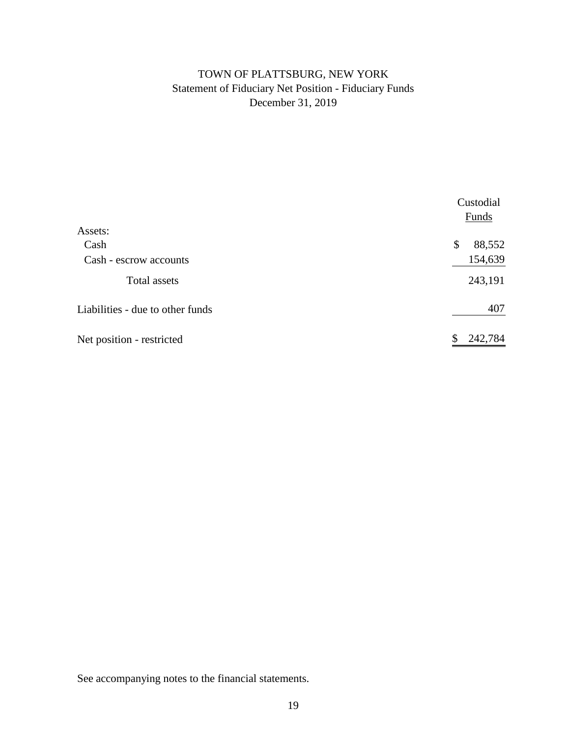# TOWN OF PLATTSBURG, NEW YORK

## Statement of Fiduciary Net Position - Fiduciary Funds

### December 31, 2019

| | Custodial Funds |
|---|---|
| Assets: | |
| Cash | $ 88,552 |
| Cash - escrow accounts | 154,639 |
| Total assets | 243,191 |
| Liabilities - due to other funds | 407 |
| Net position - restricted | $ 242,784 |

See accompanying notes to the financial statements.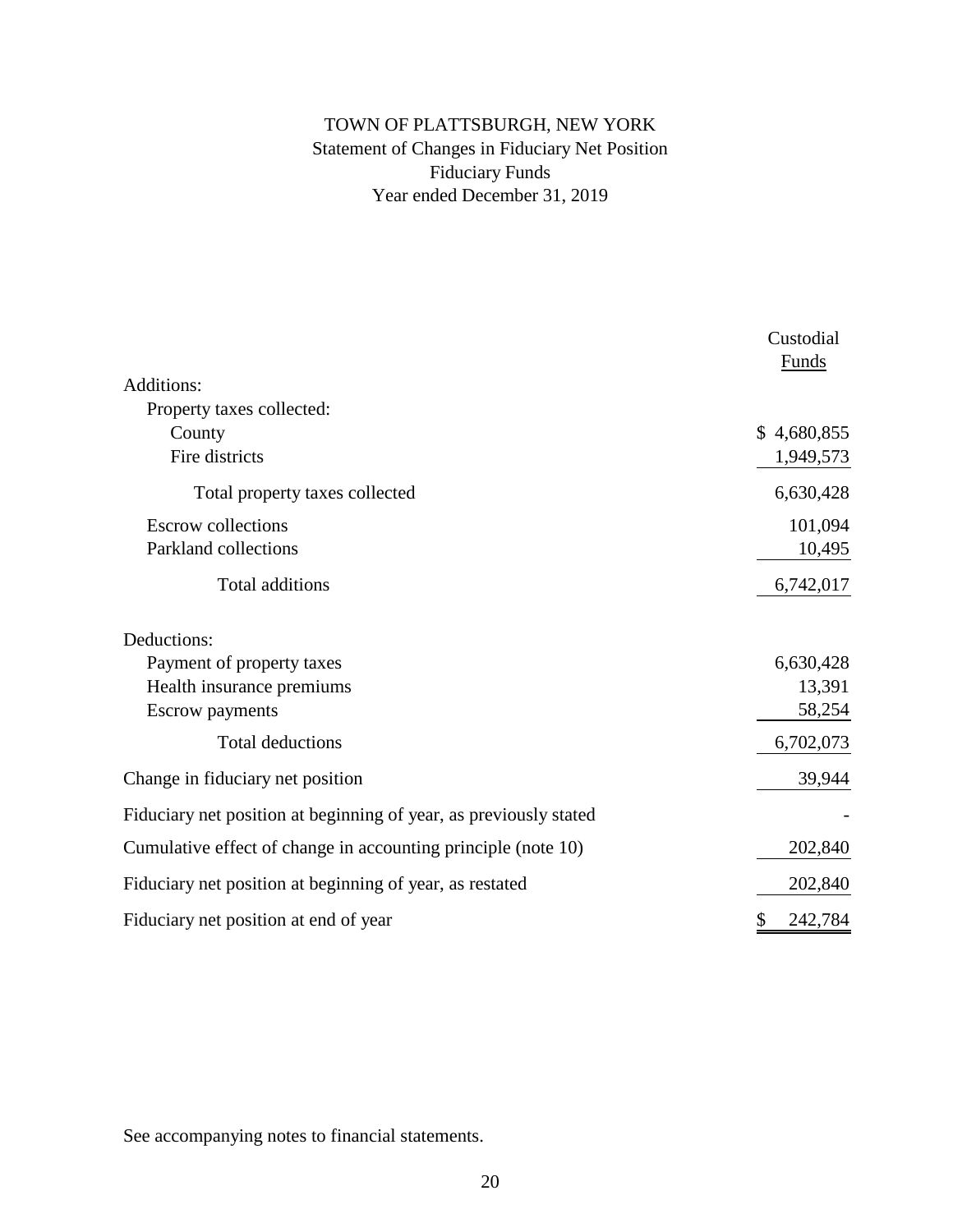# TOWN OF PLATTSBURGH, NEW YORK

## Statement of Changes in Fiduciary Net Position

## Fiduciary Funds

## Year ended December 31, 2019

| | Custodial Funds |
|---|---|
| Additions: | |
| Property taxes collected: | |
| County | $ 4,680,855 |
| Fire districts | 1,949,573 |
| Total property taxes collected | 6,630,428 |
| Escrow collections | 101,094 |
| Parkland collections | 10,495 |
| Total additions | 6,742,017 |
| Deductions: | |
| Payment of property taxes | 6,630,428 |
| Health insurance premiums | 13,391 |
| Escrow payments | 58,254 |
| Total deductions | 6,702,073 |
| Change in fiduciary net position | 39,944 |
| Fiduciary net position at beginning of year, as previously stated | - |
| Cumulative effect of change in accounting principle (note 10) | 202,840 |
| Fiduciary net position at beginning of year, as restated | 202,840 |
| Fiduciary net position at end of year | $ 242,784 |

See accompanying notes to financial statements.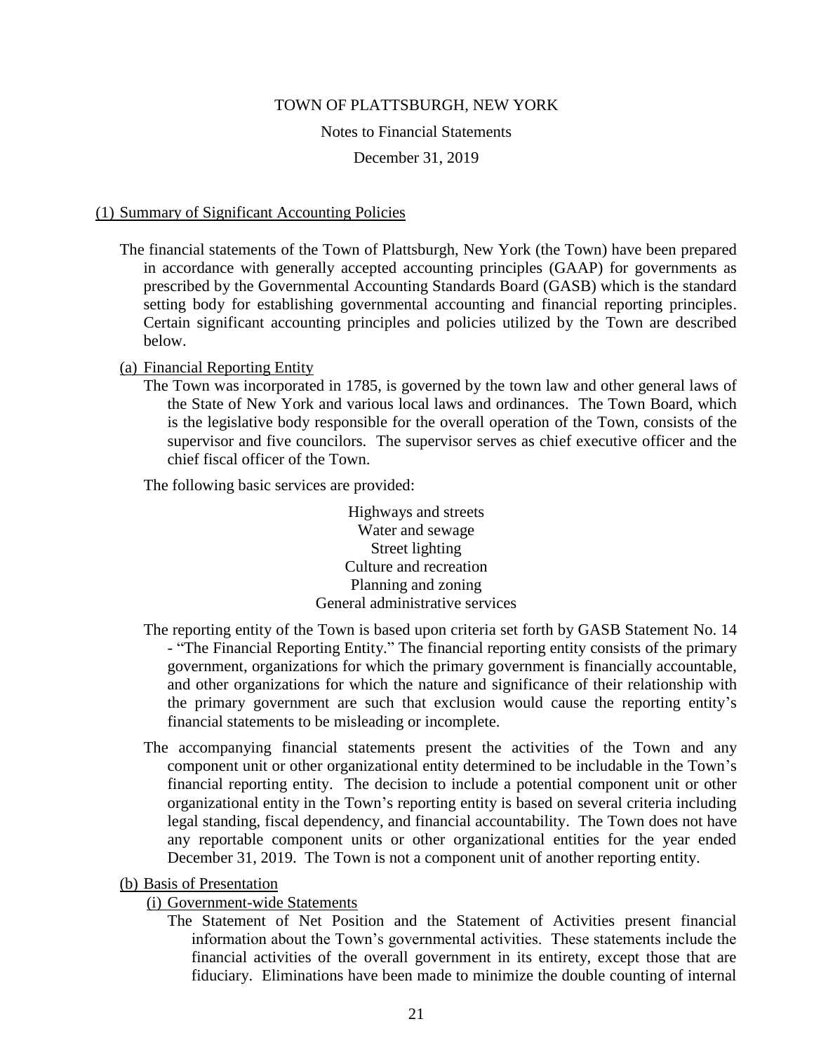TOWN OF PLATTSBURGH, NEW YORK

Notes to Financial Statements

December 31, 2019

## (1) Summary of Significant Accounting Policies

The financial statements of the Town of Plattsburgh, New York (the Town) have been prepared in accordance with generally accepted accounting principles (GAAP) for governments as prescribed by the Governmental Accounting Standards Board (GASB) which is the standard setting body for establishing governmental accounting and financial reporting principles. Certain significant accounting principles and policies utilized by the Town are described below.

### (a) Financial Reporting Entity

The Town was incorporated in 1785, is governed by the town law and other general laws of the State of New York and various local laws and ordinances. The Town Board, which is the legislative body responsible for the overall operation of the Town, consists of the supervisor and five councilors. The supervisor serves as chief executive officer and the chief fiscal officer of the Town.

The following basic services are provided:

Highways and streets
Water and sewage
Street lighting
Culture and recreation
Planning and zoning
General administrative services

The reporting entity of the Town is based upon criteria set forth by GASB Statement No. 14 - "The Financial Reporting Entity." The financial reporting entity consists of the primary government, organizations for which the primary government is financially accountable, and other organizations for which the nature and significance of their relationship with the primary government are such that exclusion would cause the reporting entity's financial statements to be misleading or incomplete.

The accompanying financial statements present the activities of the Town and any component unit or other organizational entity determined to be includable in the Town's financial reporting entity. The decision to include a potential component unit or other organizational entity in the Town's reporting entity is based on several criteria including legal standing, fiscal dependency, and financial accountability. The Town does not have any reportable component units or other organizational entities for the year ended December 31, 2019. The Town is not a component unit of another reporting entity.

### (b) Basis of Presentation

#### (i) Government-wide Statements

The Statement of Net Position and the Statement of Activities present financial information about the Town's governmental activities. These statements include the financial activities of the overall government in its entirety, except those that are fiduciary. Eliminations have been made to minimize the double counting of internal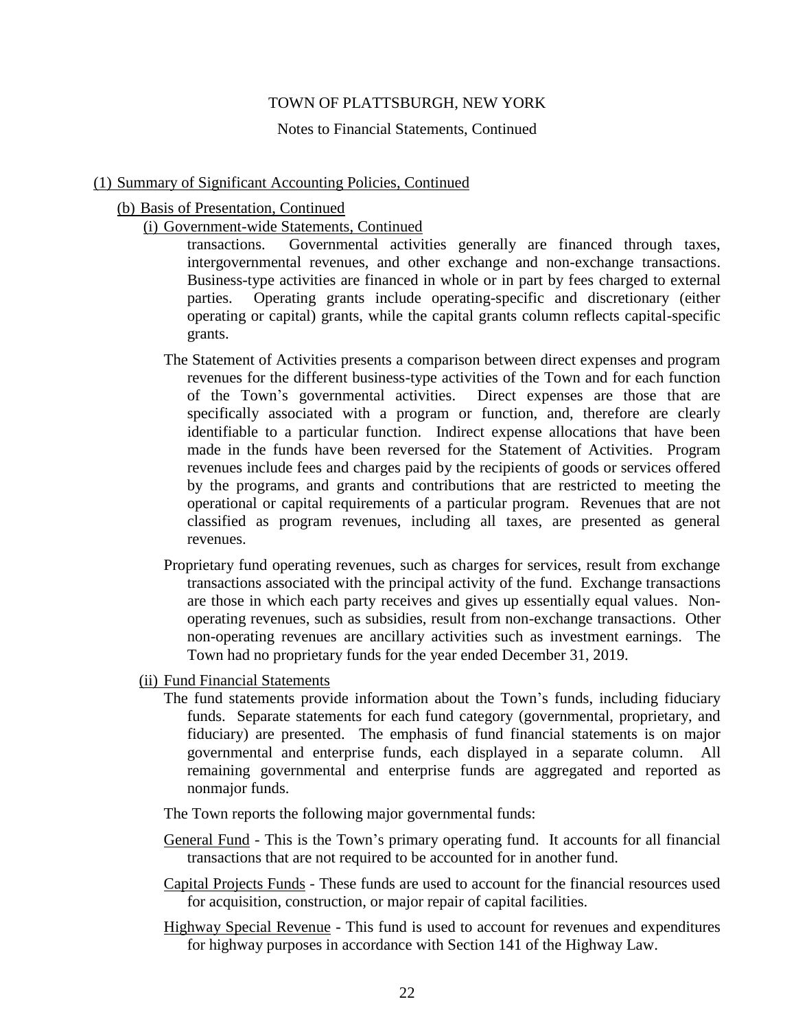(1) Summary of Significant Accounting Policies, Continued

(b) Basis of Presentation, Continued

(i) Government-wide Statements, Continued

transactions. Governmental activities generally are financed through taxes, intergovernmental revenues, and other exchange and non-exchange transactions. Business-type activities are financed in whole or in part by fees charged to external parties. Operating grants include operating-specific and discretionary (either operating or capital) grants, while the capital grants column reflects capital-specific grants.

The Statement of Activities presents a comparison between direct expenses and program revenues for the different business-type activities of the Town and for each function of the Town's governmental activities. Direct expenses are those that are specifically associated with a program or function, and, therefore are clearly identifiable to a particular function. Indirect expense allocations that have been made in the funds have been reversed for the Statement of Activities. Program revenues include fees and charges paid by the recipients of goods or services offered by the programs, and grants and contributions that are restricted to meeting the operational or capital requirements of a particular program. Revenues that are not classified as program revenues, including all taxes, are presented as general revenues.

Proprietary fund operating revenues, such as charges for services, result from exchange transactions associated with the principal activity of the fund. Exchange transactions are those in which each party receives and gives up essentially equal values. Non-operating revenues, such as subsidies, result from non-exchange transactions. Other non-operating revenues are ancillary activities such as investment earnings. The Town had no proprietary funds for the year ended December 31, 2019.

(ii) Fund Financial Statements

The fund statements provide information about the Town's funds, including fiduciary funds. Separate statements for each fund category (governmental, proprietary, and fiduciary) are presented. The emphasis of fund financial statements is on major governmental and enterprise funds, each displayed in a separate column. All remaining governmental and enterprise funds are aggregated and reported as nonmajor funds.

The Town reports the following major governmental funds:

General Fund - This is the Town's primary operating fund. It accounts for all financial transactions that are not required to be accounted for in another fund.

Capital Projects Funds - These funds are used to account for the financial resources used for acquisition, construction, or major repair of capital facilities.

Highway Special Revenue - This fund is used to account for revenues and expenditures for highway purposes in accordance with Section 141 of the Highway Law.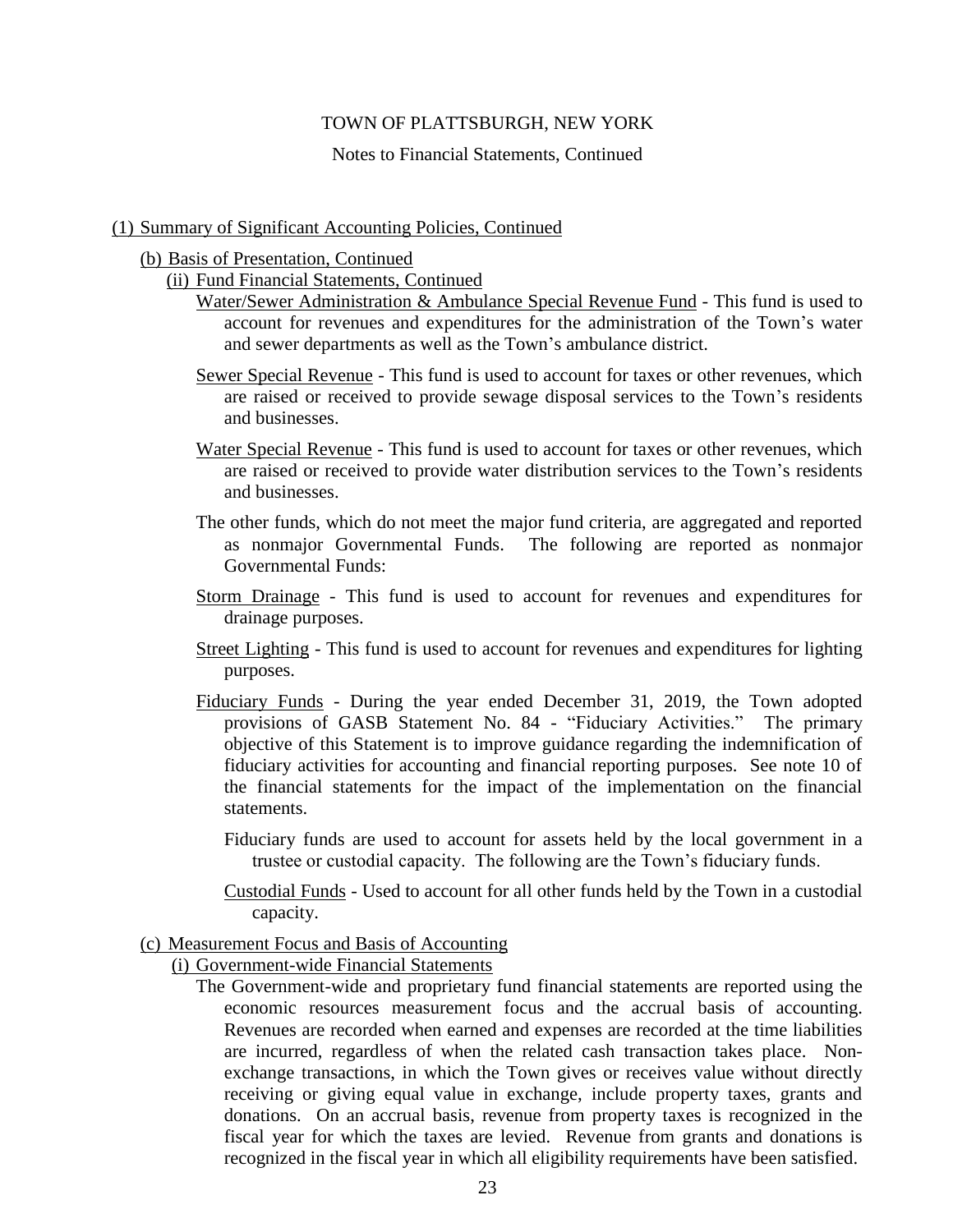## (1) Summary of Significant Accounting Policies, Continued

### (b) Basis of Presentation, Continued

#### (ii) Fund Financial Statements, Continued

Water/Sewer Administration & Ambulance Special Revenue Fund - This fund is used to account for revenues and expenditures for the administration of the Town's water and sewer departments as well as the Town's ambulance district.

Sewer Special Revenue - This fund is used to account for taxes or other revenues, which are raised or received to provide sewage disposal services to the Town's residents and businesses.

Water Special Revenue - This fund is used to account for taxes or other revenues, which are raised or received to provide water distribution services to the Town's residents and businesses.

The other funds, which do not meet the major fund criteria, are aggregated and reported as nonmajor Governmental Funds. The following are reported as nonmajor Governmental Funds:

Storm Drainage - This fund is used to account for revenues and expenditures for drainage purposes.

Street Lighting - This fund is used to account for revenues and expenditures for lighting purposes.

Fiduciary Funds - During the year ended December 31, 2019, the Town adopted provisions of GASB Statement No. 84 - "Fiduciary Activities." The primary objective of this Statement is to improve guidance regarding the indemnification of fiduciary activities for accounting and financial reporting purposes. See note 10 of the financial statements for the impact of the implementation on the financial statements.

Fiduciary funds are used to account for assets held by the local government in a trustee or custodial capacity. The following are the Town's fiduciary funds.

Custodial Funds - Used to account for all other funds held by the Town in a custodial capacity.

### (c) Measurement Focus and Basis of Accounting

#### (i) Government-wide Financial Statements

The Government-wide and proprietary fund financial statements are reported using the economic resources measurement focus and the accrual basis of accounting. Revenues are recorded when earned and expenses are recorded at the time liabilities are incurred, regardless of when the related cash transaction takes place. Non-exchange transactions, in which the Town gives or receives value without directly receiving or giving equal value in exchange, include property taxes, grants and donations. On an accrual basis, revenue from property taxes is recognized in the fiscal year for which the taxes are levied. Revenue from grants and donations is recognized in the fiscal year in which all eligibility requirements have been satisfied.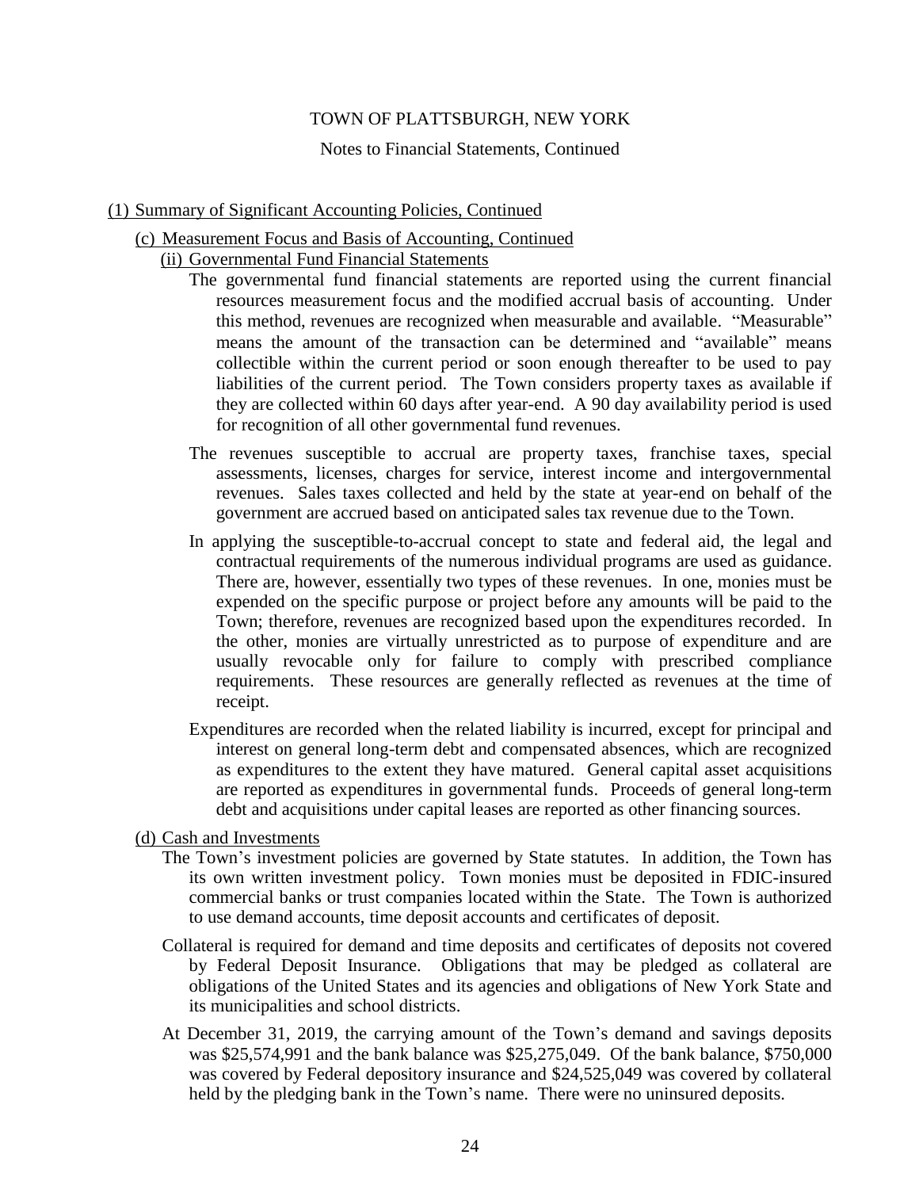# TOWN OF PLATTSBURGH, NEW YORK

Notes to Financial Statements, Continued

## (1) Summary of Significant Accounting Policies, Continued

### (c) Measurement Focus and Basis of Accounting, Continued

#### (ii) Governmental Fund Financial Statements

The governmental fund financial statements are reported using the current financial resources measurement focus and the modified accrual basis of accounting. Under this method, revenues are recognized when measurable and available. "Measurable" means the amount of the transaction can be determined and "available" means collectible within the current period or soon enough thereafter to be used to pay liabilities of the current period. The Town considers property taxes as available if they are collected within 60 days after year-end. A 90 day availability period is used for recognition of all other governmental fund revenues.

The revenues susceptible to accrual are property taxes, franchise taxes, special assessments, licenses, charges for service, interest income and intergovernmental revenues. Sales taxes collected and held by the state at year-end on behalf of the government are accrued based on anticipated sales tax revenue due to the Town.

In applying the susceptible-to-accrual concept to state and federal aid, the legal and contractual requirements of the numerous individual programs are used as guidance. There are, however, essentially two types of these revenues. In one, monies must be expended on the specific purpose or project before any amounts will be paid to the Town; therefore, revenues are recognized based upon the expenditures recorded. In the other, monies are virtually unrestricted as to purpose of expenditure and are usually revocable only for failure to comply with prescribed compliance requirements. These resources are generally reflected as revenues at the time of receipt.

Expenditures are recorded when the related liability is incurred, except for principal and interest on general long-term debt and compensated absences, which are recognized as expenditures to the extent they have matured. General capital asset acquisitions are reported as expenditures in governmental funds. Proceeds of general long-term debt and acquisitions under capital leases are reported as other financing sources.

### (d) Cash and Investments

The Town's investment policies are governed by State statutes. In addition, the Town has its own written investment policy. Town monies must be deposited in FDIC-insured commercial banks or trust companies located within the State. The Town is authorized to use demand accounts, time deposit accounts and certificates of deposit.

Collateral is required for demand and time deposits and certificates of deposits not covered by Federal Deposit Insurance. Obligations that may be pledged as collateral are obligations of the United States and its agencies and obligations of New York State and its municipalities and school districts.

At December 31, 2019, the carrying amount of the Town's demand and savings deposits was $25,574,991 and the bank balance was $25,275,049. Of the bank balance, $750,000 was covered by Federal depository insurance and $24,525,049 was covered by collateral held by the pledging bank in the Town's name. There were no uninsured deposits.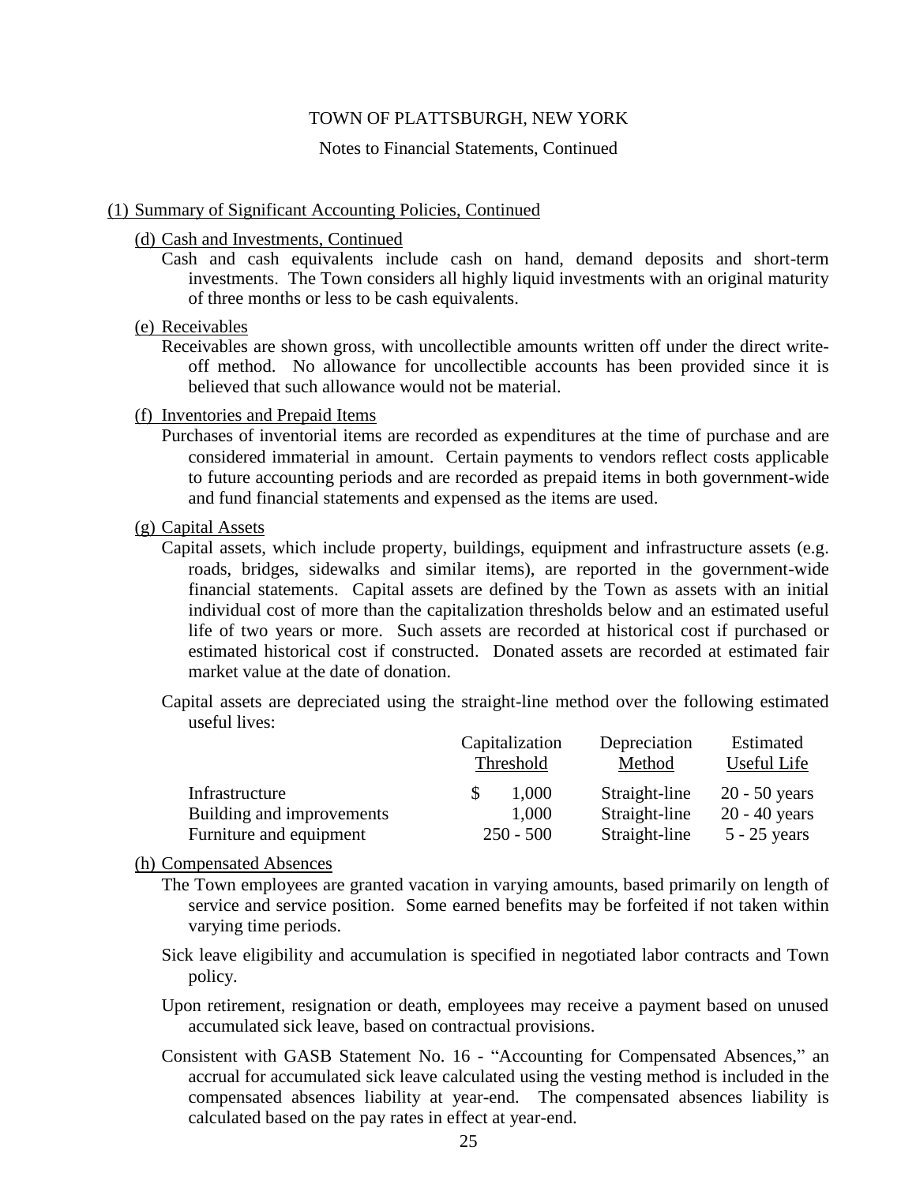TOWN OF PLATTSBURGH, NEW YORK

Notes to Financial Statements, Continued

## (1) Summary of Significant Accounting Policies, Continued

### (d) Cash and Investments, Continued

Cash and cash equivalents include cash on hand, demand deposits and short-term investments. The Town considers all highly liquid investments with an original maturity of three months or less to be cash equivalents.

### (e) Receivables

Receivables are shown gross, with uncollectible amounts written off under the direct write-off method. No allowance for uncollectible accounts has been provided since it is believed that such allowance would not be material.

### (f) Inventories and Prepaid Items

Purchases of inventorial items are recorded as expenditures at the time of purchase and are considered immaterial in amount. Certain payments to vendors reflect costs applicable to future accounting periods and are recorded as prepaid items in both government-wide and fund financial statements and expensed as the items are used.

### (g) Capital Assets

Capital assets, which include property, buildings, equipment and infrastructure assets (e.g. roads, bridges, sidewalks and similar items), are reported in the government-wide financial statements. Capital assets are defined by the Town as assets with an initial individual cost of more than the capitalization thresholds below and an estimated useful life of two years or more. Such assets are recorded at historical cost if purchased or estimated historical cost if constructed. Donated assets are recorded at estimated fair market value at the date of donation.

Capital assets are depreciated using the straight-line method over the following estimated useful lives:

| | Capitalization Threshold | Depreciation Method | Estimated Useful Life |
|---|---|---|---|
| Infrastructure | $ 1,000 | Straight-line | 20 - 50 years |
| Building and improvements | 1,000 | Straight-line | 20 - 40 years |
| Furniture and equipment | 250 - 500 | Straight-line | 5 - 25 years |

### (h) Compensated Absences

The Town employees are granted vacation in varying amounts, based primarily on length of service and service position. Some earned benefits may be forfeited if not taken within varying time periods.

Sick leave eligibility and accumulation is specified in negotiated labor contracts and Town policy.

Upon retirement, resignation or death, employees may receive a payment based on unused accumulated sick leave, based on contractual provisions.

Consistent with GASB Statement No. 16 - "Accounting for Compensated Absences," an accrual for accumulated sick leave calculated using the vesting method is included in the compensated absences liability at year-end. The compensated absences liability is calculated based on the pay rates in effect at year-end.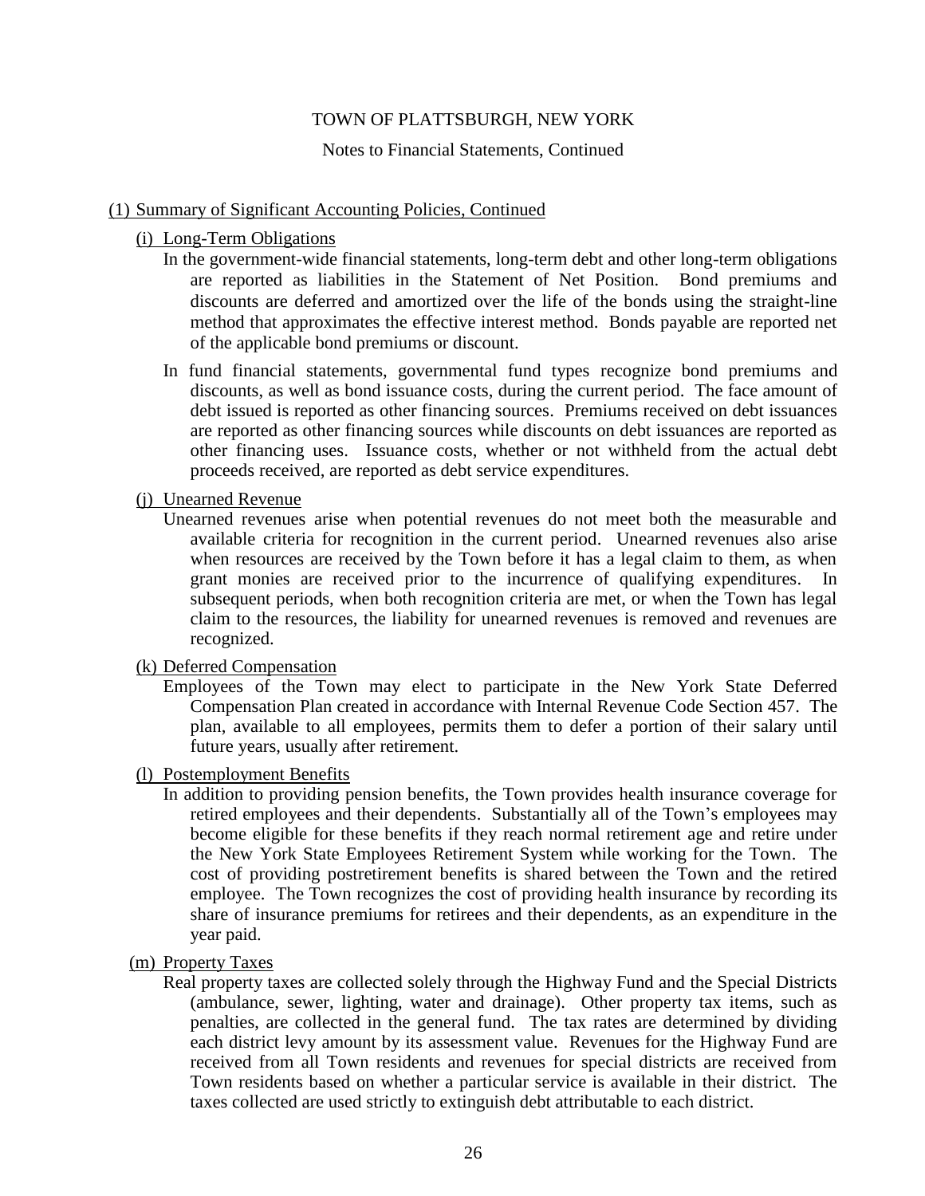TOWN OF PLATTSBURGH, NEW YORK

Notes to Financial Statements, Continued

(1) Summary of Significant Accounting Policies, Continued

(i) Long-Term Obligations

In the government-wide financial statements, long-term debt and other long-term obligations are reported as liabilities in the Statement of Net Position. Bond premiums and discounts are deferred and amortized over the life of the bonds using the straight-line method that approximates the effective interest method. Bonds payable are reported net of the applicable bond premiums or discount.

In fund financial statements, governmental fund types recognize bond premiums and discounts, as well as bond issuance costs, during the current period. The face amount of debt issued is reported as other financing sources. Premiums received on debt issuances are reported as other financing sources while discounts on debt issuances are reported as other financing uses. Issuance costs, whether or not withheld from the actual debt proceeds received, are reported as debt service expenditures.

(j) Unearned Revenue

Unearned revenues arise when potential revenues do not meet both the measurable and available criteria for recognition in the current period. Unearned revenues also arise when resources are received by the Town before it has a legal claim to them, as when grant monies are received prior to the incurrence of qualifying expenditures. In subsequent periods, when both recognition criteria are met, or when the Town has legal claim to the resources, the liability for unearned revenues is removed and revenues are recognized.

(k) Deferred Compensation

Employees of the Town may elect to participate in the New York State Deferred Compensation Plan created in accordance with Internal Revenue Code Section 457. The plan, available to all employees, permits them to defer a portion of their salary until future years, usually after retirement.

(l) Postemployment Benefits

In addition to providing pension benefits, the Town provides health insurance coverage for retired employees and their dependents. Substantially all of the Town's employees may become eligible for these benefits if they reach normal retirement age and retire under the New York State Employees Retirement System while working for the Town. The cost of providing postretirement benefits is shared between the Town and the retired employee. The Town recognizes the cost of providing health insurance by recording its share of insurance premiums for retirees and their dependents, as an expenditure in the year paid.

(m) Property Taxes

Real property taxes are collected solely through the Highway Fund and the Special Districts (ambulance, sewer, lighting, water and drainage). Other property tax items, such as penalties, are collected in the general fund. The tax rates are determined by dividing each district levy amount by its assessment value. Revenues for the Highway Fund are received from all Town residents and revenues for special districts are received from Town residents based on whether a particular service is available in their district. The taxes collected are used strictly to extinguish debt attributable to each district.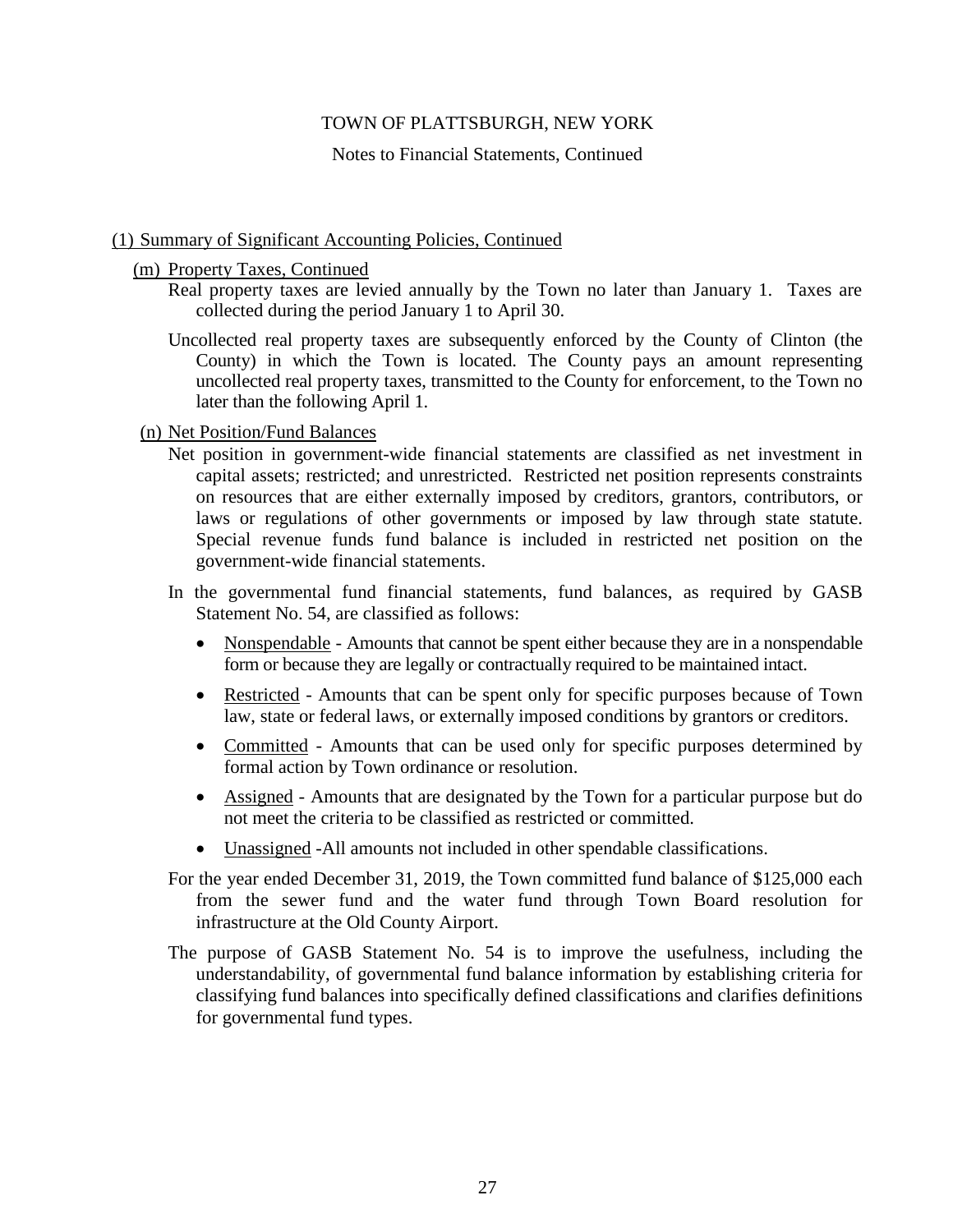## (1) Summary of Significant Accounting Policies, Continued

### (m) Property Taxes, Continued

Real property taxes are levied annually by the Town no later than January 1. Taxes are collected during the period January 1 to April 30.

Uncollected real property taxes are subsequently enforced by the County of Clinton (the County) in which the Town is located. The County pays an amount representing uncollected real property taxes, transmitted to the County for enforcement, to the Town no later than the following April 1.

### (n) Net Position/Fund Balances

Net position in government-wide financial statements are classified as net investment in capital assets; restricted; and unrestricted. Restricted net position represents constraints on resources that are either externally imposed by creditors, grantors, contributors, or laws or regulations of other governments or imposed by law through state statute. Special revenue funds fund balance is included in restricted net position on the government-wide financial statements.

In the governmental fund financial statements, fund balances, as required by GASB Statement No. 54, are classified as follows:

- Nonspendable - Amounts that cannot be spent either because they are in a nonspendable form or because they are legally or contractually required to be maintained intact.
- Restricted - Amounts that can be spent only for specific purposes because of Town law, state or federal laws, or externally imposed conditions by grantors or creditors.
- Committed - Amounts that can be used only for specific purposes determined by formal action by Town ordinance or resolution.
- Assigned - Amounts that are designated by the Town for a particular purpose but do not meet the criteria to be classified as restricted or committed.
- Unassigned -All amounts not included in other spendable classifications.

For the year ended December 31, 2019, the Town committed fund balance of $125,000 each from the sewer fund and the water fund through Town Board resolution for infrastructure at the Old County Airport.

The purpose of GASB Statement No. 54 is to improve the usefulness, including the understandability, of governmental fund balance information by establishing criteria for classifying fund balances into specifically defined classifications and clarifies definitions for governmental fund types.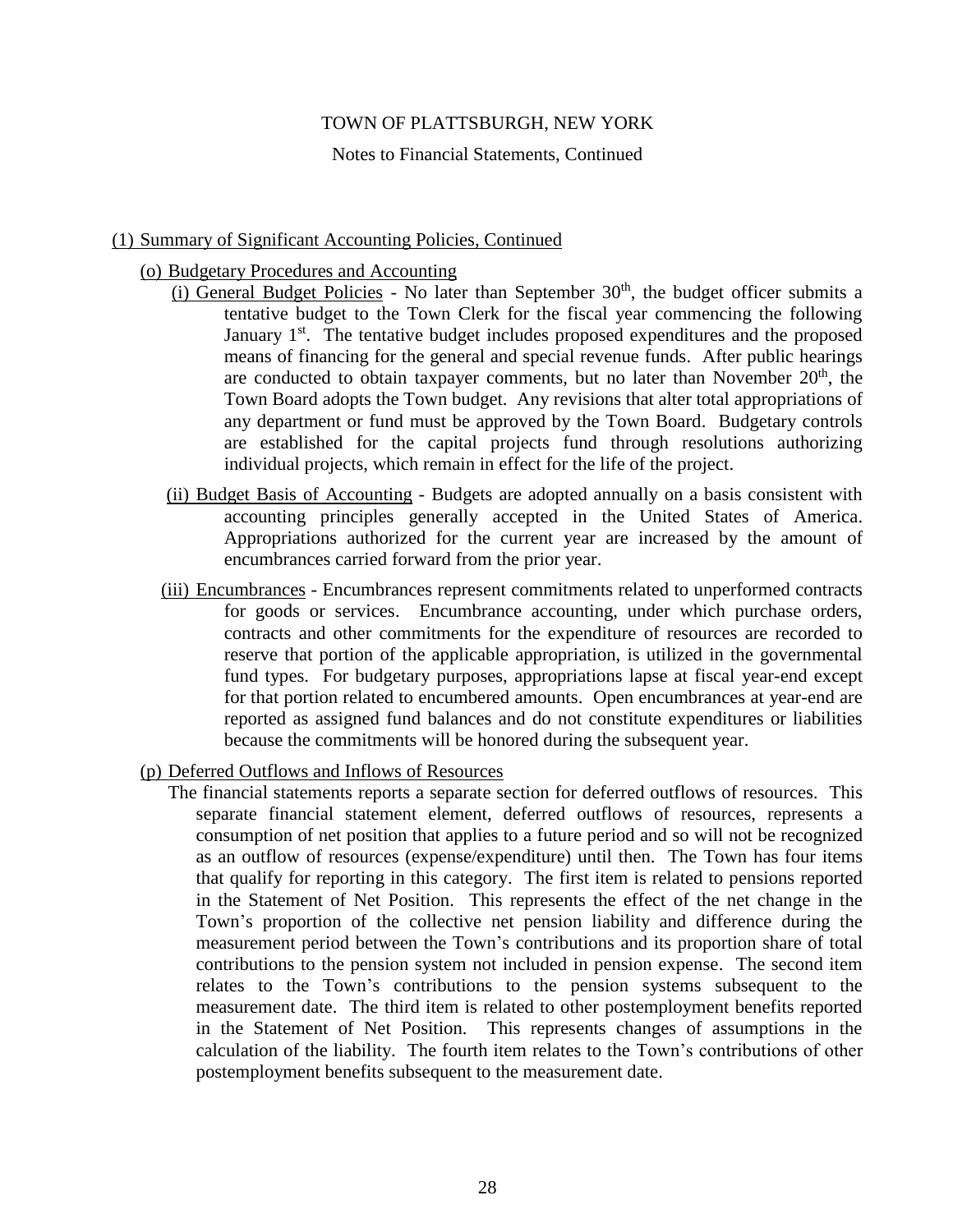## (1) Summary of Significant Accounting Policies, Continued

### (o) Budgetary Procedures and Accounting

(i) General Budget Policies - No later than September 30th, the budget officer submits a tentative budget to the Town Clerk for the fiscal year commencing the following January 1st. The tentative budget includes proposed expenditures and the proposed means of financing for the general and special revenue funds. After public hearings are conducted to obtain taxpayer comments, but no later than November 20th, the Town Board adopts the Town budget. Any revisions that alter total appropriations of any department or fund must be approved by the Town Board. Budgetary controls are established for the capital projects fund through resolutions authorizing individual projects, which remain in effect for the life of the project.

(ii) Budget Basis of Accounting - Budgets are adopted annually on a basis consistent with accounting principles generally accepted in the United States of America. Appropriations authorized for the current year are increased by the amount of encumbrances carried forward from the prior year.

(iii) Encumbrances - Encumbrances represent commitments related to unperformed contracts for goods or services. Encumbrance accounting, under which purchase orders, contracts and other commitments for the expenditure of resources are recorded to reserve that portion of the applicable appropriation, is utilized in the governmental fund types. For budgetary purposes, appropriations lapse at fiscal year-end except for that portion related to encumbered amounts. Open encumbrances at year-end are reported as assigned fund balances and do not constitute expenditures or liabilities because the commitments will be honored during the subsequent year.

### (p) Deferred Outflows and Inflows of Resources

The financial statements reports a separate section for deferred outflows of resources. This separate financial statement element, deferred outflows of resources, represents a consumption of net position that applies to a future period and so will not be recognized as an outflow of resources (expense/expenditure) until then. The Town has four items that qualify for reporting in this category. The first item is related to pensions reported in the Statement of Net Position. This represents the effect of the net change in the Town's proportion of the collective net pension liability and difference during the measurement period between the Town's contributions and its proportion share of total contributions to the pension system not included in pension expense. The second item relates to the Town's contributions to the pension systems subsequent to the measurement date. The third item is related to other postemployment benefits reported in the Statement of Net Position. This represents changes of assumptions in the calculation of the liability. The fourth item relates to the Town's contributions of other postemployment benefits subsequent to the measurement date.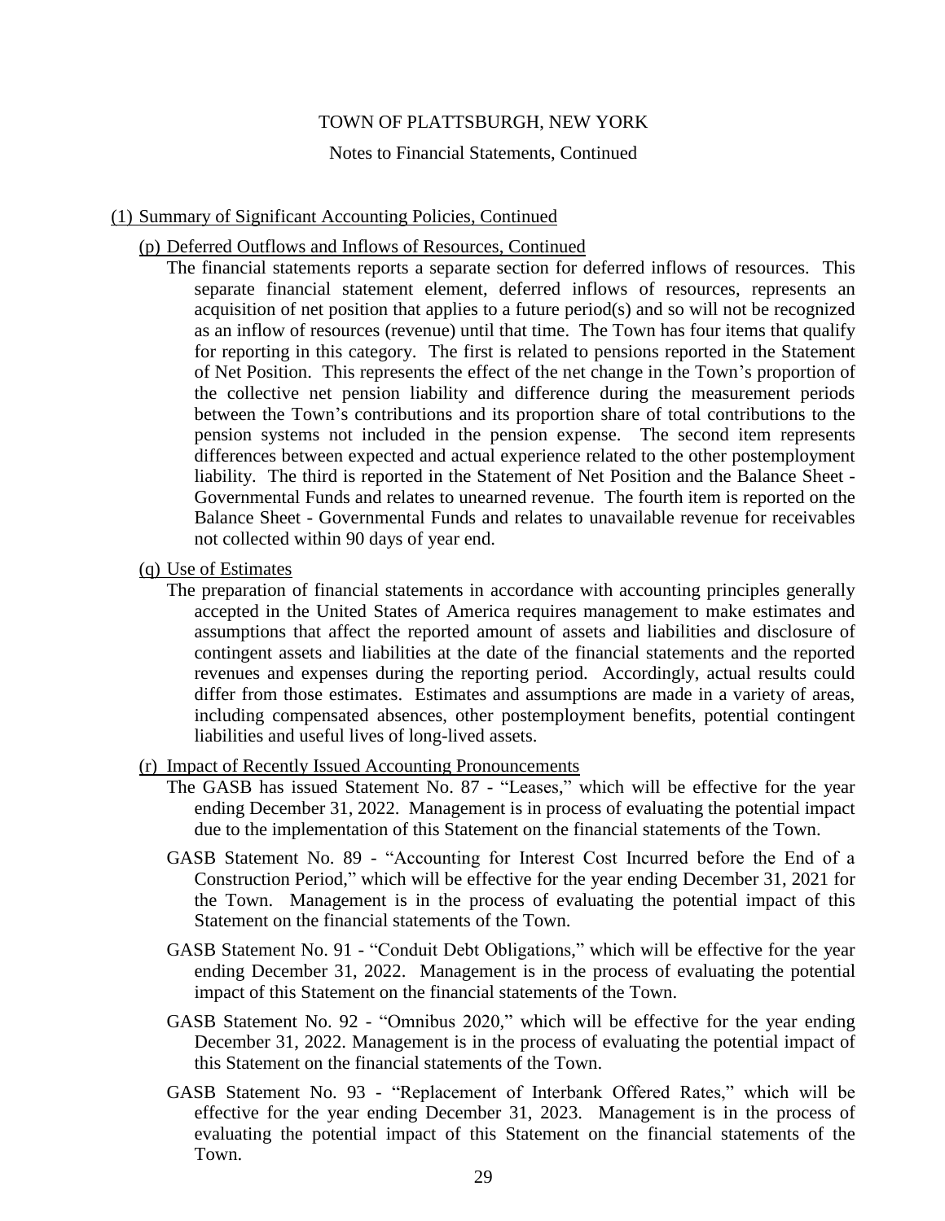## (1) Summary of Significant Accounting Policies, Continued

### (p) Deferred Outflows and Inflows of Resources, Continued

The financial statements reports a separate section for deferred inflows of resources. This separate financial statement element, deferred inflows of resources, represents an acquisition of net position that applies to a future period(s) and so will not be recognized as an inflow of resources (revenue) until that time. The Town has four items that qualify for reporting in this category. The first is related to pensions reported in the Statement of Net Position. This represents the effect of the net change in the Town's proportion of the collective net pension liability and difference during the measurement periods between the Town's contributions and its proportion share of total contributions to the pension systems not included in the pension expense. The second item represents differences between expected and actual experience related to the other postemployment liability. The third is reported in the Statement of Net Position and the Balance Sheet - Governmental Funds and relates to unearned revenue. The fourth item is reported on the Balance Sheet - Governmental Funds and relates to unavailable revenue for receivables not collected within 90 days of year end.

### (q) Use of Estimates

The preparation of financial statements in accordance with accounting principles generally accepted in the United States of America requires management to make estimates and assumptions that affect the reported amount of assets and liabilities and disclosure of contingent assets and liabilities at the date of the financial statements and the reported revenues and expenses during the reporting period. Accordingly, actual results could differ from those estimates. Estimates and assumptions are made in a variety of areas, including compensated absences, other postemployment benefits, potential contingent liabilities and useful lives of long-lived assets.

### (r) Impact of Recently Issued Accounting Pronouncements

The GASB has issued Statement No. 87 - "Leases," which will be effective for the year ending December 31, 2022. Management is in process of evaluating the potential impact due to the implementation of this Statement on the financial statements of the Town.

GASB Statement No. 89 - "Accounting for Interest Cost Incurred before the End of a Construction Period," which will be effective for the year ending December 31, 2021 for the Town. Management is in the process of evaluating the potential impact of this Statement on the financial statements of the Town.

GASB Statement No. 91 - "Conduit Debt Obligations," which will be effective for the year ending December 31, 2022. Management is in the process of evaluating the potential impact of this Statement on the financial statements of the Town.

GASB Statement No. 92 - "Omnibus 2020," which will be effective for the year ending December 31, 2022. Management is in the process of evaluating the potential impact of this Statement on the financial statements of the Town.

GASB Statement No. 93 - "Replacement of Interbank Offered Rates," which will be effective for the year ending December 31, 2023. Management is in the process of evaluating the potential impact of this Statement on the financial statements of the Town.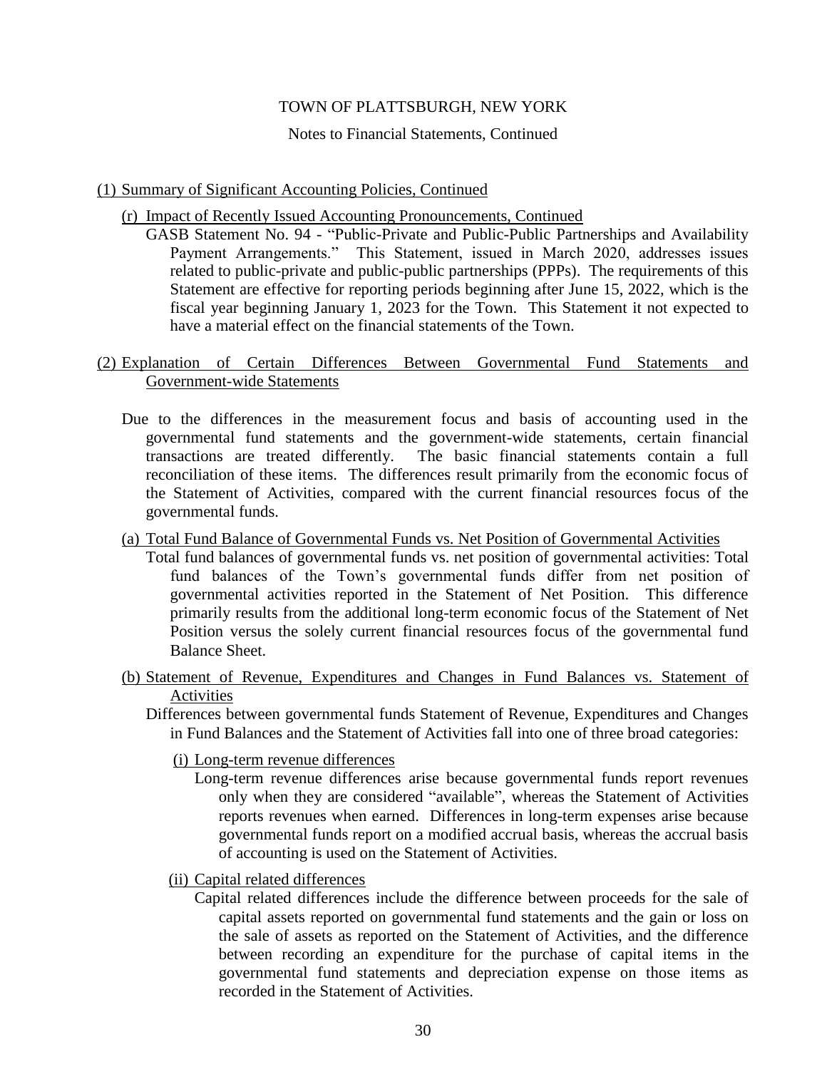## (1) Summary of Significant Accounting Policies, Continued

### (r) Impact of Recently Issued Accounting Pronouncements, Continued

GASB Statement No. 94 - "Public-Private and Public-Public Partnerships and Availability Payment Arrangements." This Statement, issued in March 2020, addresses issues related to public-private and public-public partnerships (PPPs). The requirements of this Statement are effective for reporting periods beginning after June 15, 2022, which is the fiscal year beginning January 1, 2023 for the Town. This Statement it not expected to have a material effect on the financial statements of the Town.

## (2) Explanation of Certain Differences Between Governmental Fund Statements and Government-wide Statements

Due to the differences in the measurement focus and basis of accounting used in the governmental fund statements and the government-wide statements, certain financial transactions are treated differently. The basic financial statements contain a full reconciliation of these items. The differences result primarily from the economic focus of the Statement of Activities, compared with the current financial resources focus of the governmental funds.

### (a) Total Fund Balance of Governmental Funds vs. Net Position of Governmental Activities

Total fund balances of governmental funds vs. net position of governmental activities: Total fund balances of the Town's governmental funds differ from net position of governmental activities reported in the Statement of Net Position. This difference primarily results from the additional long-term economic focus of the Statement of Net Position versus the solely current financial resources focus of the governmental fund Balance Sheet.

### (b) Statement of Revenue, Expenditures and Changes in Fund Balances vs. Statement of Activities

Differences between governmental funds Statement of Revenue, Expenditures and Changes in Fund Balances and the Statement of Activities fall into one of three broad categories:

#### (i) Long-term revenue differences

Long-term revenue differences arise because governmental funds report revenues only when they are considered "available", whereas the Statement of Activities reports revenues when earned. Differences in long-term expenses arise because governmental funds report on a modified accrual basis, whereas the accrual basis of accounting is used on the Statement of Activities.

#### (ii) Capital related differences

Capital related differences include the difference between proceeds for the sale of capital assets reported on governmental fund statements and the gain or loss on the sale of assets as reported on the Statement of Activities, and the difference between recording an expenditure for the purchase of capital items in the governmental fund statements and depreciation expense on those items as recorded in the Statement of Activities.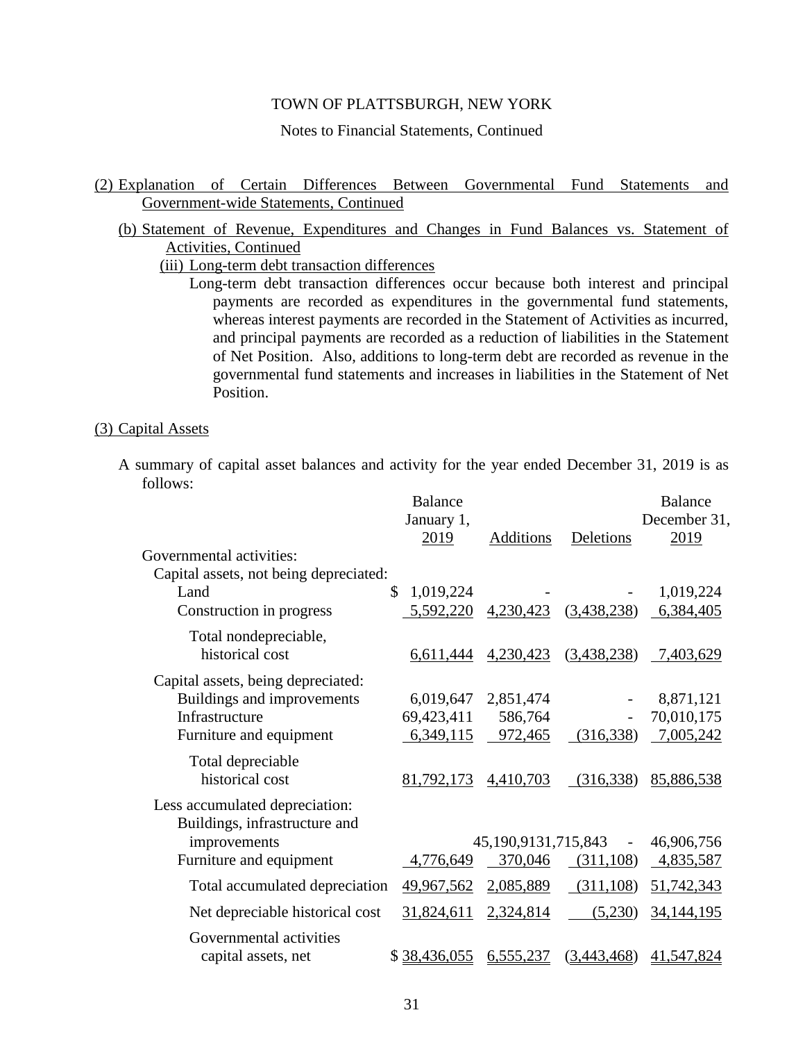TOWN OF PLATTSBURGH, NEW YORK

Notes to Financial Statements, Continued

(2) Explanation of Certain Differences Between Governmental Fund Statements and Government-wide Statements, Continued

(b) Statement of Revenue, Expenditures and Changes in Fund Balances vs. Statement of Activities, Continued

(iii) Long-term debt transaction differences

Long-term debt transaction differences occur because both interest and principal payments are recorded as expenditures in the governmental fund statements, whereas interest payments are recorded in the Statement of Activities as incurred, and principal payments are recorded as a reduction of liabilities in the Statement of Net Position. Also, additions to long-term debt are recorded as revenue in the governmental fund statements and increases in liabilities in the Statement of Net Position.

(3) Capital Assets

A summary of capital asset balances and activity for the year ended December 31, 2019 is as follows:

| | Balance January 1, 2019 | Additions | Deletions | Balance December 31, 2019 |
|---|---|---|---|---|
| Governmental activities: | | | | |
| Capital assets, not being depreciated: | | | | |
| Land | $ 1,019,224 | - | - | 1,019,224 |
| Construction in progress | 5,592,220 | 4,230,423 | (3,438,238) | 6,384,405 |
| Total nondepreciable, historical cost | 6,611,444 | 4,230,423 | (3,438,238) | 7,403,629 |
| Capital assets, being depreciated: | | | | |
| Buildings and improvements | 6,019,647 | 2,851,474 | - | 8,871,121 |
| Infrastructure | 69,423,411 | 586,764 | - | 70,010,175 |
| Furniture and equipment | 6,349,115 | 972,465 | (316,338) | 7,005,242 |
| Total depreciable historical cost | 81,792,173 | 4,410,703 | (316,338) | 85,886,538 |
| Less accumulated depreciation: | | | | |
| Buildings, infrastructure and improvements | 45,190,913 | 1,715,843 | - | 46,906,756 |
| Furniture and equipment | 4,776,649 | 370,046 | (311,108) | 4,835,587 |
| Total accumulated depreciation | 49,967,562 | 2,085,889 | (311,108) | 51,742,343 |
| Net depreciable historical cost | 31,824,611 | 2,324,814 | (5,230) | 34,144,195 |
| Governmental activities capital assets, net | $ 38,436,055 | 6,555,237 | (3,443,468) | 41,547,824 |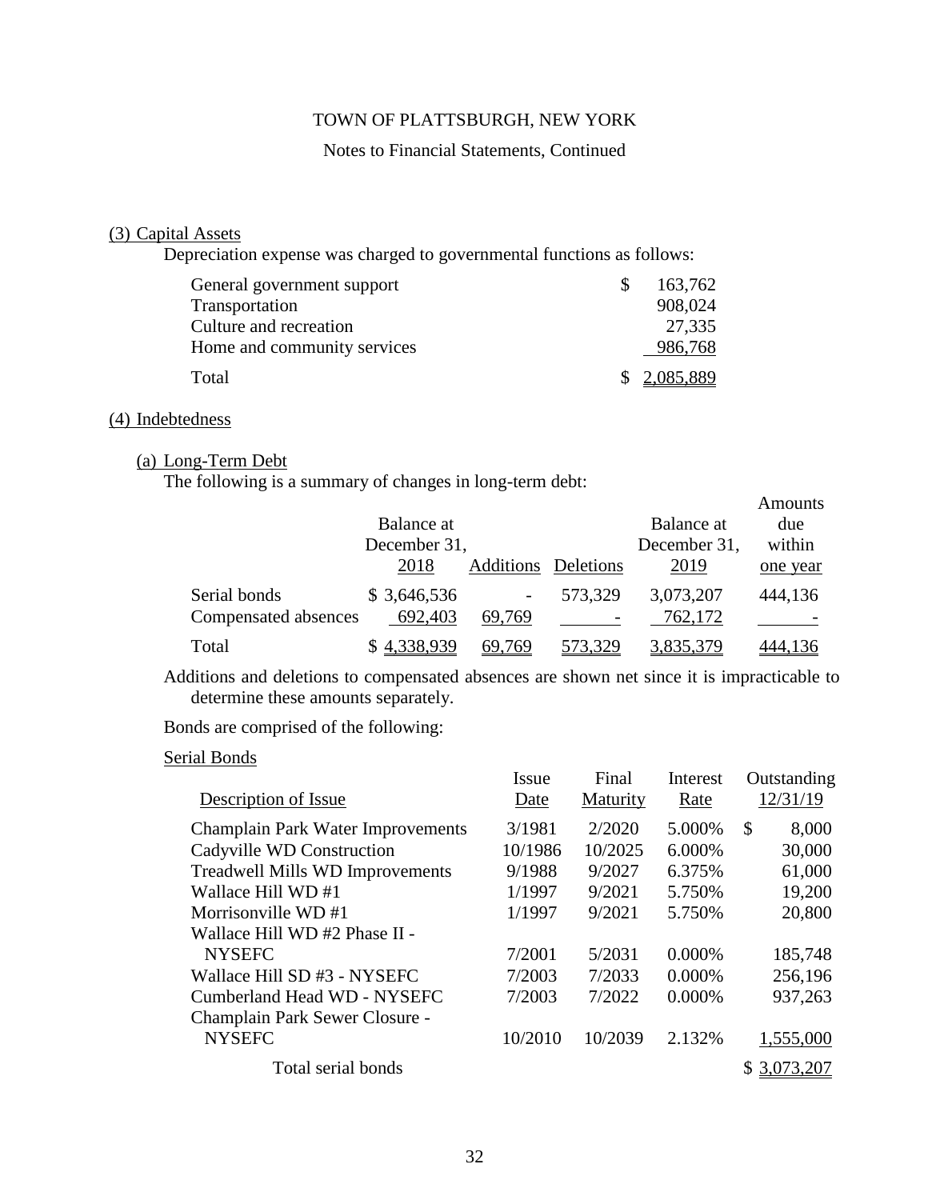TOWN OF PLATTSBURGH, NEW YORK

Notes to Financial Statements, Continued

## (3) Capital Assets

Depreciation expense was charged to governmental functions as follows:

| | |
|---|---|
| General government support | $ 163,762 |
| Transportation | 908,024 |
| Culture and recreation | 27,335 |
| Home and community services | 986,768 |
| Total | $ 2,085,889 |

## (4) Indebtedness

### (a) Long-Term Debt

The following is a summary of changes in long-term debt:

| | Balance at December 31, 2018 | Additions | Deletions | Balance at December 31, 2019 | Amounts due within one year |
|---|---|---|---|---|---|
| Serial bonds | $ 3,646,536 | - | 573,329 | 3,073,207 | 444,136 |
| Compensated absences | 692,403 | 69,769 | - | 762,172 | - |
| Total | $ 4,338,939 | 69,769 | 573,329 | 3,835,379 | 444,136 |

Additions and deletions to compensated absences are shown net since it is impracticable to determine these amounts separately.

Bonds are comprised of the following:

Serial Bonds

| Description of Issue | Issue Date | Final Maturity | Interest Rate | Outstanding 12/31/19 |
|---|---|---|---|---|
| Champlain Park Water Improvements | 3/1981 | 2/2020 | 5.000% | $ 8,000 |
| Cadyville WD Construction | 10/1986 | 10/2025 | 6.000% | 30,000 |
| Treadwell Mills WD Improvements | 9/1988 | 9/2027 | 6.375% | 61,000 |
| Wallace Hill WD #1 | 1/1997 | 9/2021 | 5.750% | 19,200 |
| Morrisonville WD #1 | 1/1997 | 9/2021 | 5.750% | 20,800 |
| Wallace Hill WD #2 Phase II - NYSEFC | 7/2001 | 5/2031 | 0.000% | 185,748 |
| Wallace Hill SD #3 - NYSEFC | 7/2003 | 7/2033 | 0.000% | 256,196 |
| Cumberland Head WD - NYSEFC | 7/2003 | 7/2022 | 0.000% | 937,263 |
| Champlain Park Sewer Closure - NYSEFC | 10/2010 | 10/2039 | 2.132% | 1,555,000 |
| Total serial bonds | | | | $ 3,073,207 |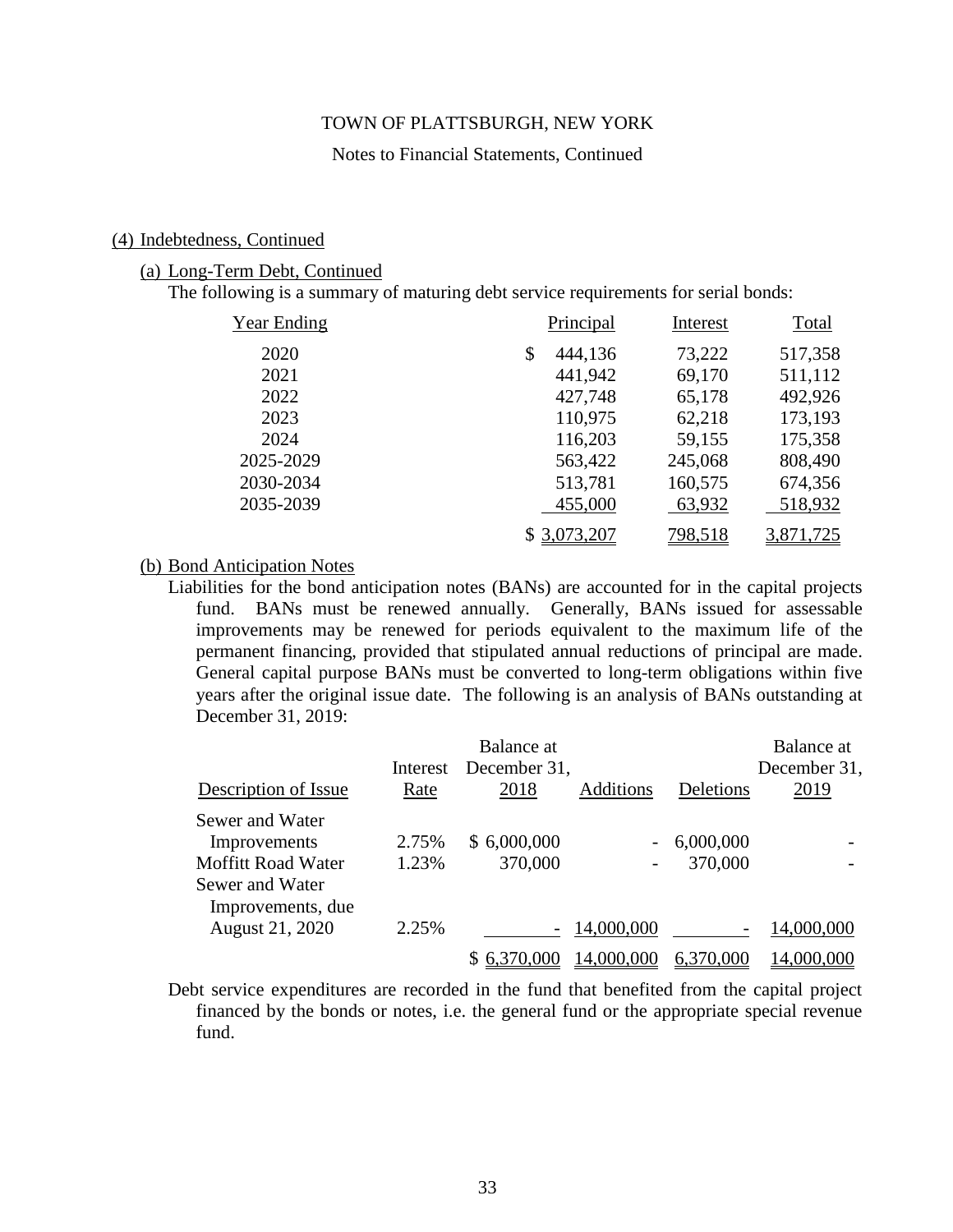TOWN OF PLATTSBURGH, NEW YORK

Notes to Financial Statements, Continued

## (4) Indebtedness, Continued

### (a) Long-Term Debt, Continued

The following is a summary of maturing debt service requirements for serial bonds:

| Year Ending | Principal | Interest | Total |
|---|---|---|---|
| 2020 | $ 444,136 | 73,222 | 517,358 |
| 2021 | 441,942 | 69,170 | 511,112 |
| 2022 | 427,748 | 65,178 | 492,926 |
| 2023 | 110,975 | 62,218 | 173,193 |
| 2024 | 116,203 | 59,155 | 175,358 |
| 2025-2029 | 563,422 | 245,068 | 808,490 |
| 2030-2034 | 513,781 | 160,575 | 674,356 |
| 2035-2039 | 455,000 | 63,932 | 518,932 |
| | $ 3,073,207 | 798,518 | 3,871,725 |

### (b) Bond Anticipation Notes

Liabilities for the bond anticipation notes (BANs) are accounted for in the capital projects fund. BANs must be renewed annually. Generally, BANs issued for assessable improvements may be renewed for periods equivalent to the maximum life of the permanent financing, provided that stipulated annual reductions of principal are made. General capital purpose BANs must be converted to long-term obligations within five years after the original issue date. The following is an analysis of BANs outstanding at December 31, 2019:

| Description of Issue | Interest Rate | Balance at December 31, 2018 | Additions | Deletions | Balance at December 31, 2019 |
|---|---|---|---|---|---|
| Sewer and Water Improvements | 2.75% | $ 6,000,000 | - | 6,000,000 | - |
| Moffitt Road Water | 1.23% | 370,000 | - | 370,000 | - |
| Sewer and Water Improvements, due August 21, 2020 | 2.25% | - | 14,000,000 | - | 14,000,000 |
| | | $ 6,370,000 | 14,000,000 | 6,370,000 | 14,000,000 |

Debt service expenditures are recorded in the fund that benefited from the capital project financed by the bonds or notes, i.e. the general fund or the appropriate special revenue fund.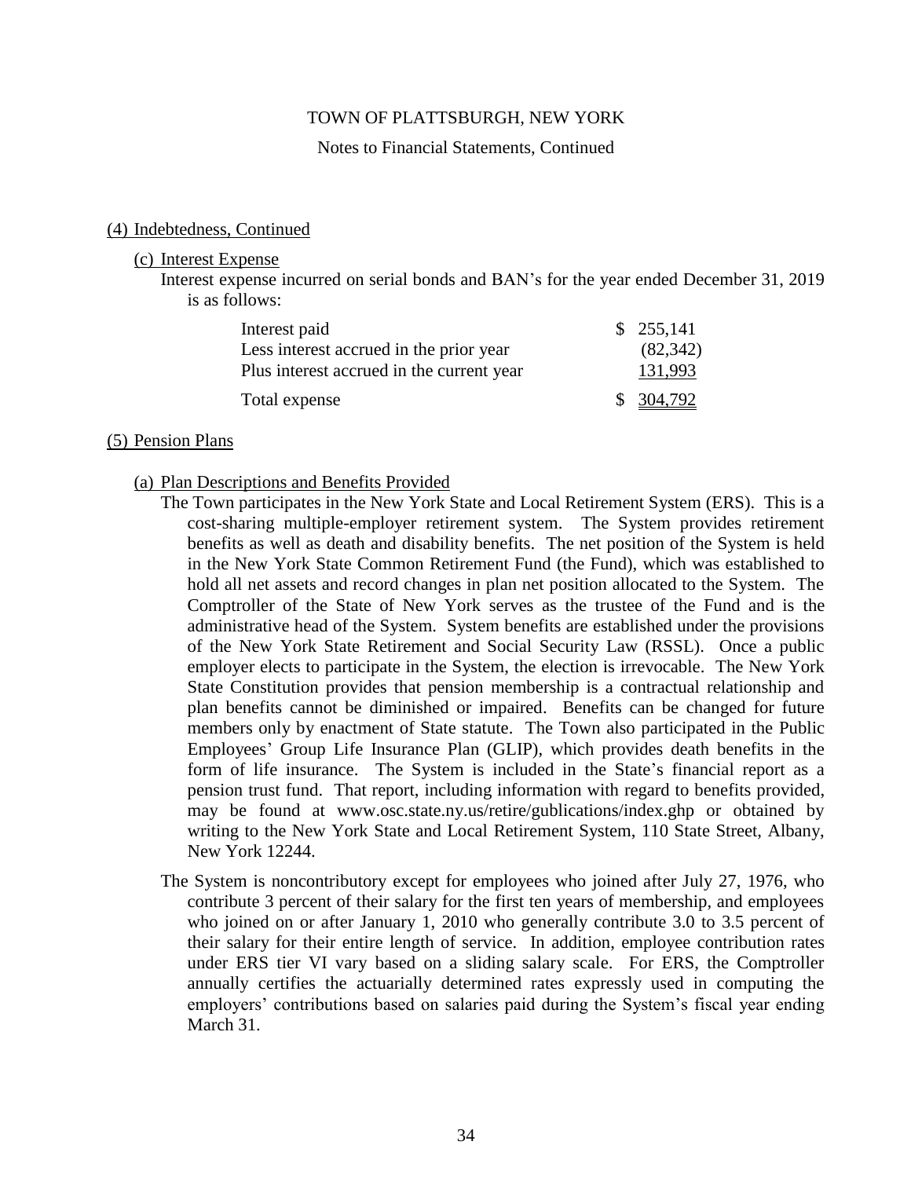## (4) Indebtedness, Continued

### (c) Interest Expense

Interest expense incurred on serial bonds and BAN's for the year ended December 31, 2019 is as follows:

| | |
|---|---|
| Interest paid | $ 255,141 |
| Less interest accrued in the prior year | (82,342) |
| Plus interest accrued in the current year | 131,993 |
| Total expense | $ 304,792 |

## (5) Pension Plans

### (a) Plan Descriptions and Benefits Provided

The Town participates in the New York State and Local Retirement System (ERS). This is a cost-sharing multiple-employer retirement system. The System provides retirement benefits as well as death and disability benefits. The net position of the System is held in the New York State Common Retirement Fund (the Fund), which was established to hold all net assets and record changes in plan net position allocated to the System. The Comptroller of the State of New York serves as the trustee of the Fund and is the administrative head of the System. System benefits are established under the provisions of the New York State Retirement and Social Security Law (RSSL). Once a public employer elects to participate in the System, the election is irrevocable. The New York State Constitution provides that pension membership is a contractual relationship and plan benefits cannot be diminished or impaired. Benefits can be changed for future members only by enactment of State statute. The Town also participated in the Public Employees' Group Life Insurance Plan (GLIP), which provides death benefits in the form of life insurance. The System is included in the State's financial report as a pension trust fund. That report, including information with regard to benefits provided, may be found at www.osc.state.ny.us/retire/gublications/index.ghp or obtained by writing to the New York State and Local Retirement System, 110 State Street, Albany, New York 12244.

The System is noncontributory except for employees who joined after July 27, 1976, who contribute 3 percent of their salary for the first ten years of membership, and employees who joined on or after January 1, 2010 who generally contribute 3.0 to 3.5 percent of their salary for their entire length of service. In addition, employee contribution rates under ERS tier VI vary based on a sliding salary scale. For ERS, the Comptroller annually certifies the actuarially determined rates expressly used in computing the employers' contributions based on salaries paid during the System's fiscal year ending March 31.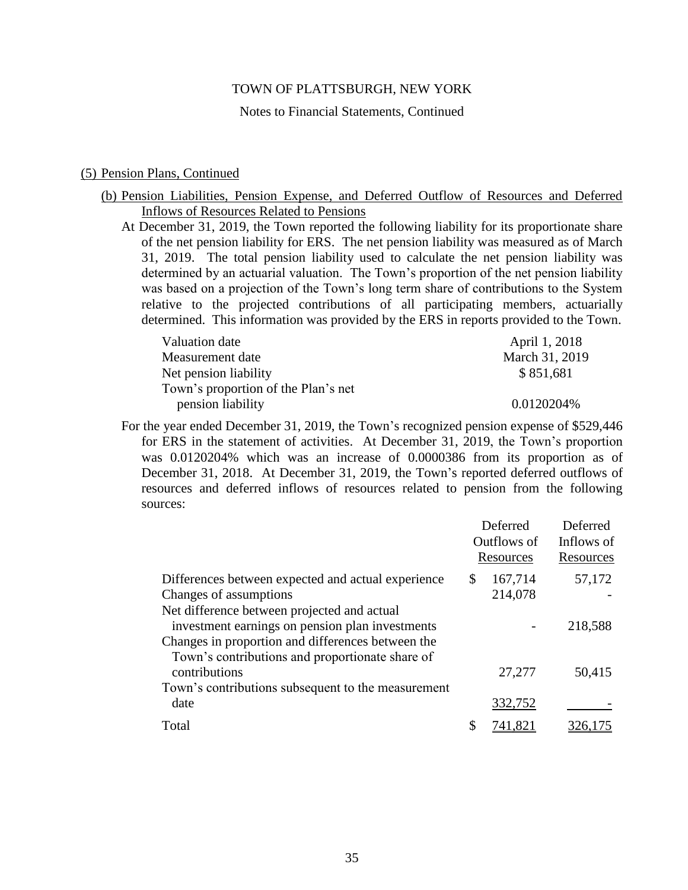TOWN OF PLATTSBURGH, NEW YORK

Notes to Financial Statements, Continued

## (5) Pension Plans, Continued

### (b) Pension Liabilities, Pension Expense, and Deferred Outflow of Resources and Deferred Inflows of Resources Related to Pensions

At December 31, 2019, the Town reported the following liability for its proportionate share of the net pension liability for ERS. The net pension liability was measured as of March 31, 2019. The total pension liability used to calculate the net pension liability was determined by an actuarial valuation. The Town's proportion of the net pension liability was based on a projection of the Town's long term share of contributions to the System relative to the projected contributions of all participating members, actuarially determined. This information was provided by the ERS in reports provided to the Town.

| | |
|---|---|
| Valuation date | April 1, 2018 |
| Measurement date | March 31, 2019 |
| Net pension liability | $ 851,681 |
| Town's proportion of the Plan's net pension liability | 0.0120204% |

For the year ended December 31, 2019, the Town's recognized pension expense of $529,446 for ERS in the statement of activities. At December 31, 2019, the Town's proportion was 0.0120204% which was an increase of 0.0000386 from its proportion as of December 31, 2018. At December 31, 2019, the Town's reported deferred outflows of resources and deferred inflows of resources related to pension from the following sources:

| | Deferred Outflows of Resources | Deferred Inflows of Resources |
|---|---|---|
| Differences between expected and actual experience | $ 167,714 | 57,172 |
| Changes of assumptions | 214,078 | - |
| Net difference between projected and actual investment earnings on pension plan investments | - | 218,588 |
| Changes in proportion and differences between the Town's contributions and proportionate share of contributions | 27,277 | 50,415 |
| Town's contributions subsequent to the measurement date | 332,752 | - |
| Total | $ 741,821 | 326,175 |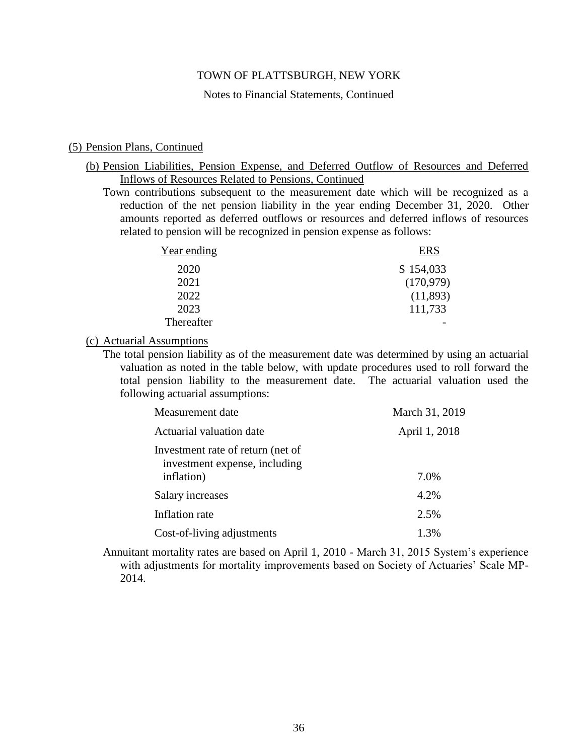(5) Pension Plans, Continued

(b) Pension Liabilities, Pension Expense, and Deferred Outflow of Resources and Deferred Inflows of Resources Related to Pensions, Continued

Town contributions subsequent to the measurement date which will be recognized as a reduction of the net pension liability in the year ending December 31, 2020. Other amounts reported as deferred outflows or resources and deferred inflows of resources related to pension will be recognized in pension expense as follows:

| Year ending | ERS |
|---|---|
| 2020 | $ 154,033 |
| 2021 | (170,979) |
| 2022 | (11,893) |
| 2023 | 111,733 |
| Thereafter | - |

(c) Actuarial Assumptions

The total pension liability as of the measurement date was determined by using an actuarial valuation as noted in the table below, with update procedures used to roll forward the total pension liability to the measurement date. The actuarial valuation used the following actuarial assumptions:

| | |
|---|---|
| Measurement date | March 31, 2019 |
| Actuarial valuation date | April 1, 2018 |
| Investment rate of return (net of investment expense, including inflation) | 7.0% |
| Salary increases | 4.2% |
| Inflation rate | 2.5% |
| Cost-of-living adjustments | 1.3% |

Annuitant mortality rates are based on April 1, 2010 - March 31, 2015 System's experience with adjustments for mortality improvements based on Society of Actuaries' Scale MP-2014.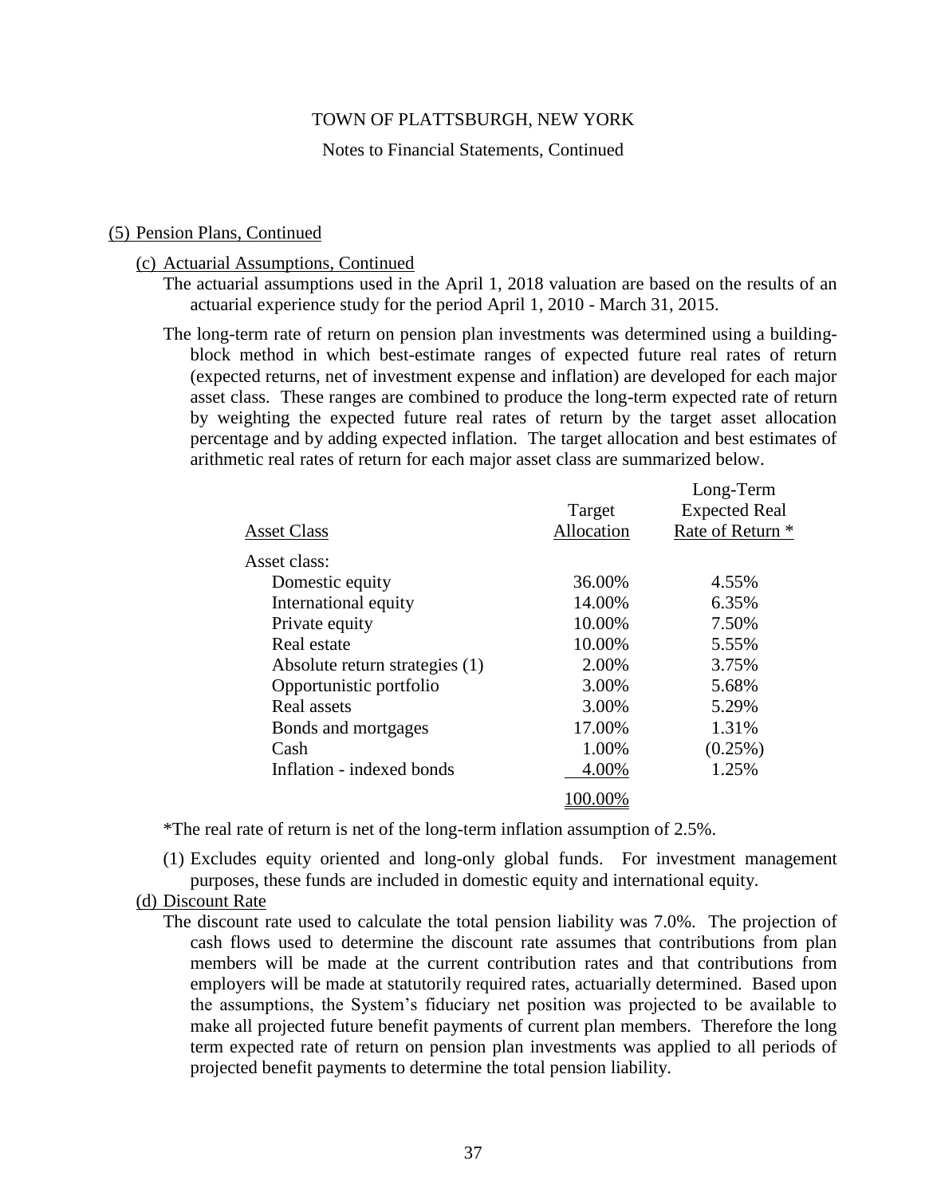TOWN OF PLATTSBURGH, NEW YORK

Notes to Financial Statements, Continued

(5) Pension Plans, Continued

(c) Actuarial Assumptions, Continued

The actuarial assumptions used in the April 1, 2018 valuation are based on the results of an actuarial experience study for the period April 1, 2010 - March 31, 2015.

The long-term rate of return on pension plan investments was determined using a building-block method in which best-estimate ranges of expected future real rates of return (expected returns, net of investment expense and inflation) are developed for each major asset class. These ranges are combined to produce the long-term expected rate of return by weighting the expected future real rates of return by the target asset allocation percentage and by adding expected inflation. The target allocation and best estimates of arithmetic real rates of return for each major asset class are summarized below.

| Asset Class | Target Allocation | Long-Term Expected Real Rate of Return * |
|---|---|---|
| Asset class: | | |
| Domestic equity | 36.00% | 4.55% |
| International equity | 14.00% | 6.35% |
| Private equity | 10.00% | 7.50% |
| Real estate | 10.00% | 5.55% |
| Absolute return strategies (1) | 2.00% | 3.75% |
| Opportunistic portfolio | 3.00% | 5.68% |
| Real assets | 3.00% | 5.29% |
| Bonds and mortgages | 17.00% | 1.31% |
| Cash | 1.00% | (0.25%) |
| Inflation - indexed bonds | 4.00% | 1.25% |
| | 100.00% | |

*The real rate of return is net of the long-term inflation assumption of 2.5%.

(1) Excludes equity oriented and long-only global funds. For investment management purposes, these funds are included in domestic equity and international equity.

(d) Discount Rate

The discount rate used to calculate the total pension liability was 7.0%. The projection of cash flows used to determine the discount rate assumes that contributions from plan members will be made at the current contribution rates and that contributions from employers will be made at statutorily required rates, actuarially determined. Based upon the assumptions, the System's fiduciary net position was projected to be available to make all projected future benefit payments of current plan members. Therefore the long term expected rate of return on pension plan investments was applied to all periods of projected benefit payments to determine the total pension liability.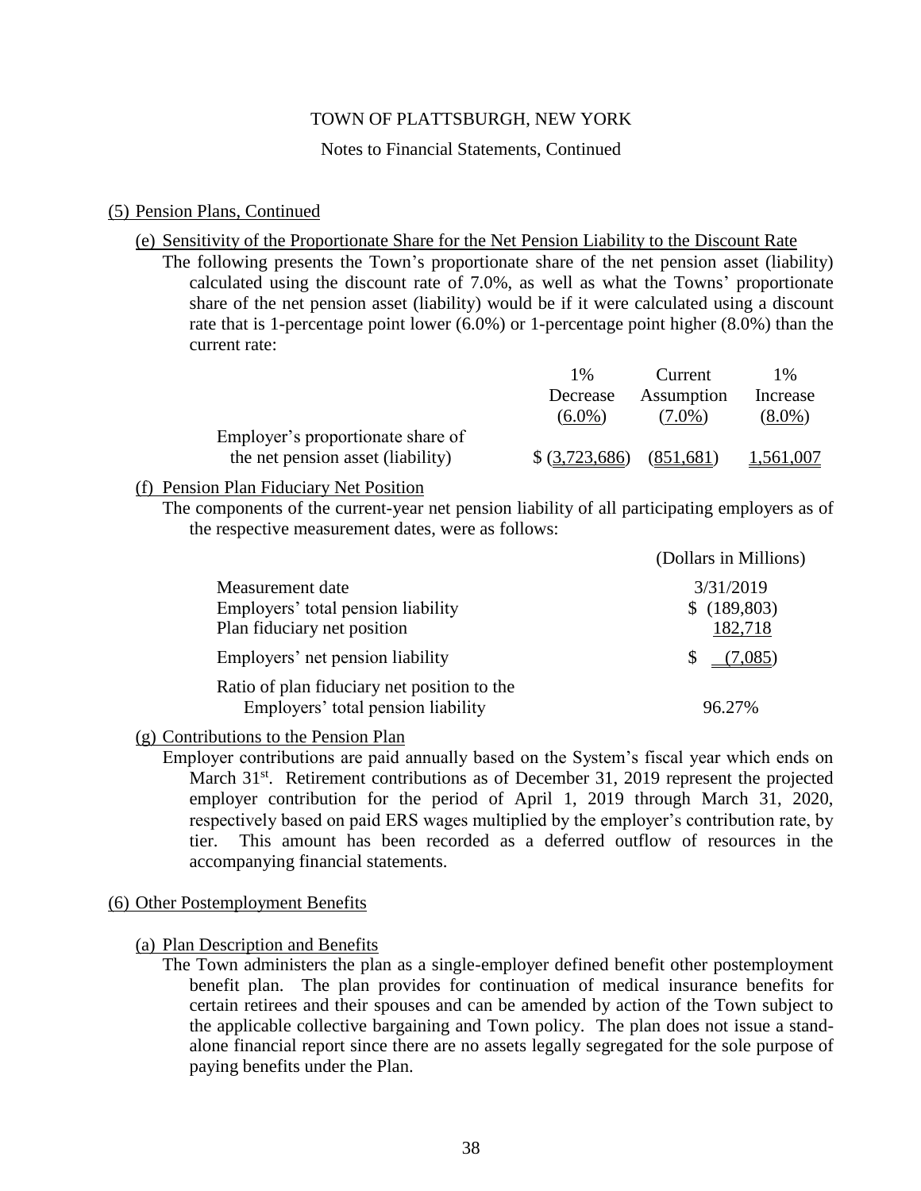TOWN OF PLATTSBURGH, NEW YORK

Notes to Financial Statements, Continued

## (5) Pension Plans, Continued

### (e) Sensitivity of the Proportionate Share for the Net Pension Liability to the Discount Rate

The following presents the Town's proportionate share of the net pension asset (liability) calculated using the discount rate of 7.0%, as well as what the Towns' proportionate share of the net pension asset (liability) would be if it were calculated using a discount rate that is 1-percentage point lower (6.0%) or 1-percentage point higher (8.0%) than the current rate:

| | 1% Decrease (6.0%) | Current Assumption (7.0%) | 1% Increase (8.0%) |
|---|---|---|---|
| Employer's proportionate share of the net pension asset (liability) | $ (3,723,686) | (851,681) | 1,561,007 |

### (f) Pension Plan Fiduciary Net Position

The components of the current-year net pension liability of all participating employers as of the respective measurement dates, were as follows:

| | (Dollars in Millions) |
|---|---|
| Measurement date | 3/31/2019 |
| Employers' total pension liability | $ (189,803) |
| Plan fiduciary net position | 182,718 |
| Employers' net pension liability | $ (7,085) |
| Ratio of plan fiduciary net position to the Employers' total pension liability | 96.27% |

### (g) Contributions to the Pension Plan

Employer contributions are paid annually based on the System's fiscal year which ends on March 31st. Retirement contributions as of December 31, 2019 represent the projected employer contribution for the period of April 1, 2019 through March 31, 2020, respectively based on paid ERS wages multiplied by the employer's contribution rate, by tier. This amount has been recorded as a deferred outflow of resources in the accompanying financial statements.

## (6) Other Postemployment Benefits

### (a) Plan Description and Benefits

The Town administers the plan as a single-employer defined benefit other postemployment benefit plan. The plan provides for continuation of medical insurance benefits for certain retirees and their spouses and can be amended by action of the Town subject to the applicable collective bargaining and Town policy. The plan does not issue a stand-alone financial report since there are no assets legally segregated for the sole purpose of paying benefits under the Plan.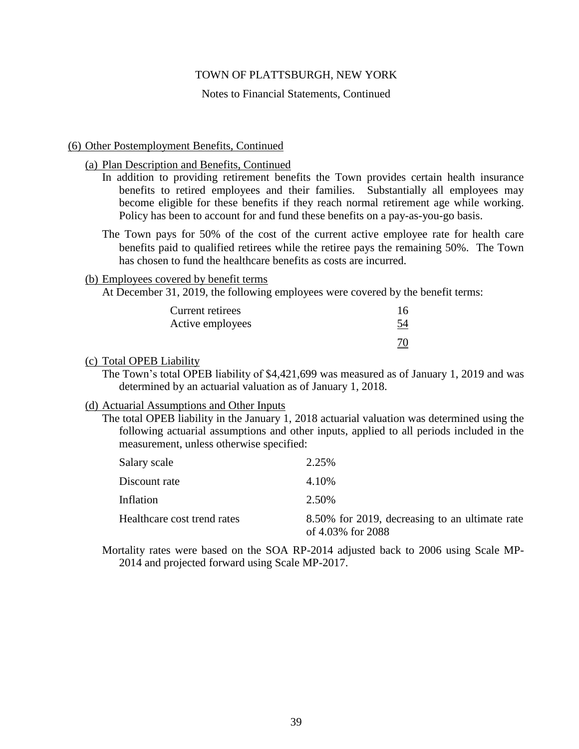TOWN OF PLATTSBURGH, NEW YORK

Notes to Financial Statements, Continued

## (6) Other Postemployment Benefits, Continued

### (a) Plan Description and Benefits, Continued

In addition to providing retirement benefits the Town provides certain health insurance benefits to retired employees and their families. Substantially all employees may become eligible for these benefits if they reach normal retirement age while working. Policy has been to account for and fund these benefits on a pay-as-you-go basis.

The Town pays for 50% of the cost of the current active employee rate for health care benefits paid to qualified retirees while the retiree pays the remaining 50%. The Town has chosen to fund the healthcare benefits as costs are incurred.

### (b) Employees covered by benefit terms

At December 31, 2019, the following employees were covered by the benefit terms:

| | |
|---|---|
| Current retirees | 16 |
| Active employees | 54 |
| | 70 |

### (c) Total OPEB Liability

The Town's total OPEB liability of $4,421,699 was measured as of January 1, 2019 and was determined by an actuarial valuation as of January 1, 2018.

### (d) Actuarial Assumptions and Other Inputs

The total OPEB liability in the January 1, 2018 actuarial valuation was determined using the following actuarial assumptions and other inputs, applied to all periods included in the measurement, unless otherwise specified:

| | |
|---|---|
| Salary scale | 2.25% |
| Discount rate | 4.10% |
| Inflation | 2.50% |
| Healthcare cost trend rates | 8.50% for 2019, decreasing to an ultimate rate of 4.03% for 2088 |

Mortality rates were based on the SOA RP-2014 adjusted back to 2006 using Scale MP-2014 and projected forward using Scale MP-2017.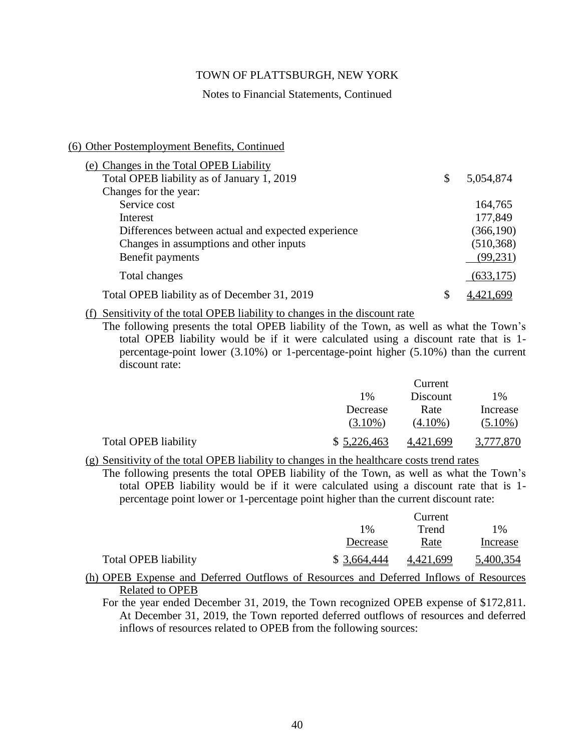## (6) Other Postemployment Benefits, Continued

### (e) Changes in the Total OPEB Liability

| | |
|---|---|
| Total OPEB liability as of January 1, 2019 | $ 5,054,874 |
| Changes for the year: | |
| Service cost | 164,765 |
| Interest | 177,849 |
| Differences between actual and expected experience | (366,190) |
| Changes in assumptions and other inputs | (510,368) |
| Benefit payments | (99,231) |
| Total changes | (633,175) |
| Total OPEB liability as of December 31, 2019 | $ 4,421,699 |

### (f) Sensitivity of the total OPEB liability to changes in the discount rate

The following presents the total OPEB liability of the Town, as well as what the Town's total OPEB liability would be if it were calculated using a discount rate that is 1-percentage-point lower (3.10%) or 1-percentage-point higher (5.10%) than the current discount rate:

| | 1% Decrease (3.10%) | Current Discount Rate (4.10%) | 1% Increase (5.10%) |
|---|---|---|---|
| Total OPEB liability | $ 5,226,463 | 4,421,699 | 3,777,870 |

### (g) Sensitivity of the total OPEB liability to changes in the healthcare costs trend rates

The following presents the total OPEB liability of the Town, as well as what the Town's total OPEB liability would be if it were calculated using a discount rate that is 1-percentage point lower or 1-percentage point higher than the current discount rate:

| | 1% Decrease | Current Trend Rate | 1% Increase |
|---|---|---|---|
| Total OPEB liability | $ 3,664,444 | 4,421,699 | 5,400,354 |

### (h) OPEB Expense and Deferred Outflows of Resources and Deferred Inflows of Resources Related to OPEB

For the year ended December 31, 2019, the Town recognized OPEB expense of $172,811. At December 31, 2019, the Town reported deferred outflows of resources and deferred inflows of resources related to OPEB from the following sources: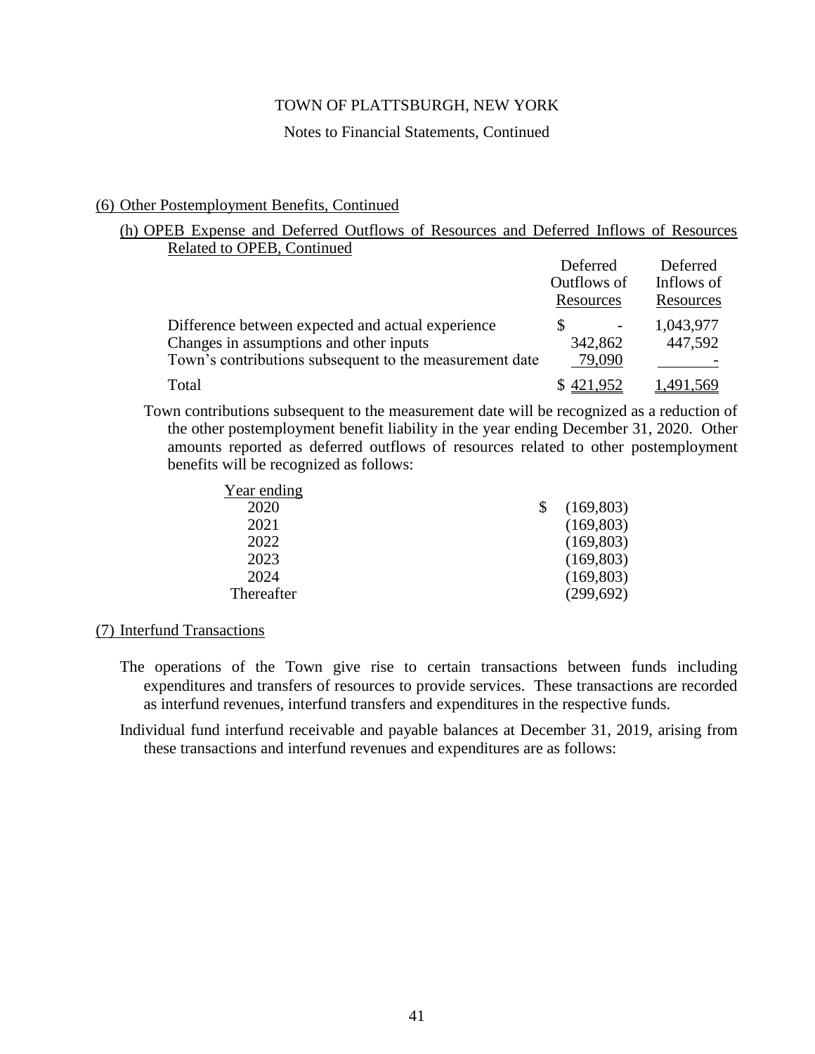TOWN OF PLATTSBURGH, NEW YORK

Notes to Financial Statements, Continued

## (6) Other Postemployment Benefits, Continued

### (h) OPEB Expense and Deferred Outflows of Resources and Deferred Inflows of Resources Related to OPEB, Continued

| | Deferred Outflows of Resources | Deferred Inflows of Resources |
|---|---|---|
| Difference between expected and actual experience | $ - | 1,043,977 |
| Changes in assumptions and other inputs | 342,862 | 447,592 |
| Town's contributions subsequent to the measurement date | 79,090 | - |
| Total | $ 421,952 | 1,491,569 |

Town contributions subsequent to the measurement date will be recognized as a reduction of the other postemployment benefit liability in the year ending December 31, 2020. Other amounts reported as deferred outflows of resources related to other postemployment benefits will be recognized as follows:

| Year ending | |
|---|---|
| 2020 | $ (169,803) |
| 2021 | (169,803) |
| 2022 | (169,803) |
| 2023 | (169,803) |
| 2024 | (169,803) |
| Thereafter | (299,692) |

## (7) Interfund Transactions

The operations of the Town give rise to certain transactions between funds including expenditures and transfers of resources to provide services. These transactions are recorded as interfund revenues, interfund transfers and expenditures in the respective funds.

Individual fund interfund receivable and payable balances at December 31, 2019, arising from these transactions and interfund revenues and expenditures are as follows: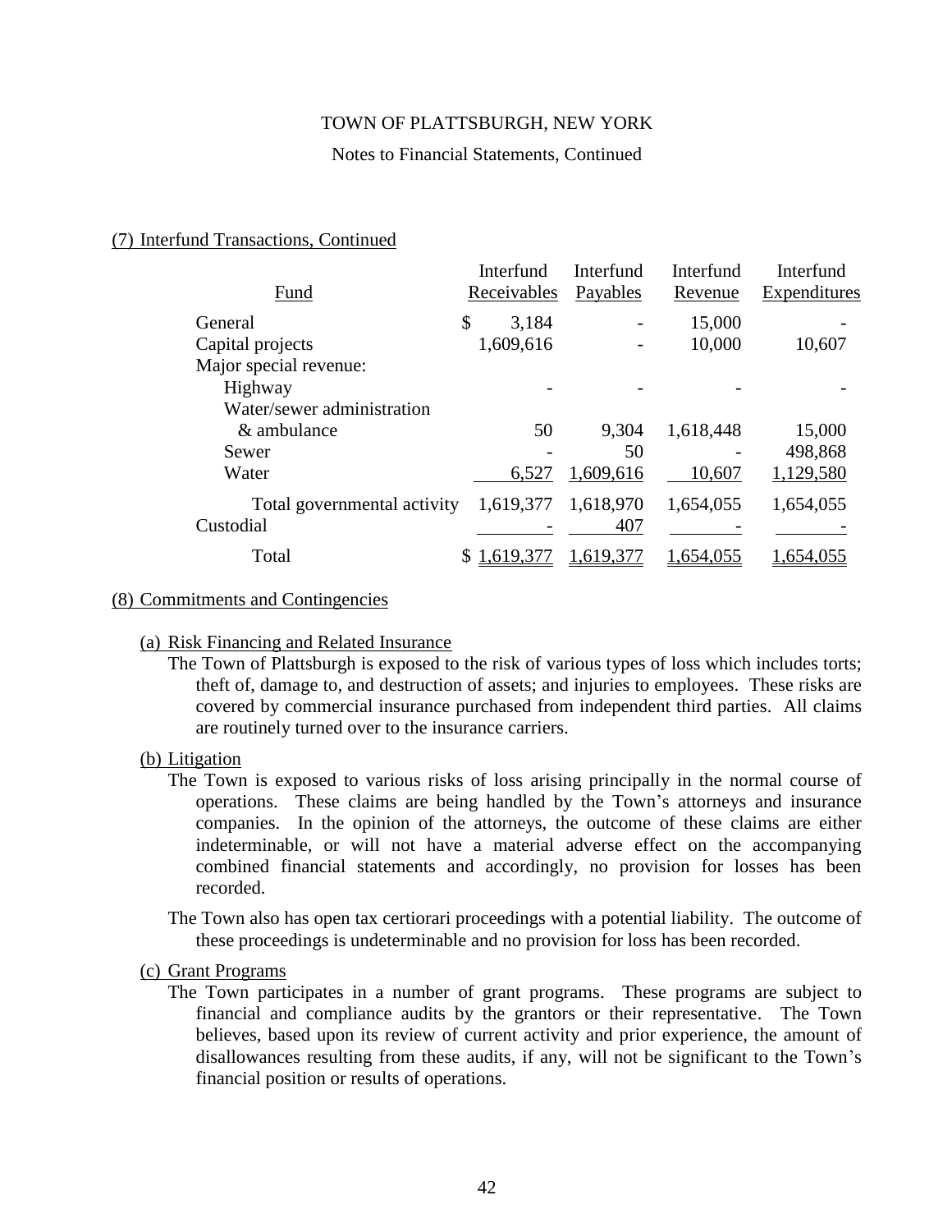## (7) Interfund Transactions, Continued

| Fund | Interfund Receivables | Interfund Payables | Interfund Revenue | Interfund Expenditures |
|---|---|---|---|---|
| General | $ 3,184 | - | 15,000 | - |
| Capital projects | 1,609,616 | - | 10,000 | 10,607 |
| Major special revenue: | | | | |
| Highway | - | - | - | - |
| Water/sewer administration & ambulance | 50 | 9,304 | 1,618,448 | 15,000 |
| Sewer | - | 50 | - | 498,868 |
| Water | 6,527 | 1,609,616 | 10,607 | 1,129,580 |
| Total governmental activity | 1,619,377 | 1,618,970 | 1,654,055 | 1,654,055 |
| Custodial | - | 407 | - | - |
| Total | $ 1,619,377 | 1,619,377 | 1,654,055 | 1,654,055 |

## (8) Commitments and Contingencies

### (a) Risk Financing and Related Insurance

The Town of Plattsburgh is exposed to the risk of various types of loss which includes torts; theft of, damage to, and destruction of assets; and injuries to employees. These risks are covered by commercial insurance purchased from independent third parties. All claims are routinely turned over to the insurance carriers.

### (b) Litigation

The Town is exposed to various risks of loss arising principally in the normal course of operations. These claims are being handled by the Town's attorneys and insurance companies. In the opinion of the attorneys, the outcome of these claims are either indeterminable, or will not have a material adverse effect on the accompanying combined financial statements and accordingly, no provision for losses has been recorded.

The Town also has open tax certiorari proceedings with a potential liability. The outcome of these proceedings is undeterminable and no provision for loss has been recorded.

### (c) Grant Programs

The Town participates in a number of grant programs. These programs are subject to financial and compliance audits by the grantors or their representative. The Town believes, based upon its review of current activity and prior experience, the amount of disallowances resulting from these audits, if any, will not be significant to the Town's financial position or results of operations.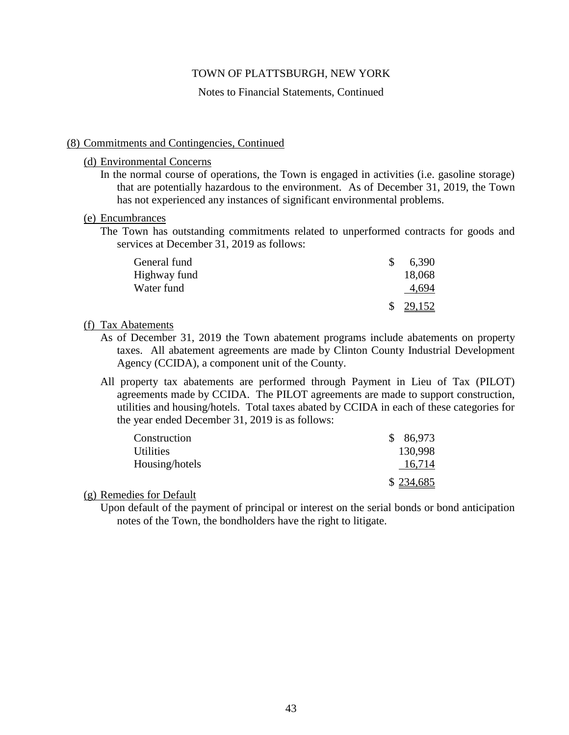# TOWN OF PLATTSBURGH, NEW YORK

Notes to Financial Statements, Continued

## (8) Commitments and Contingencies, Continued

### (d) Environmental Concerns

In the normal course of operations, the Town is engaged in activities (i.e. gasoline storage) that are potentially hazardous to the environment. As of December 31, 2019, the Town has not experienced any instances of significant environmental problems.

### (e) Encumbrances

The Town has outstanding commitments related to unperformed contracts for goods and services at December 31, 2019 as follows:

| | |
|---|---|
| General fund | $ 6,390 |
| Highway fund | 18,068 |
| Water fund | 4,694 |
| | $ 29,152 |

### (f) Tax Abatements

As of December 31, 2019 the Town abatement programs include abatements on property taxes. All abatement agreements are made by Clinton County Industrial Development Agency (CCIDA), a component unit of the County.

All property tax abatements are performed through Payment in Lieu of Tax (PILOT) agreements made by CCIDA. The PILOT agreements are made to support construction, utilities and housing/hotels. Total taxes abated by CCIDA in each of these categories for the year ended December 31, 2019 is as follows:

| | |
|---|---|
| Construction | $ 86,973 |
| Utilities | 130,998 |
| Housing/hotels | 16,714 |
| | $ 234,685 |

### (g) Remedies for Default

Upon default of the payment of principal or interest on the serial bonds or bond anticipation notes of the Town, the bondholders have the right to litigate.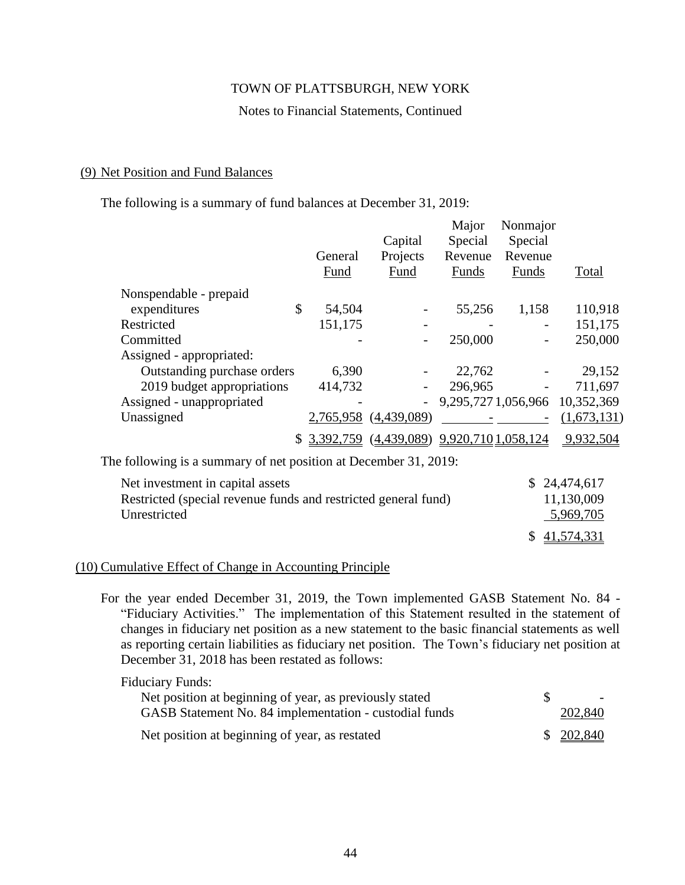TOWN OF PLATTSBURGH, NEW YORK

Notes to Financial Statements, Continued

## (9) Net Position and Fund Balances

The following is a summary of fund balances at December 31, 2019:

| | General Fund | Capital Projects Fund | Major Special Revenue Funds | Nonmajor Special Revenue Funds | Total |
|---|---|---|---|---|---|
| Nonspendable - prepaid expenditures | $ 54,504 | - | 55,256 | 1,158 | 110,918 |
| Restricted | 151,175 | - | - | - | 151,175 |
| Committed | - | - | 250,000 | - | 250,000 |
| Assigned - appropriated: | | | | | |
| Outstanding purchase orders | 6,390 | - | 22,762 | - | 29,152 |
| 2019 budget appropriations | 414,732 | - | 296,965 | - | 711,697 |
| Assigned - unappropriated | - | - | 9,295,727 | 1,056,966 | 10,352,369 |
| Unassigned | 2,765,958 | (4,439,089) | - | - | (1,673,131) |
| | $ 3,392,759 | (4,439,089) | 9,920,710 | 1,058,124 | 9,932,504 |

The following is a summary of net position at December 31, 2019:

| | |
|---|---|
| Net investment in capital assets | $ 24,474,617 |
| Restricted (special revenue funds and restricted general fund) | 11,130,009 |
| Unrestricted | 5,969,705 |
| | $ 41,574,331 |

## (10) Cumulative Effect of Change in Accounting Principle

For the year ended December 31, 2019, the Town implemented GASB Statement No. 84 - "Fiduciary Activities." The implementation of this Statement resulted in the statement of changes in fiduciary net position as a new statement to the basic financial statements as well as reporting certain liabilities as fiduciary net position. The Town's fiduciary net position at December 31, 2018 has been restated as follows:

| Fiduciary Funds: | |
|---|---|
| Net position at beginning of year, as previously stated | $ - |
| GASB Statement No. 84 implementation - custodial funds | 202,840 |
| Net position at beginning of year, as restated | $ 202,840 |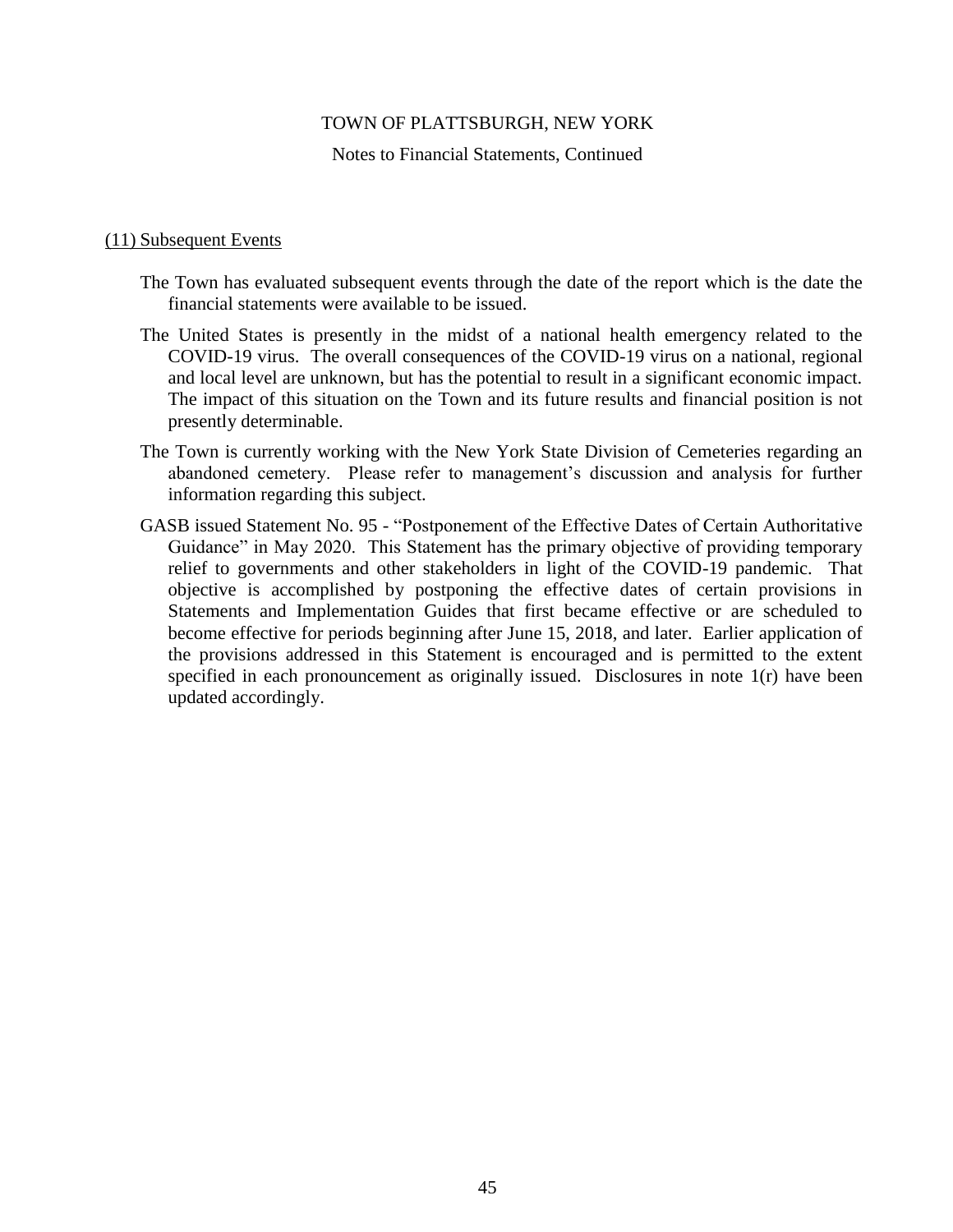(11) Subsequent Events

The Town has evaluated subsequent events through the date of the report which is the date the financial statements were available to be issued.

The United States is presently in the midst of a national health emergency related to the COVID-19 virus. The overall consequences of the COVID-19 virus on a national, regional and local level are unknown, but has the potential to result in a significant economic impact. The impact of this situation on the Town and its future results and financial position is not presently determinable.

The Town is currently working with the New York State Division of Cemeteries regarding an abandoned cemetery. Please refer to management's discussion and analysis for further information regarding this subject.

GASB issued Statement No. 95 - "Postponement of the Effective Dates of Certain Authoritative Guidance" in May 2020. This Statement has the primary objective of providing temporary relief to governments and other stakeholders in light of the COVID-19 pandemic. That objective is accomplished by postponing the effective dates of certain provisions in Statements and Implementation Guides that first became effective or are scheduled to become effective for periods beginning after June 15, 2018, and later. Earlier application of the provisions addressed in this Statement is encouraged and is permitted to the extent specified in each pronouncement as originally issued. Disclosures in note 1(r) have been updated accordingly.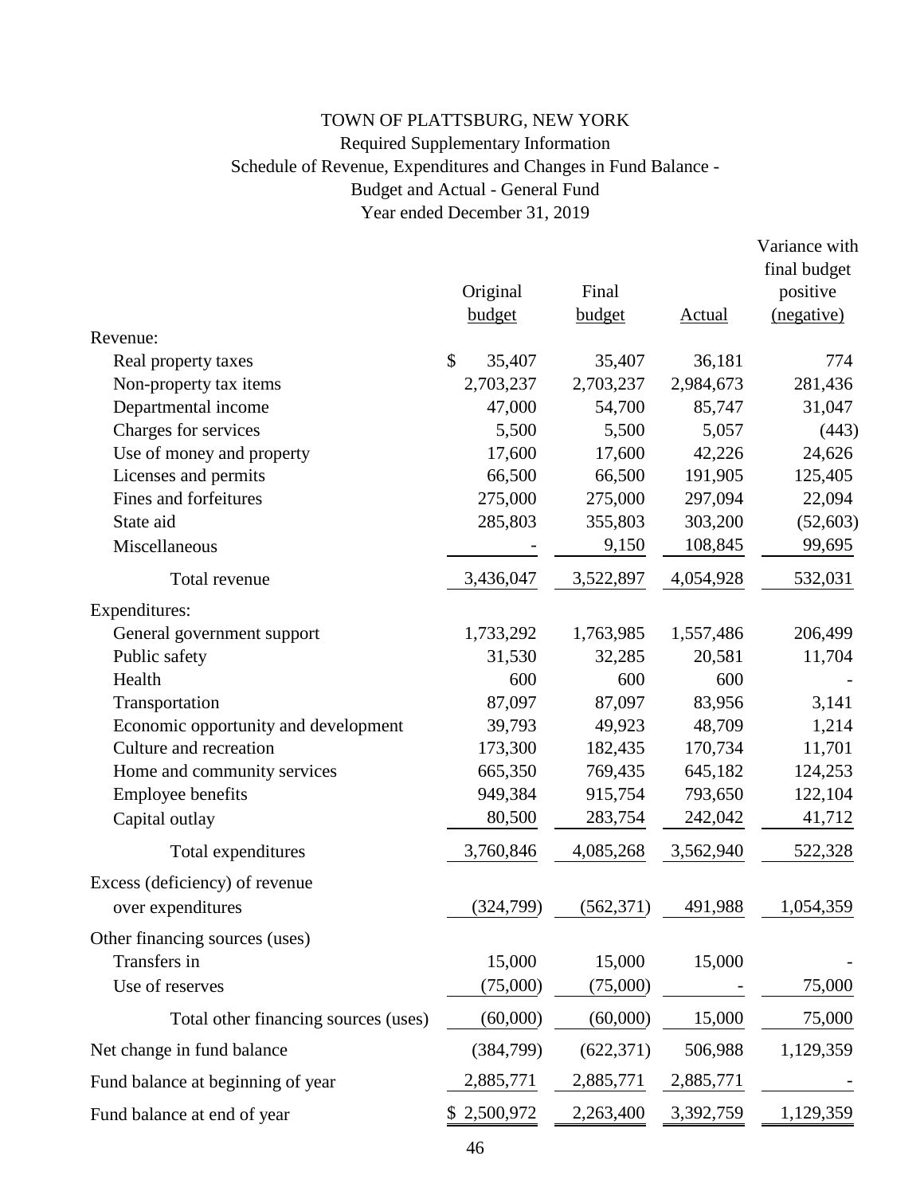# TOWN OF PLATTSBURG, NEW YORK

Required Supplementary Information

Schedule of Revenue, Expenditures and Changes in Fund Balance -

Budget and Actual - General Fund

Year ended December 31, 2019

| | Original budget | Final budget | Actual | Variance with final budget positive (negative) |
|---|---|---|---|---|
| Revenue: | | | | |
| Real property taxes | $ 35,407 | 35,407 | 36,181 | 774 |
| Non-property tax items | 2,703,237 | 2,703,237 | 2,984,673 | 281,436 |
| Departmental income | 47,000 | 54,700 | 85,747 | 31,047 |
| Charges for services | 5,500 | 5,500 | 5,057 | (443) |
| Use of money and property | 17,600 | 17,600 | 42,226 | 24,626 |
| Licenses and permits | 66,500 | 66,500 | 191,905 | 125,405 |
| Fines and forfeitures | 275,000 | 275,000 | 297,094 | 22,094 |
| State aid | 285,803 | 355,803 | 303,200 | (52,603) |
| Miscellaneous | - | 9,150 | 108,845 | 99,695 |
| Total revenue | 3,436,047 | 3,522,897 | 4,054,928 | 532,031 |
| Expenditures: | | | | |
| General government support | 1,733,292 | 1,763,985 | 1,557,486 | 206,499 |
| Public safety | 31,530 | 32,285 | 20,581 | 11,704 |
| Health | 600 | 600 | 600 | - |
| Transportation | 87,097 | 87,097 | 83,956 | 3,141 |
| Economic opportunity and development | 39,793 | 49,923 | 48,709 | 1,214 |
| Culture and recreation | 173,300 | 182,435 | 170,734 | 11,701 |
| Home and community services | 665,350 | 769,435 | 645,182 | 124,253 |
| Employee benefits | 949,384 | 915,754 | 793,650 | 122,104 |
| Capital outlay | 80,500 | 283,754 | 242,042 | 41,712 |
| Total expenditures | 3,760,846 | 4,085,268 | 3,562,940 | 522,328 |
| Excess (deficiency) of revenue over expenditures | (324,799) | (562,371) | 491,988 | 1,054,359 |
| Other financing sources (uses) | | | | |
| Transfers in | 15,000 | 15,000 | 15,000 | - |
| Use of reserves | (75,000) | (75,000) | - | 75,000 |
| Total other financing sources (uses) | (60,000) | (60,000) | 15,000 | 75,000 |
| Net change in fund balance | (384,799) | (622,371) | 506,988 | 1,129,359 |
| Fund balance at beginning of year | 2,885,771 | 2,885,771 | 2,885,771 | - |
| Fund balance at end of year | $ 2,500,972 | 2,263,400 | 3,392,759 | 1,129,359 |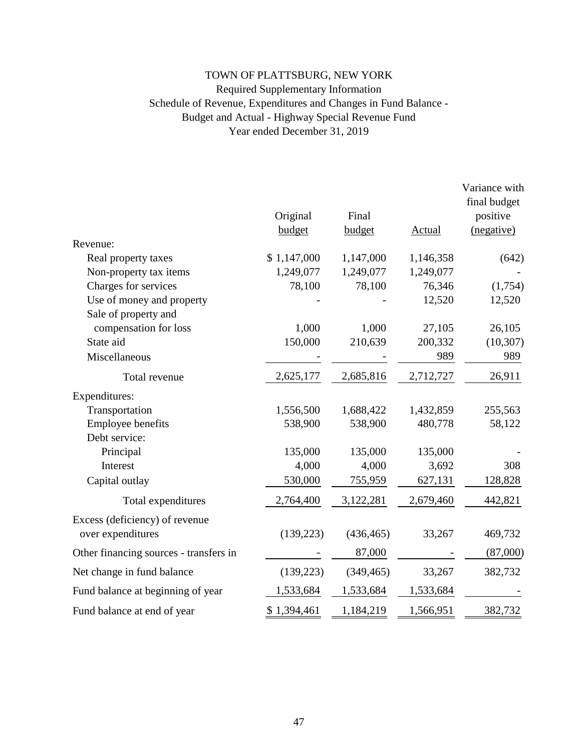# TOWN OF PLATTSBURG, NEW YORK

Required Supplementary Information

Schedule of Revenue, Expenditures and Changes in Fund Balance -

Budget and Actual - Highway Special Revenue Fund

Year ended December 31, 2019

| | Original budget | Final budget | Actual | Variance with final budget positive (negative) |
|---|---|---|---|---|
| Revenue: | | | | |
| Real property taxes | $ 1,147,000 | 1,147,000 | 1,146,358 | (642) |
| Non-property tax items | 1,249,077 | 1,249,077 | 1,249,077 | - |
| Charges for services | 78,100 | 78,100 | 76,346 | (1,754) |
| Use of money and property | - | - | 12,520 | 12,520 |
| Sale of property and compensation for loss | 1,000 | 1,000 | 27,105 | 26,105 |
| State aid | 150,000 | 210,639 | 200,332 | (10,307) |
| Miscellaneous | - | - | 989 | 989 |
| Total revenue | 2,625,177 | 2,685,816 | 2,712,727 | 26,911 |
| Expenditures: | | | | |
| Transportation | 1,556,500 | 1,688,422 | 1,432,859 | 255,563 |
| Employee benefits | 538,900 | 538,900 | 480,778 | 58,122 |
| Debt service: | | | | |
| Principal | 135,000 | 135,000 | 135,000 | - |
| Interest | 4,000 | 4,000 | 3,692 | 308 |
| Capital outlay | 530,000 | 755,959 | 627,131 | 128,828 |
| Total expenditures | 2,764,400 | 3,122,281 | 2,679,460 | 442,821 |
| Excess (deficiency) of revenue over expenditures | (139,223) | (436,465) | 33,267 | 469,732 |
| Other financing sources - transfers in | - | 87,000 | - | (87,000) |
| Net change in fund balance | (139,223) | (349,465) | 33,267 | 382,732 |
| Fund balance at beginning of year | 1,533,684 | 1,533,684 | 1,533,684 | - |
| Fund balance at end of year | $ 1,394,461 | 1,184,219 | 1,566,951 | 382,732 |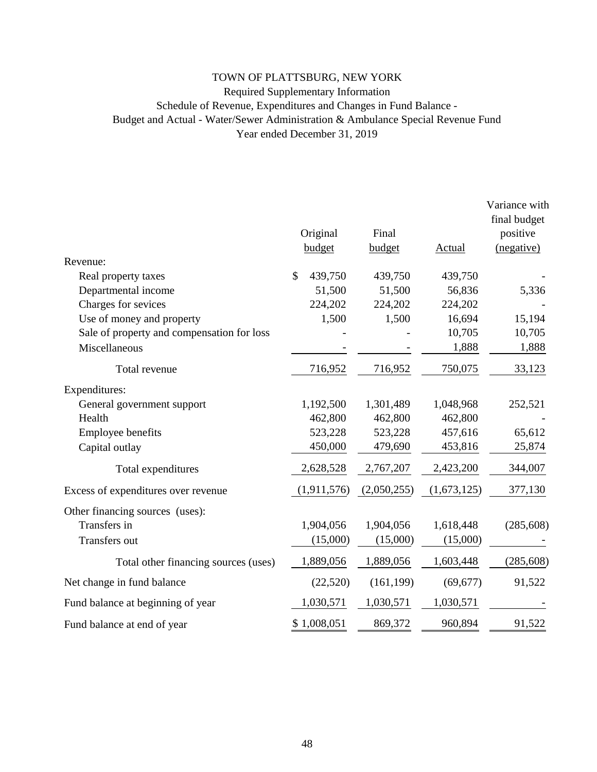# TOWN OF PLATTSBURG, NEW YORK

Required Supplementary Information

Schedule of Revenue, Expenditures and Changes in Fund Balance -

Budget and Actual - Water/Sewer Administration & Ambulance Special Revenue Fund

Year ended December 31, 2019

| | Original budget | Final budget | Actual | Variance with final budget positive (negative) |
|---|---|---|---|---|
| Revenue: | | | | |
| Real property taxes | $ 439,750 | 439,750 | 439,750 | - |
| Departmental income | 51,500 | 51,500 | 56,836 | 5,336 |
| Charges for sevices | 224,202 | 224,202 | 224,202 | - |
| Use of money and property | 1,500 | 1,500 | 16,694 | 15,194 |
| Sale of property and compensation for loss | - | - | 10,705 | 10,705 |
| Miscellaneous | - | - | 1,888 | 1,888 |
| Total revenue | 716,952 | 716,952 | 750,075 | 33,123 |
| Expenditures: | | | | |
| General government support | 1,192,500 | 1,301,489 | 1,048,968 | 252,521 |
| Health | 462,800 | 462,800 | 462,800 | - |
| Employee benefits | 523,228 | 523,228 | 457,616 | 65,612 |
| Capital outlay | 450,000 | 479,690 | 453,816 | 25,874 |
| Total expenditures | 2,628,528 | 2,767,207 | 2,423,200 | 344,007 |
| Excess of expenditures over revenue | (1,911,576) | (2,050,255) | (1,673,125) | 377,130 |
| Other financing sources (uses): | | | | |
| Transfers in | 1,904,056 | 1,904,056 | 1,618,448 | (285,608) |
| Transfers out | (15,000) | (15,000) | (15,000) | - |
| Total other financing sources (uses) | 1,889,056 | 1,889,056 | 1,603,448 | (285,608) |
| Net change in fund balance | (22,520) | (161,199) | (69,677) | 91,522 |
| Fund balance at beginning of year | 1,030,571 | 1,030,571 | 1,030,571 | - |
| Fund balance at end of year | $ 1,008,051 | 869,372 | 960,894 | 91,522 |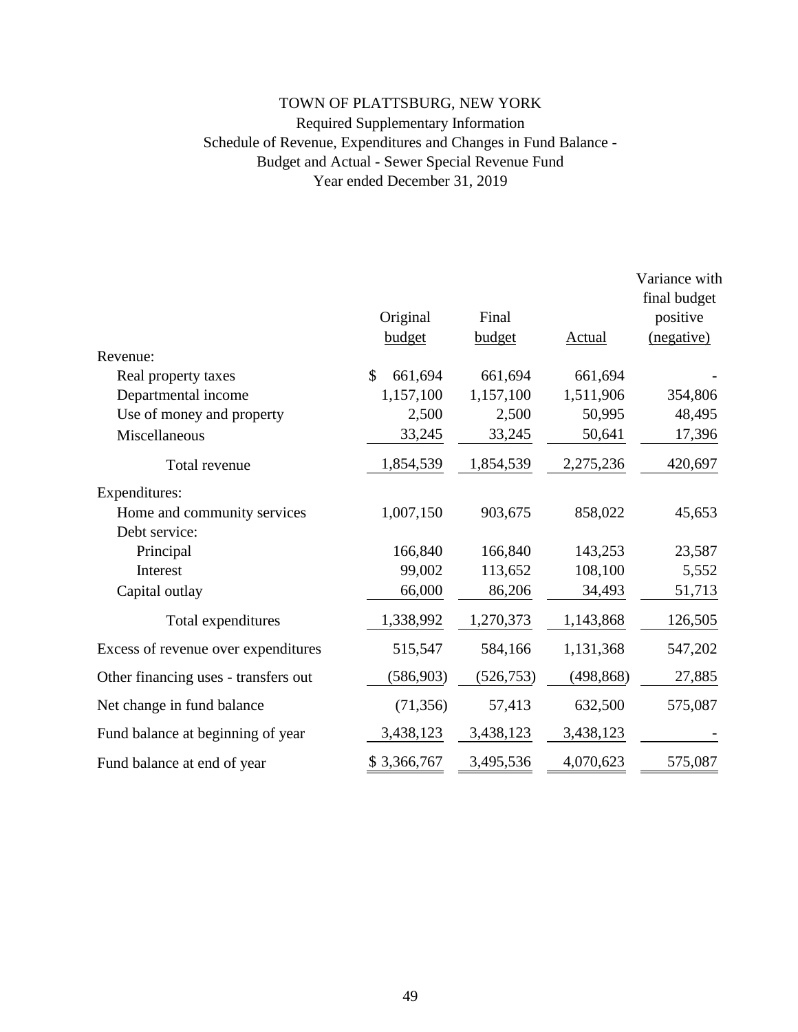# TOWN OF PLATTSBURG, NEW YORK

## Required Supplementary Information

## Schedule of Revenue, Expenditures and Changes in Fund Balance - Budget and Actual - Sewer Special Revenue Fund

### Year ended December 31, 2019

| | Original budget | Final budget | Actual | Variance with final budget positive (negative) |
|---|---|---|---|---|
| Revenue: | | | | |
| Real property taxes | $ 661,694 | 661,694 | 661,694 | - |
| Departmental income | 1,157,100 | 1,157,100 | 1,511,906 | 354,806 |
| Use of money and property | 2,500 | 2,500 | 50,995 | 48,495 |
| Miscellaneous | 33,245 | 33,245 | 50,641 | 17,396 |
| Total revenue | 1,854,539 | 1,854,539 | 2,275,236 | 420,697 |
| Expenditures: | | | | |
| Home and community services | 1,007,150 | 903,675 | 858,022 | 45,653 |
| Debt service: | | | | |
| Principal | 166,840 | 166,840 | 143,253 | 23,587 |
| Interest | 99,002 | 113,652 | 108,100 | 5,552 |
| Capital outlay | 66,000 | 86,206 | 34,493 | 51,713 |
| Total expenditures | 1,338,992 | 1,270,373 | 1,143,868 | 126,505 |
| Excess of revenue over expenditures | 515,547 | 584,166 | 1,131,368 | 547,202 |
| Other financing uses - transfers out | (586,903) | (526,753) | (498,868) | 27,885 |
| Net change in fund balance | (71,356) | 57,413 | 632,500 | 575,087 |
| Fund balance at beginning of year | 3,438,123 | 3,438,123 | 3,438,123 | - |
| Fund balance at end of year | $ 3,366,767 | 3,495,536 | 4,070,623 | 575,087 |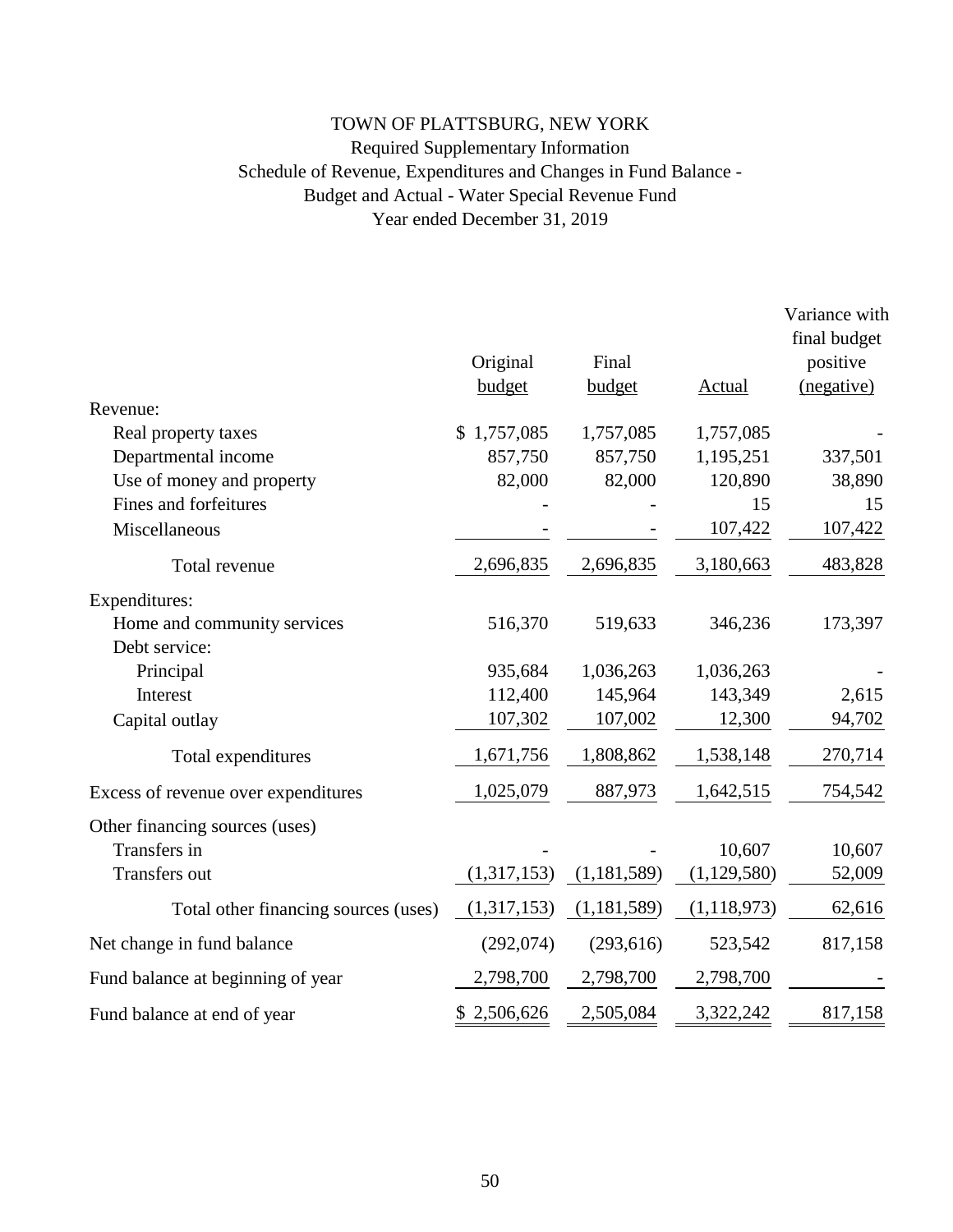# TOWN OF PLATTSBURG, NEW YORK

Required Supplementary Information

Schedule of Revenue, Expenditures and Changes in Fund Balance -

Budget and Actual - Water Special Revenue Fund

Year ended December 31, 2019

| | Original budget | Final budget | Actual | Variance with final budget positive (negative) |
|---|---|---|---|---|
| Revenue: | | | | |
| Real property taxes | $ 1,757,085 | 1,757,085 | 1,757,085 | - |
| Departmental income | 857,750 | 857,750 | 1,195,251 | 337,501 |
| Use of money and property | 82,000 | 82,000 | 120,890 | 38,890 |
| Fines and forfeitures | - | - | 15 | 15 |
| Miscellaneous | - | - | 107,422 | 107,422 |
| Total revenue | 2,696,835 | 2,696,835 | 3,180,663 | 483,828 |
| Expenditures: | | | | |
| Home and community services | 516,370 | 519,633 | 346,236 | 173,397 |
| Debt service: | | | | |
| Principal | 935,684 | 1,036,263 | 1,036,263 | - |
| Interest | 112,400 | 145,964 | 143,349 | 2,615 |
| Capital outlay | 107,302 | 107,002 | 12,300 | 94,702 |
| Total expenditures | 1,671,756 | 1,808,862 | 1,538,148 | 270,714 |
| Excess of revenue over expenditures | 1,025,079 | 887,973 | 1,642,515 | 754,542 |
| Other financing sources (uses) | | | | |
| Transfers in | - | - | 10,607 | 10,607 |
| Transfers out | (1,317,153) | (1,181,589) | (1,129,580) | 52,009 |
| Total other financing sources (uses) | (1,317,153) | (1,181,589) | (1,118,973) | 62,616 |
| Net change in fund balance | (292,074) | (293,616) | 523,542 | 817,158 |
| Fund balance at beginning of year | 2,798,700 | 2,798,700 | 2,798,700 | - |
| Fund balance at end of year | $ 2,506,626 | 2,505,084 | 3,322,242 | 817,158 |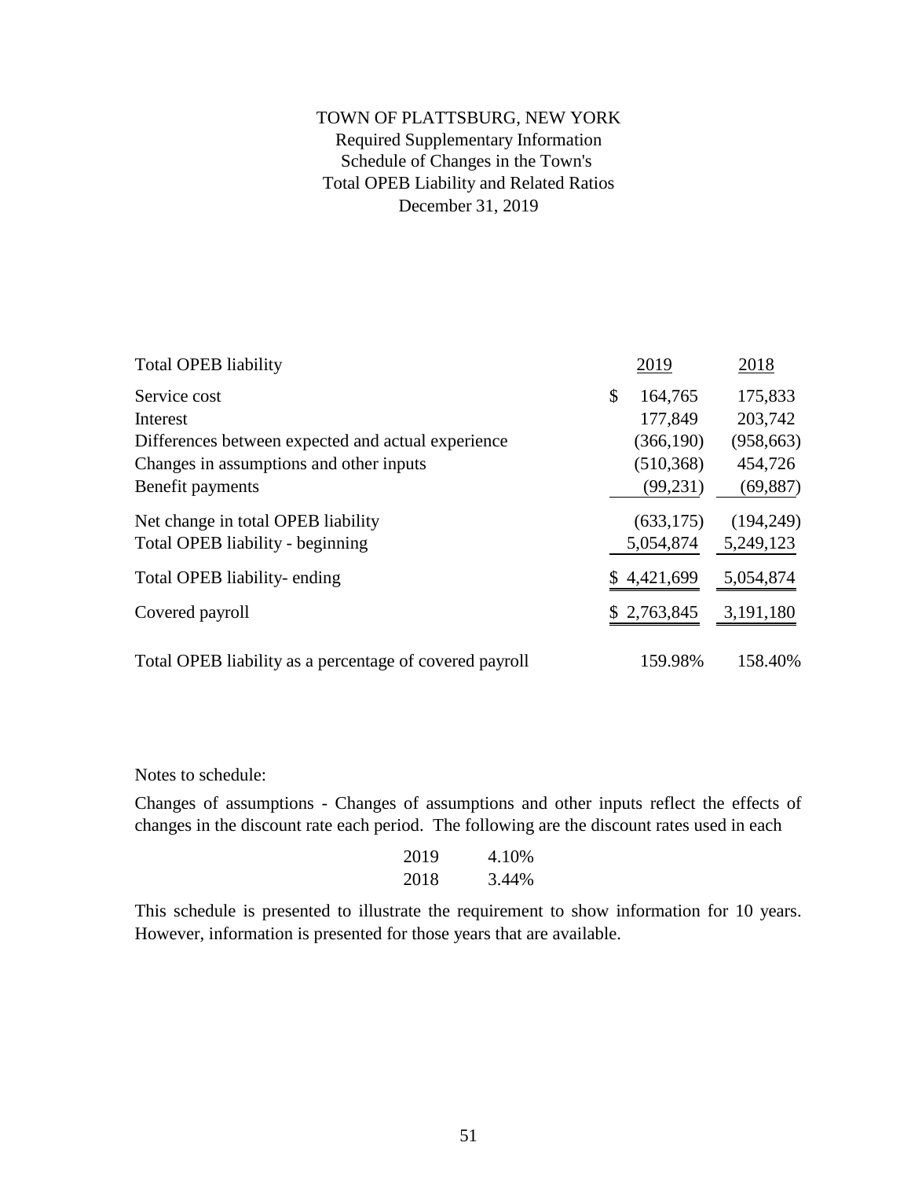# TOWN OF PLATTSBURG, NEW YORK

Required Supplementary Information

Schedule of Changes in the Town's

Total OPEB Liability and Related Ratios

December 31, 2019

| Total OPEB liability | 2019 | 2018 |
|---|---|---|
| Service cost | $ 164,765 | 175,833 |
| Interest | 177,849 | 203,742 |
| Differences between expected and actual experience | (366,190) | (958,663) |
| Changes in assumptions and other inputs | (510,368) | 454,726 |
| Benefit payments | (99,231) | (69,887) |
| Net change in total OPEB liability | (633,175) | (194,249) |
| Total OPEB liability - beginning | 5,054,874 | 5,249,123 |
| Total OPEB liability- ending | $ 4,421,699 | 5,054,874 |
| Covered payroll | $ 2,763,845 | 3,191,180 |
| Total OPEB liability as a percentage of covered payroll | 159.98% | 158.40% |

Notes to schedule:

Changes of assumptions - Changes of assumptions and other inputs reflect the effects of changes in the discount rate each period. The following are the discount rates used in each

| | |
|---|---|
| 2019 | 4.10% |
| 2018 | 3.44% |

This schedule is presented to illustrate the requirement to show information for 10 years. However, information is presented for those years that are available.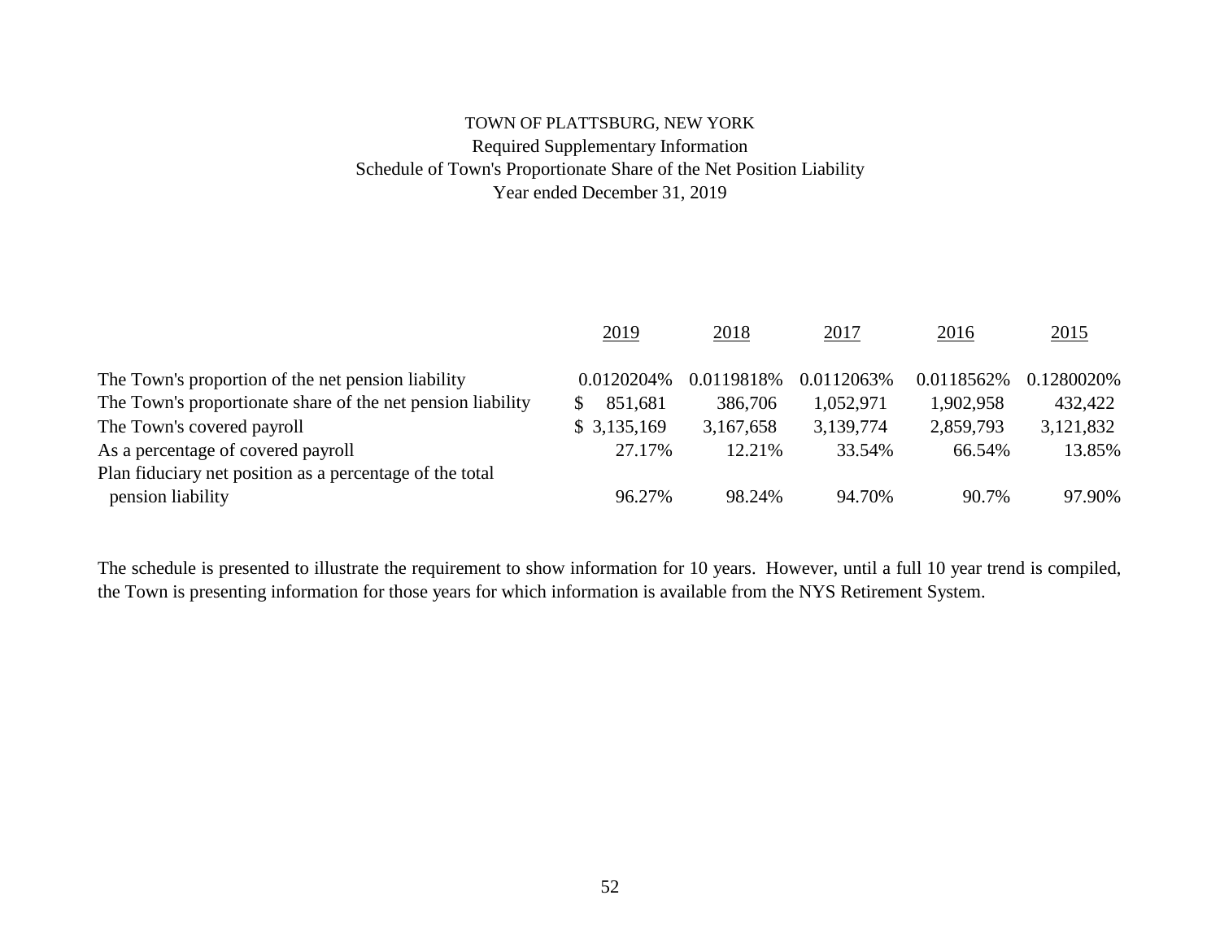TOWN OF PLATTSBURG, NEW YORK

Required Supplementary Information

Schedule of Town's Proportionate Share of the Net Position Liability

Year ended December 31, 2019

| | 2019 | 2018 | 2017 | 2016 | 2015 |
|---|---|---|---|---|---|
| The Town's proportion of the net pension liability | 0.0120204% | 0.0119818% | 0.0112063% | 0.0118562% | 0.1280020% |
| The Town's proportionate share of the net pension liability | $ 851,681 | 386,706 | 1,052,971 | 1,902,958 | 432,422 |
| The Town's covered payroll | $ 3,135,169 | 3,167,658 | 3,139,774 | 2,859,793 | 3,121,832 |
| As a percentage of covered payroll | 27.17% | 12.21% | 33.54% | 66.54% | 13.85% |
| Plan fiduciary net position as a percentage of the total pension liability | 96.27% | 98.24% | 94.70% | 90.7% | 97.90% |

The schedule is presented to illustrate the requirement to show information for 10 years. However, until a full 10 year trend is compiled, the Town is presenting information for those years for which information is available from the NYS Retirement System.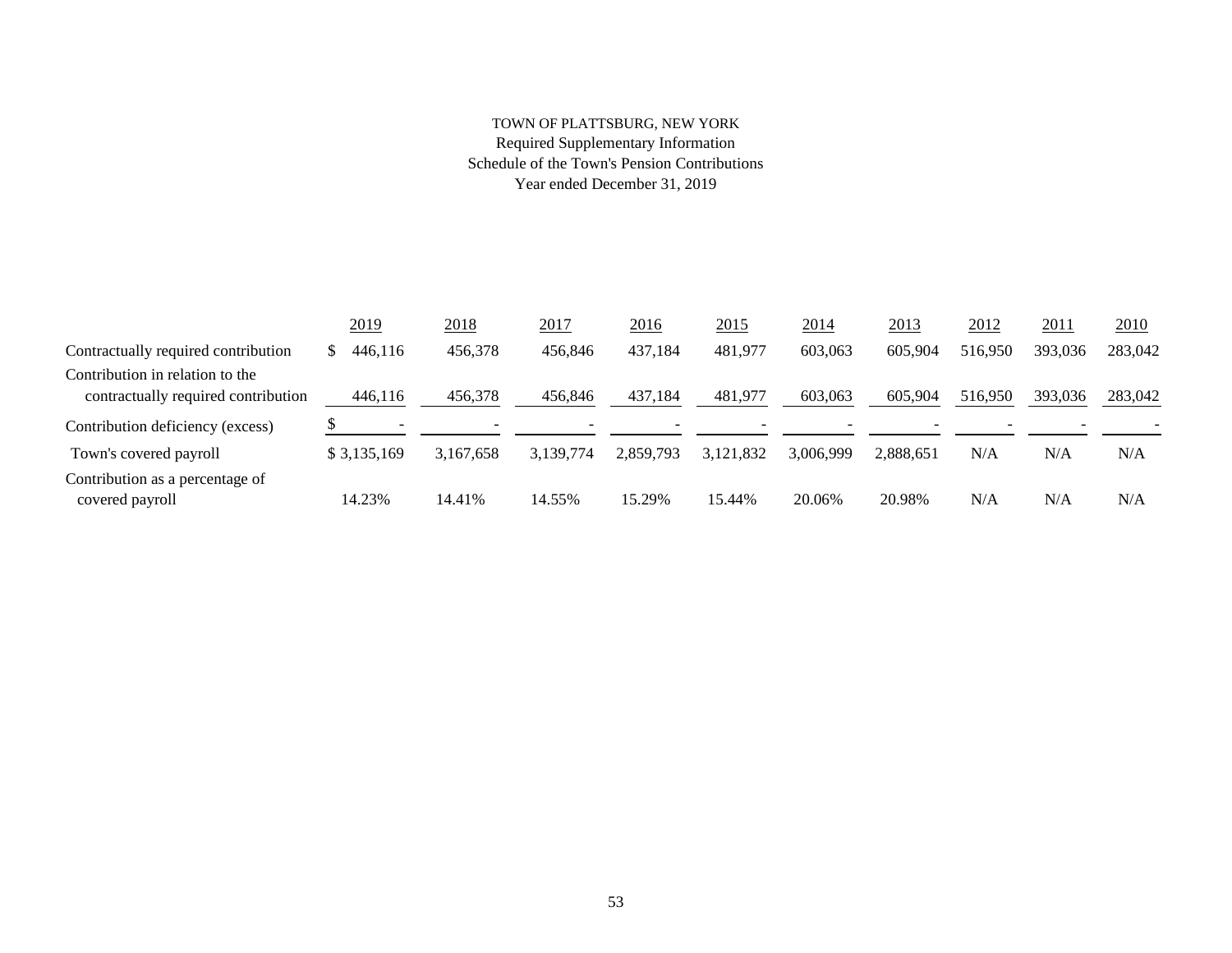TOWN OF PLATTSBURG, NEW YORK
Required Supplementary Information
Schedule of the Town's Pension Contributions
Year ended December 31, 2019

| | 2019 | 2018 | 2017 | 2016 | 2015 | 2014 | 2013 | 2012 | 2011 | 2010 |
|---|---|---|---|---|---|---|---|---|---|---|
| Contractually required contribution | $ 446,116 | 456,378 | 456,846 | 437,184 | 481,977 | 603,063 | 605,904 | 516,950 | 393,036 | 283,042 |
| Contribution in relation to the contractually required contribution | 446,116 | 456,378 | 456,846 | 437,184 | 481,977 | 603,063 | 605,904 | 516,950 | 393,036 | 283,042 |
| Contribution deficiency (excess) | $ - | - | - | - | - | - | - | - | - | - |
| Town's covered payroll | $ 3,135,169 | 3,167,658 | 3,139,774 | 2,859,793 | 3,121,832 | 3,006,999 | 2,888,651 | N/A | N/A | N/A |
| Contribution as a percentage of covered payroll | 14.23% | 14.41% | 14.55% | 15.29% | 15.44% | 20.06% | 20.98% | N/A | N/A | N/A |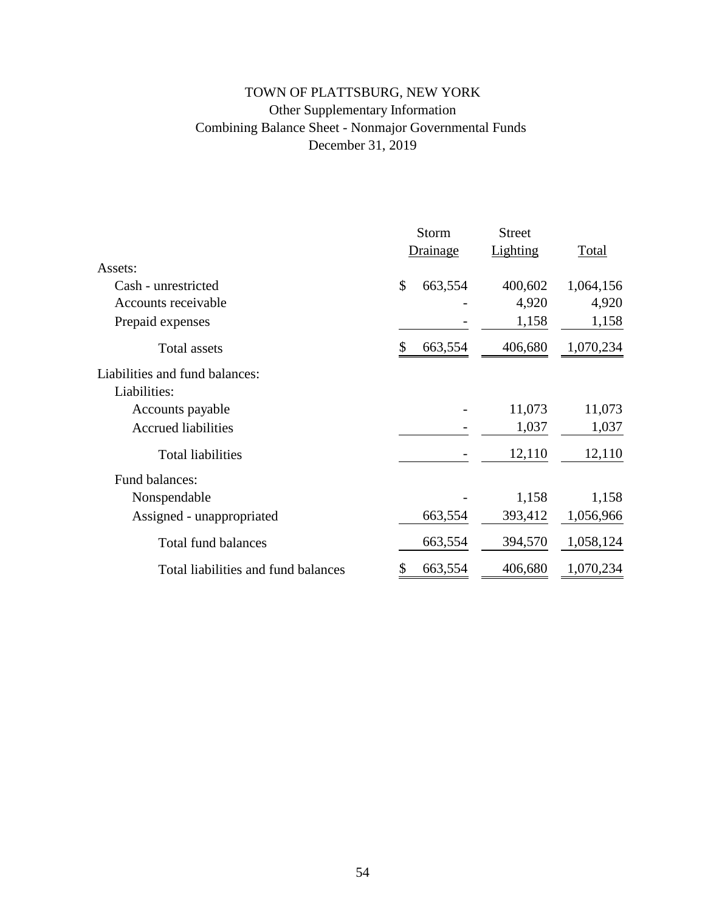# TOWN OF PLATTSBURG, NEW YORK

## Other Supplementary Information

## Combining Balance Sheet - Nonmajor Governmental Funds

## December 31, 2019

| | Storm Drainage | Street Lighting | Total |
|---|---|---|---|
| Assets: | | | |
| Cash - unrestricted | $ 663,554 | 400,602 | 1,064,156 |
| Accounts receivable | - | 4,920 | 4,920 |
| Prepaid expenses | - | 1,158 | 1,158 |
| Total assets | $ 663,554 | 406,680 | 1,070,234 |
| Liabilities and fund balances: | | | |
| Liabilities: | | | |
| Accounts payable | - | 11,073 | 11,073 |
| Accrued liabilities | - | 1,037 | 1,037 |
| Total liabilities | - | 12,110 | 12,110 |
| Fund balances: | | | |
| Nonspendable | - | 1,158 | 1,158 |
| Assigned - unappropriated | 663,554 | 393,412 | 1,056,966 |
| Total fund balances | 663,554 | 394,570 | 1,058,124 |
| Total liabilities and fund balances | $ 663,554 | 406,680 | 1,070,234 |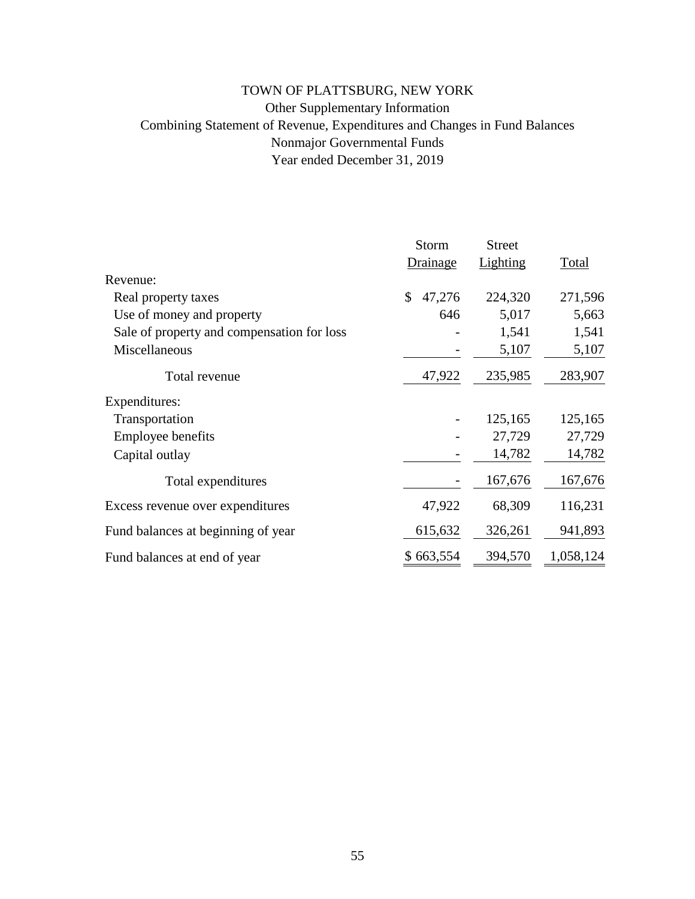# TOWN OF PLATTSBURG, NEW YORK

## Other Supplementary Information

## Combining Statement of Revenue, Expenditures and Changes in Fund Balances

## Nonmajor Governmental Funds

## Year ended December 31, 2019

| | Storm Drainage | Street Lighting | Total |
|---|---|---|---|
| Revenue: | | | |
| Real property taxes | $ 47,276 | 224,320 | 271,596 |
| Use of money and property | 646 | 5,017 | 5,663 |
| Sale of property and compensation for loss | - | 1,541 | 1,541 |
| Miscellaneous | - | 5,107 | 5,107 |
| Total revenue | 47,922 | 235,985 | 283,907 |
| Expenditures: | | | |
| Transportation | - | 125,165 | 125,165 |
| Employee benefits | - | 27,729 | 27,729 |
| Capital outlay | - | 14,782 | 14,782 |
| Total expenditures | - | 167,676 | 167,676 |
| Excess revenue over expenditures | 47,922 | 68,309 | 116,231 |
| Fund balances at beginning of year | 615,632 | 326,261 | 941,893 |
| Fund balances at end of year | $ 663,554 | 394,570 | 1,058,124 |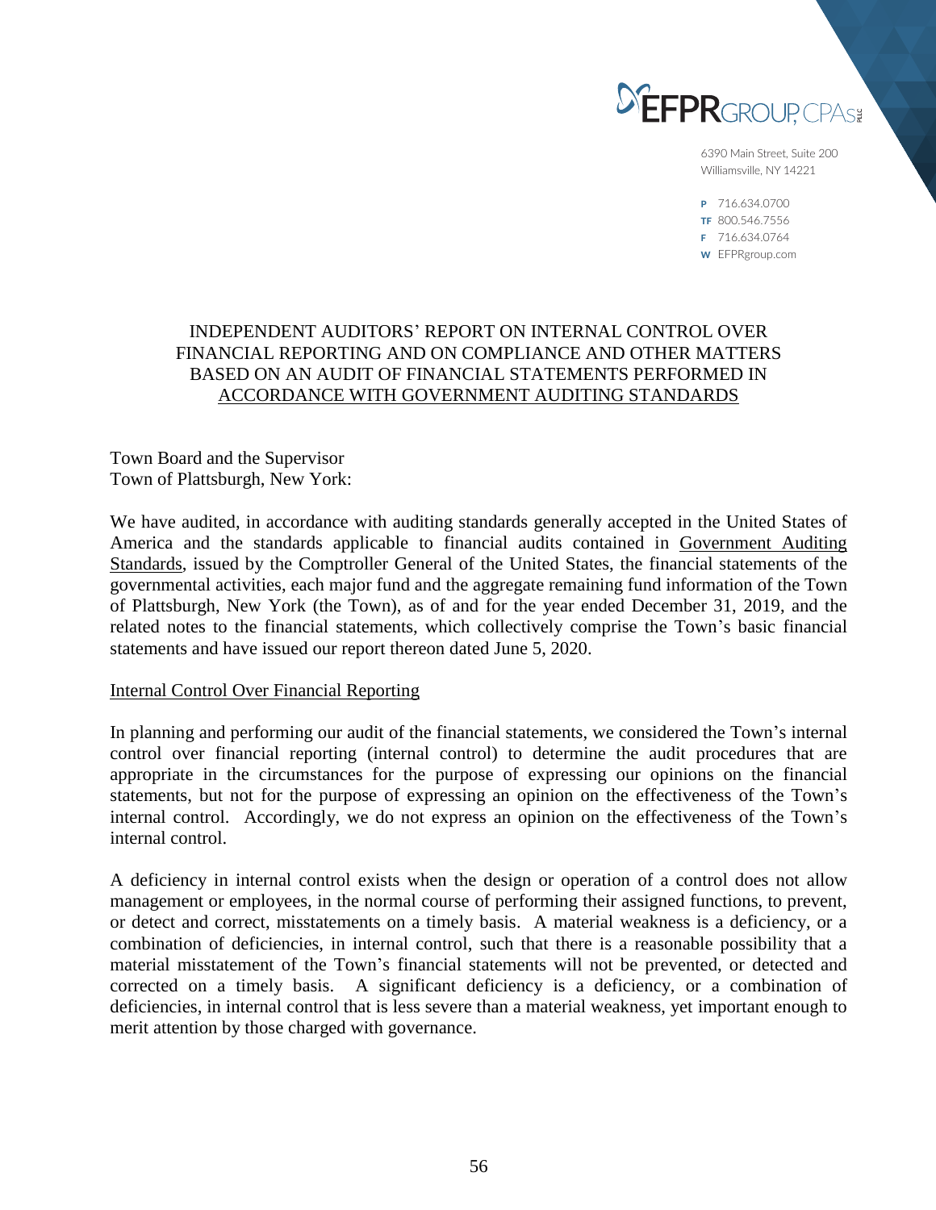EFPR GROUP, CPAs PLLC

6390 Main Street, Suite 200
Williamsville, NY 14221

P 716.634.0700
TF 800.546.7556
F 716.634.0764
W EFPRgroup.com

# INDEPENDENT AUDITORS' REPORT ON INTERNAL CONTROL OVER FINANCIAL REPORTING AND ON COMPLIANCE AND OTHER MATTERS BASED ON AN AUDIT OF FINANCIAL STATEMENTS PERFORMED IN ACCORDANCE WITH GOVERNMENT AUDITING STANDARDS

Town Board and the Supervisor
Town of Plattsburgh, New York:

We have audited, in accordance with auditing standards generally accepted in the United States of America and the standards applicable to financial audits contained in Government Auditing Standards, issued by the Comptroller General of the United States, the financial statements of the governmental activities, each major fund and the aggregate remaining fund information of the Town of Plattsburgh, New York (the Town), as of and for the year ended December 31, 2019, and the related notes to the financial statements, which collectively comprise the Town's basic financial statements and have issued our report thereon dated June 5, 2020.

## Internal Control Over Financial Reporting

In planning and performing our audit of the financial statements, we considered the Town's internal control over financial reporting (internal control) to determine the audit procedures that are appropriate in the circumstances for the purpose of expressing our opinions on the financial statements, but not for the purpose of expressing an opinion on the effectiveness of the Town's internal control. Accordingly, we do not express an opinion on the effectiveness of the Town's internal control.

A deficiency in internal control exists when the design or operation of a control does not allow management or employees, in the normal course of performing their assigned functions, to prevent, or detect and correct, misstatements on a timely basis. A material weakness is a deficiency, or a combination of deficiencies, in internal control, such that there is a reasonable possibility that a material misstatement of the Town's financial statements will not be prevented, or detected and corrected on a timely basis. A significant deficiency is a deficiency, or a combination of deficiencies, in internal control that is less severe than a material weakness, yet important enough to merit attention by those charged with governance.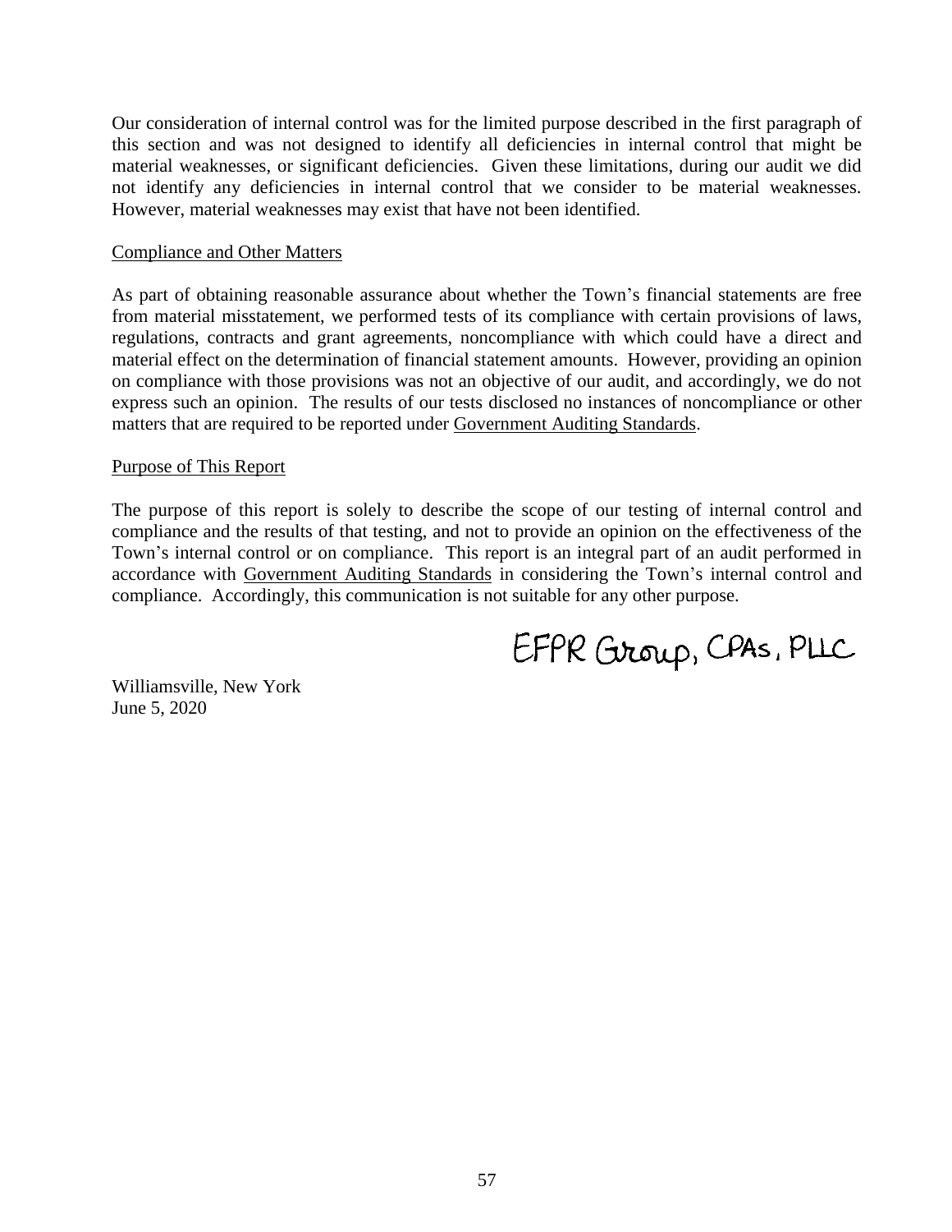Our consideration of internal control was for the limited purpose described in the first paragraph of this section and was not designed to identify all deficiencies in internal control that might be material weaknesses, or significant deficiencies. Given these limitations, during our audit we did not identify any deficiencies in internal control that we consider to be material weaknesses. However, material weaknesses may exist that have not been identified.

Compliance and Other Matters

As part of obtaining reasonable assurance about whether the Town's financial statements are free from material misstatement, we performed tests of its compliance with certain provisions of laws, regulations, contracts and grant agreements, noncompliance with which could have a direct and material effect on the determination of financial statement amounts. However, providing an opinion on compliance with those provisions was not an objective of our audit, and accordingly, we do not express such an opinion. The results of our tests disclosed no instances of noncompliance or other matters that are required to be reported under Government Auditing Standards.

Purpose of This Report

The purpose of this report is solely to describe the scope of our testing of internal control and compliance and the results of that testing, and not to provide an opinion on the effectiveness of the Town's internal control or on compliance. This report is an integral part of an audit performed in accordance with Government Auditing Standards in considering the Town's internal control and compliance. Accordingly, this communication is not suitable for any other purpose.

EFPR Group, CPAs, PLLC

Williamsville, New York
June 5, 2020